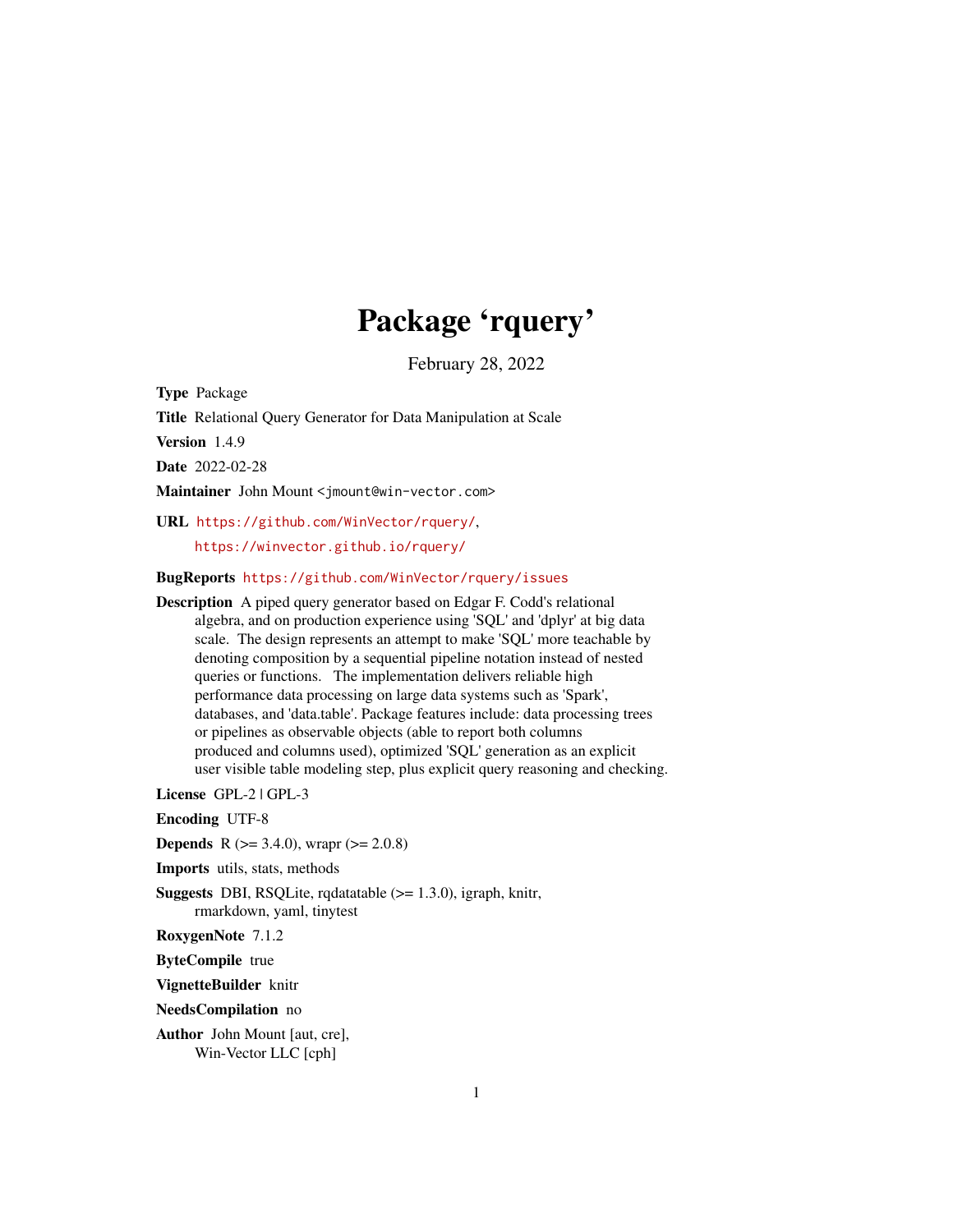# Package 'rquery'

February 28, 2022

**Type** Package

**Title** Relational Query Generator for Data Manipulation at Scale

**Version** 1.4.9

**Date** 2022-02-28

**Maintainer** John Mount <jmount@win-vector.com>

**URL** https://github.com/WinVector/rquery/,
https://winvector.github.io/rquery/

**BugReports** https://github.com/WinVector/rquery/issues

**Description** A piped query generator based on Edgar F. Codd's relational algebra, and on production experience using 'SQL' and 'dplyr' at big data scale. The design represents an attempt to make 'SQL' more teachable by denoting composition by a sequential pipeline notation instead of nested queries or functions. The implementation delivers reliable high performance data processing on large data systems such as 'Spark', databases, and 'data.table'. Package features include: data processing trees or pipelines as observable objects (able to report both columns produced and columns used), optimized 'SQL' generation as an explicit user visible table modeling step, plus explicit query reasoning and checking.

**License** GPL-2 | GPL-3

**Encoding** UTF-8

**Depends** R (>= 3.4.0), wrapr (>= 2.0.8)

**Imports** utils, stats, methods

**Suggests** DBI, RSQLite, rqdatatable (>= 1.3.0), igraph, knitr, rmarkdown, yaml, tinytest

**RoxygenNote** 7.1.2

**ByteCompile** true

**VignetteBuilder** knitr

**NeedsCompilation** no

**Author** John Mount [aut, cre],
Win-Vector LLC [cph]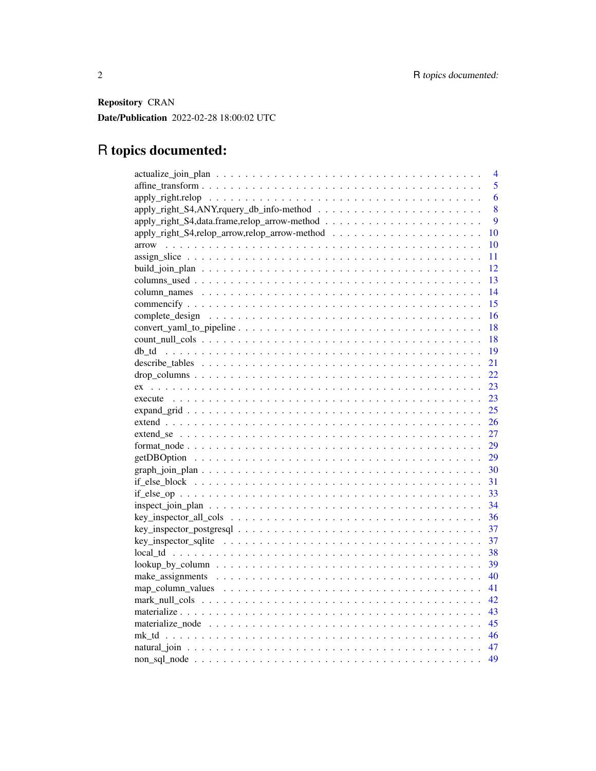**Repository** CRAN

**Date/Publication** 2022-02-28 18:00:02 UTC

# R topics documented:

actualize_join_plan . . . . . . . . . . . . . . . . . . . . . . . . . . . . . . . . . . . . 4
affine_transform . . . . . . . . . . . . . . . . . . . . . . . . . . . . . . . . . . . . . 5
apply_right.relop . . . . . . . . . . . . . . . . . . . . . . . . . . . . . . . . . . . . . 6
apply_right_S4,ANY,rquery_db_info-method . . . . . . . . . . . . . . . . . . . . . . . 8
apply_right_S4,data.frame,relop_arrow-method . . . . . . . . . . . . . . . . . . . . . 9
apply_right_S4,relop_arrow,relop_arrow-method . . . . . . . . . . . . . . . . . . . . 10
arrow . . . . . . . . . . . . . . . . . . . . . . . . . . . . . . . . . . . . . . . . . . 10
assign_slice . . . . . . . . . . . . . . . . . . . . . . . . . . . . . . . . . . . . . . 11
build_join_plan . . . . . . . . . . . . . . . . . . . . . . . . . . . . . . . . . . . . . 12
columns_used . . . . . . . . . . . . . . . . . . . . . . . . . . . . . . . . . . . . . . 13
column_names . . . . . . . . . . . . . . . . . . . . . . . . . . . . . . . . . . . . . . 14
commencify . . . . . . . . . . . . . . . . . . . . . . . . . . . . . . . . . . . . . . . 15
complete_design . . . . . . . . . . . . . . . . . . . . . . . . . . . . . . . . . . . . . 16
convert_yaml_to_pipeline . . . . . . . . . . . . . . . . . . . . . . . . . . . . . . . . 18
count_null_cols . . . . . . . . . . . . . . . . . . . . . . . . . . . . . . . . . . . . . 18
db_td . . . . . . . . . . . . . . . . . . . . . . . . . . . . . . . . . . . . . . . . . . 19
describe_tables . . . . . . . . . . . . . . . . . . . . . . . . . . . . . . . . . . . . . 21
drop_columns . . . . . . . . . . . . . . . . . . . . . . . . . . . . . . . . . . . . . . 22
ex . . . . . . . . . . . . . . . . . . . . . . . . . . . . . . . . . . . . . . . . . . . . 23
execute . . . . . . . . . . . . . . . . . . . . . . . . . . . . . . . . . . . . . . . . . 23
expand_grid . . . . . . . . . . . . . . . . . . . . . . . . . . . . . . . . . . . . . . . 25
extend . . . . . . . . . . . . . . . . . . . . . . . . . . . . . . . . . . . . . . . . . . 26
extend_se . . . . . . . . . . . . . . . . . . . . . . . . . . . . . . . . . . . . . . . . 27
format_node . . . . . . . . . . . . . . . . . . . . . . . . . . . . . . . . . . . . . . . 29
getDBOption . . . . . . . . . . . . . . . . . . . . . . . . . . . . . . . . . . . . . . . 29
graph_join_plan . . . . . . . . . . . . . . . . . . . . . . . . . . . . . . . . . . . . . 30
if_else_block . . . . . . . . . . . . . . . . . . . . . . . . . . . . . . . . . . . . . . 31
if_else_op . . . . . . . . . . . . . . . . . . . . . . . . . . . . . . . . . . . . . . . . 33
inspect_join_plan . . . . . . . . . . . . . . . . . . . . . . . . . . . . . . . . . . . . 34
key_inspector_all_cols . . . . . . . . . . . . . . . . . . . . . . . . . . . . . . . . . 36
key_inspector_postgresql . . . . . . . . . . . . . . . . . . . . . . . . . . . . . . . . 37
key_inspector_sqlite . . . . . . . . . . . . . . . . . . . . . . . . . . . . . . . . . . . 37
local_td . . . . . . . . . . . . . . . . . . . . . . . . . . . . . . . . . . . . . . . . . 38
lookup_by_column . . . . . . . . . . . . . . . . . . . . . . . . . . . . . . . . . . . . 39
make_assignments . . . . . . . . . . . . . . . . . . . . . . . . . . . . . . . . . . . . 40
map_column_values . . . . . . . . . . . . . . . . . . . . . . . . . . . . . . . . . . . . 41
mark_null_cols . . . . . . . . . . . . . . . . . . . . . . . . . . . . . . . . . . . . . . 42
materialize . . . . . . . . . . . . . . . . . . . . . . . . . . . . . . . . . . . . . . . . 43
materialize_node . . . . . . . . . . . . . . . . . . . . . . . . . . . . . . . . . . . . . 45
mk_td . . . . . . . . . . . . . . . . . . . . . . . . . . . . . . . . . . . . . . . . . . 46
natural_join . . . . . . . . . . . . . . . . . . . . . . . . . . . . . . . . . . . . . . . 47
non_sql_node . . . . . . . . . . . . . . . . . . . . . . . . . . . . . . . . . . . . . . . 49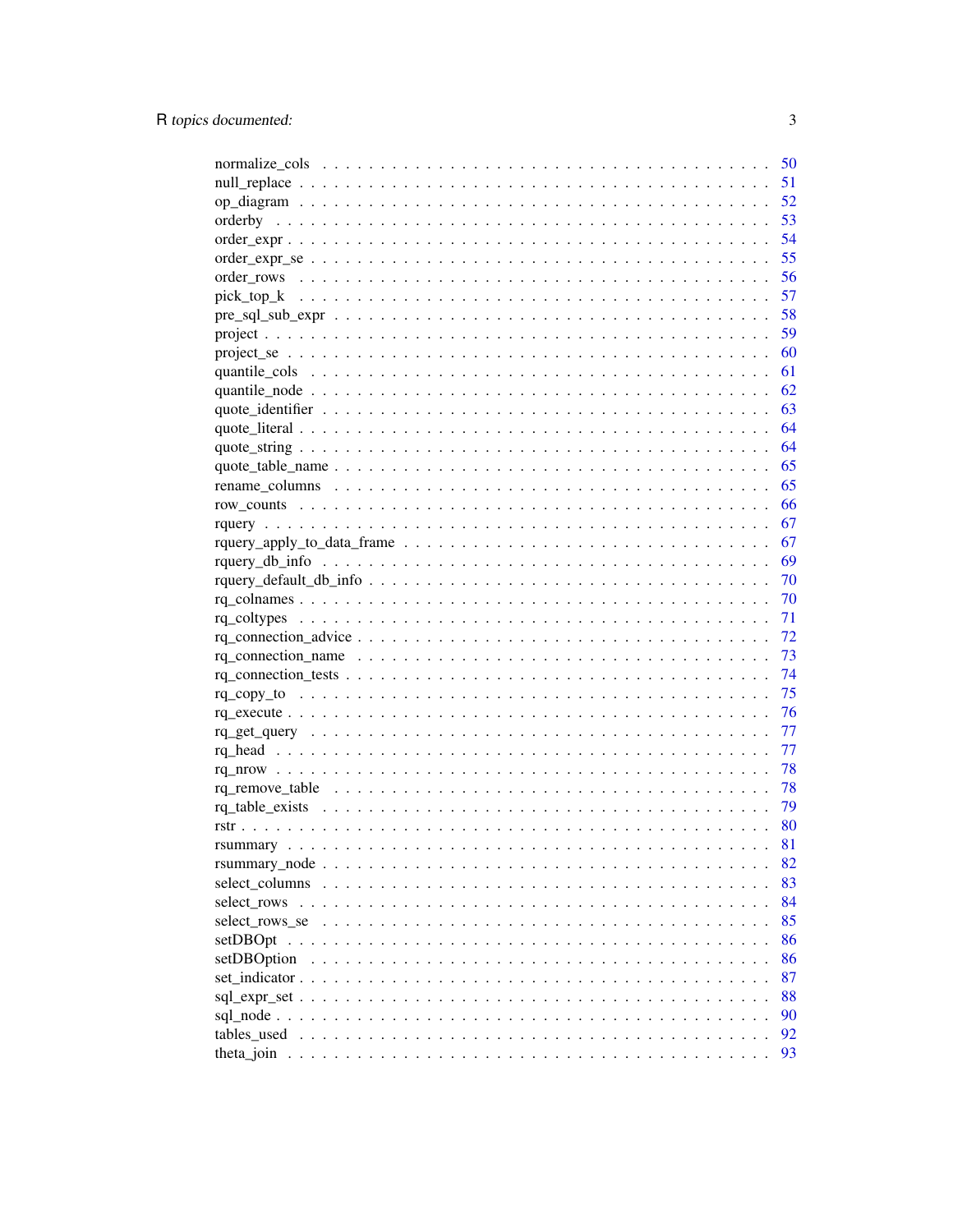normalize_cols . . . . . . . . . . . . . . . . . . . . . . . . . . . . . . . . . . . . . 50
null_replace . . . . . . . . . . . . . . . . . . . . . . . . . . . . . . . . . . . . . . 51
op_diagram . . . . . . . . . . . . . . . . . . . . . . . . . . . . . . . . . . . . . . . 52
orderby . . . . . . . . . . . . . . . . . . . . . . . . . . . . . . . . . . . . . . . . . 53
order_expr . . . . . . . . . . . . . . . . . . . . . . . . . . . . . . . . . . . . . . . 54
order_expr_se . . . . . . . . . . . . . . . . . . . . . . . . . . . . . . . . . . . . . 55
order_rows . . . . . . . . . . . . . . . . . . . . . . . . . . . . . . . . . . . . . . . 56
pick_top_k . . . . . . . . . . . . . . . . . . . . . . . . . . . . . . . . . . . . . . . 57
pre_sql_sub_expr . . . . . . . . . . . . . . . . . . . . . . . . . . . . . . . . . . . 58
project . . . . . . . . . . . . . . . . . . . . . . . . . . . . . . . . . . . . . . . . . 59
project_se . . . . . . . . . . . . . . . . . . . . . . . . . . . . . . . . . . . . . . . 60
quantile_cols . . . . . . . . . . . . . . . . . . . . . . . . . . . . . . . . . . . . . 61
quantile_node . . . . . . . . . . . . . . . . . . . . . . . . . . . . . . . . . . . . . 62
quote_identifier . . . . . . . . . . . . . . . . . . . . . . . . . . . . . . . . . . . 63
quote_literal . . . . . . . . . . . . . . . . . . . . . . . . . . . . . . . . . . . . . 64
quote_string . . . . . . . . . . . . . . . . . . . . . . . . . . . . . . . . . . . . . 64
quote_table_name . . . . . . . . . . . . . . . . . . . . . . . . . . . . . . . . . . 65
rename_columns . . . . . . . . . . . . . . . . . . . . . . . . . . . . . . . . . . . 65
row_counts . . . . . . . . . . . . . . . . . . . . . . . . . . . . . . . . . . . . . . 66
rquery . . . . . . . . . . . . . . . . . . . . . . . . . . . . . . . . . . . . . . . . . 67
rquery_apply_to_data_frame . . . . . . . . . . . . . . . . . . . . . . . . . . . . 67
rquery_db_info . . . . . . . . . . . . . . . . . . . . . . . . . . . . . . . . . . . 69
rquery_default_db_info . . . . . . . . . . . . . . . . . . . . . . . . . . . . . . 70
rq_colnames . . . . . . . . . . . . . . . . . . . . . . . . . . . . . . . . . . . . . 70
rq_coltypes . . . . . . . . . . . . . . . . . . . . . . . . . . . . . . . . . . . . . 71
rq_connection_advice . . . . . . . . . . . . . . . . . . . . . . . . . . . . . . . 72
rq_connection_name . . . . . . . . . . . . . . . . . . . . . . . . . . . . . . . . 73
rq_connection_tests . . . . . . . . . . . . . . . . . . . . . . . . . . . . . . . . 74
rq_copy_to . . . . . . . . . . . . . . . . . . . . . . . . . . . . . . . . . . . . . . 75
rq_execute . . . . . . . . . . . . . . . . . . . . . . . . . . . . . . . . . . . . . . 76
rq_get_query . . . . . . . . . . . . . . . . . . . . . . . . . . . . . . . . . . . . . 77
rq_head . . . . . . . . . . . . . . . . . . . . . . . . . . . . . . . . . . . . . . . . 77
rq_nrow . . . . . . . . . . . . . . . . . . . . . . . . . . . . . . . . . . . . . . . . 78
rq_remove_table . . . . . . . . . . . . . . . . . . . . . . . . . . . . . . . . . . . 78
rq_table_exists . . . . . . . . . . . . . . . . . . . . . . . . . . . . . . . . . . . 79
rstr . . . . . . . . . . . . . . . . . . . . . . . . . . . . . . . . . . . . . . . . . . 80
rsummary . . . . . . . . . . . . . . . . . . . . . . . . . . . . . . . . . . . . . . . 81
rsummary_node . . . . . . . . . . . . . . . . . . . . . . . . . . . . . . . . . . . . 82
select_columns . . . . . . . . . . . . . . . . . . . . . . . . . . . . . . . . . . . 83
select_rows . . . . . . . . . . . . . . . . . . . . . . . . . . . . . . . . . . . . . 84
select_rows_se . . . . . . . . . . . . . . . . . . . . . . . . . . . . . . . . . . . 85
setDBOpt . . . . . . . . . . . . . . . . . . . . . . . . . . . . . . . . . . . . . . . 86
setDBOption . . . . . . . . . . . . . . . . . . . . . . . . . . . . . . . . . . . . . 86
set_indicator . . . . . . . . . . . . . . . . . . . . . . . . . . . . . . . . . . . . 87
sql_expr_set . . . . . . . . . . . . . . . . . . . . . . . . . . . . . . . . . . . . . 88
sql_node . . . . . . . . . . . . . . . . . . . . . . . . . . . . . . . . . . . . . . . 90
tables_used . . . . . . . . . . . . . . . . . . . . . . . . . . . . . . . . . . . . . 92
theta_join . . . . . . . . . . . . . . . . . . . . . . . . . . . . . . . . . . . . . . 93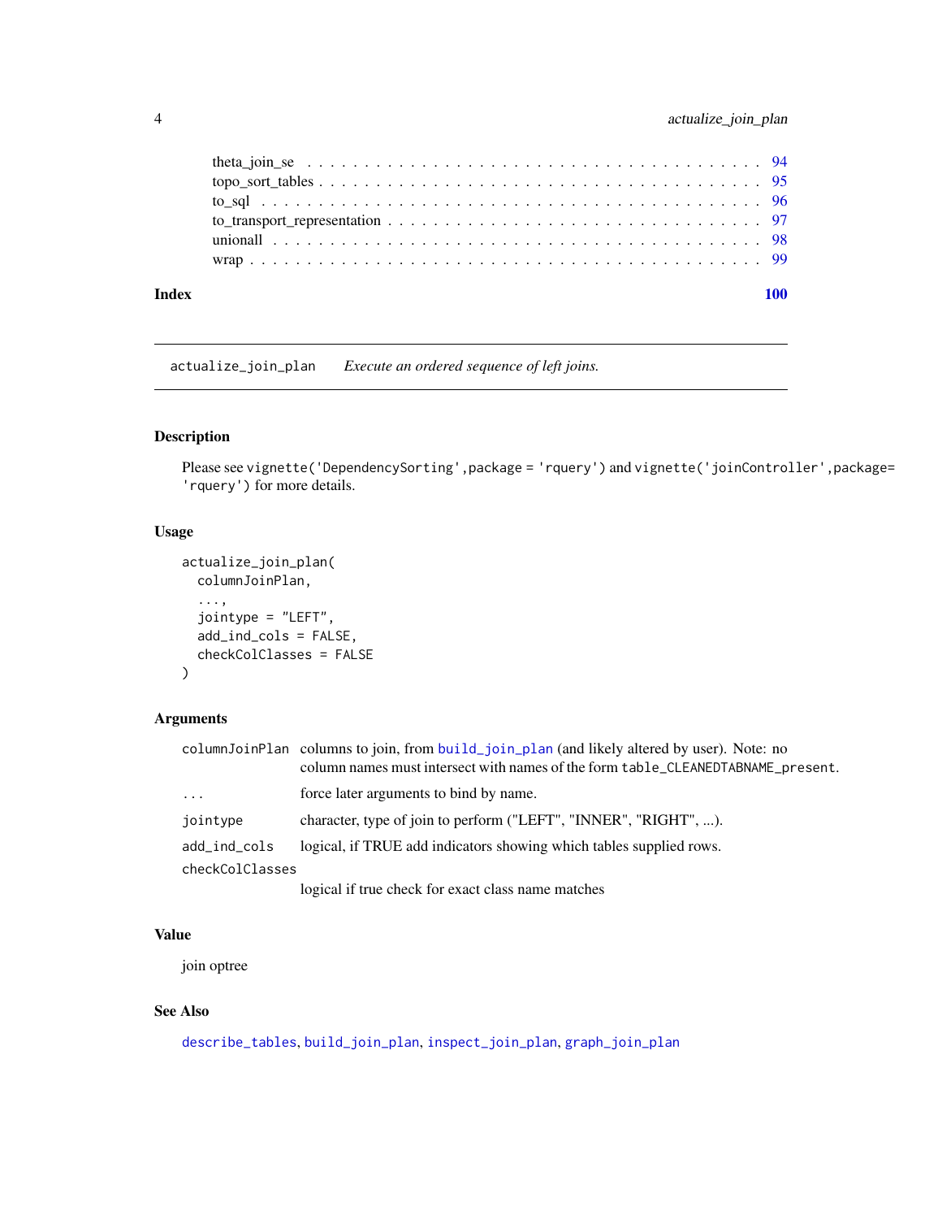theta_join_se . . . . . . . . . . . . . . . . . . . . . . . . . . . . . . . . . . . . . . . 94
topo_sort_tables . . . . . . . . . . . . . . . . . . . . . . . . . . . . . . . . . . . . . . 95
to_sql . . . . . . . . . . . . . . . . . . . . . . . . . . . . . . . . . . . . . . . . . . . . 96
to_transport_representation . . . . . . . . . . . . . . . . . . . . . . . . . . . . . . . . 97
unionall . . . . . . . . . . . . . . . . . . . . . . . . . . . . . . . . . . . . . . . . . . . 98
wrap . . . . . . . . . . . . . . . . . . . . . . . . . . . . . . . . . . . . . . . . . . . . . 99

**Index** 100

---

## actualize_join_plan — *Execute an ordered sequence of left joins.*

### Description

Please see `vignette('DependencySorting',package = 'rquery')` and `vignette('joinController',package= 'rquery')` for more details.

### Usage

```
actualize_join_plan(
  columnJoinPlan,
  ...,
  jointype = "LEFT",
  add_ind_cols = FALSE,
  checkColClasses = FALSE
)
```

### Arguments

| | |
|---|---|
| `columnJoinPlan` | columns to join, from `build_join_plan` (and likely altered by user). Note: no column names must intersect with names of the form `table_CLEANEDTABNAME_present`. |
| `...` | force later arguments to bind by name. |
| `jointype` | character, type of join to perform ("LEFT", "INNER", "RIGHT", ...). |
| `add_ind_cols` | logical, if TRUE add indicators showing which tables supplied rows. |
| `checkColClasses` | logical if true check for exact class name matches |

### Value

join optree

### See Also

`describe_tables`, `build_join_plan`, `inspect_join_plan`, `graph_join_plan`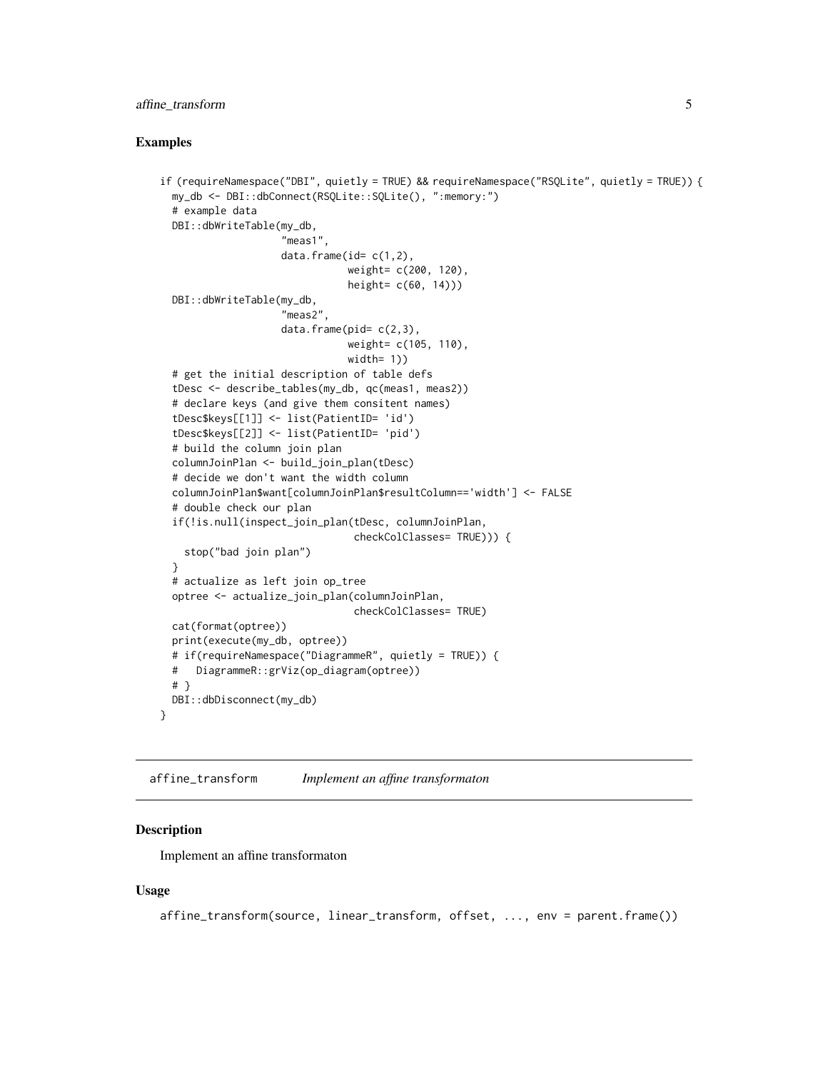### Examples

```
if (requireNamespace("DBI", quietly = TRUE) && requireNamespace("RSQLite", quietly = TRUE)) {
  my_db <- DBI::dbConnect(RSQLite::SQLite(), ":memory:")
  # example data
  DBI::dbWriteTable(my_db,
                    "meas1",
                    data.frame(id= c(1,2),
                               weight= c(200, 120),
                               height= c(60, 14)))
  DBI::dbWriteTable(my_db,
                    "meas2",
                    data.frame(pid= c(2,3),
                               weight= c(105, 110),
                               width= 1))
  # get the initial description of table defs
  tDesc <- describe_tables(my_db, qc(meas1, meas2))
  # declare keys (and give them consitent names)
  tDesc$keys[[1]] <- list(PatientID= 'id')
  tDesc$keys[[2]] <- list(PatientID= 'pid')
  # build the column join plan
  columnJoinPlan <- build_join_plan(tDesc)
  # decide we don't want the width column
  columnJoinPlan$want[columnJoinPlan$resultColumn=='width'] <- FALSE
  # double check our plan
  if(!is.null(inspect_join_plan(tDesc, columnJoinPlan,
                                checkColClasses= TRUE))) {
    stop("bad join plan")
  }
  # actualize as left join op_tree
  optree <- actualize_join_plan(columnJoinPlan,
                                checkColClasses= TRUE)
  cat(format(optree))
  print(execute(my_db, optree))
  # if(requireNamespace("DiagrammeR", quietly = TRUE)) {
  #   DiagrammeR::grViz(op_diagram(optree))
  # }
  DBI::dbDisconnect(my_db)
}
```

---

## affine_transform    *Implement an affine transformaton*

### Description

Implement an affine transformaton

### Usage

```
affine_transform(source, linear_transform, offset, ..., env = parent.frame())
```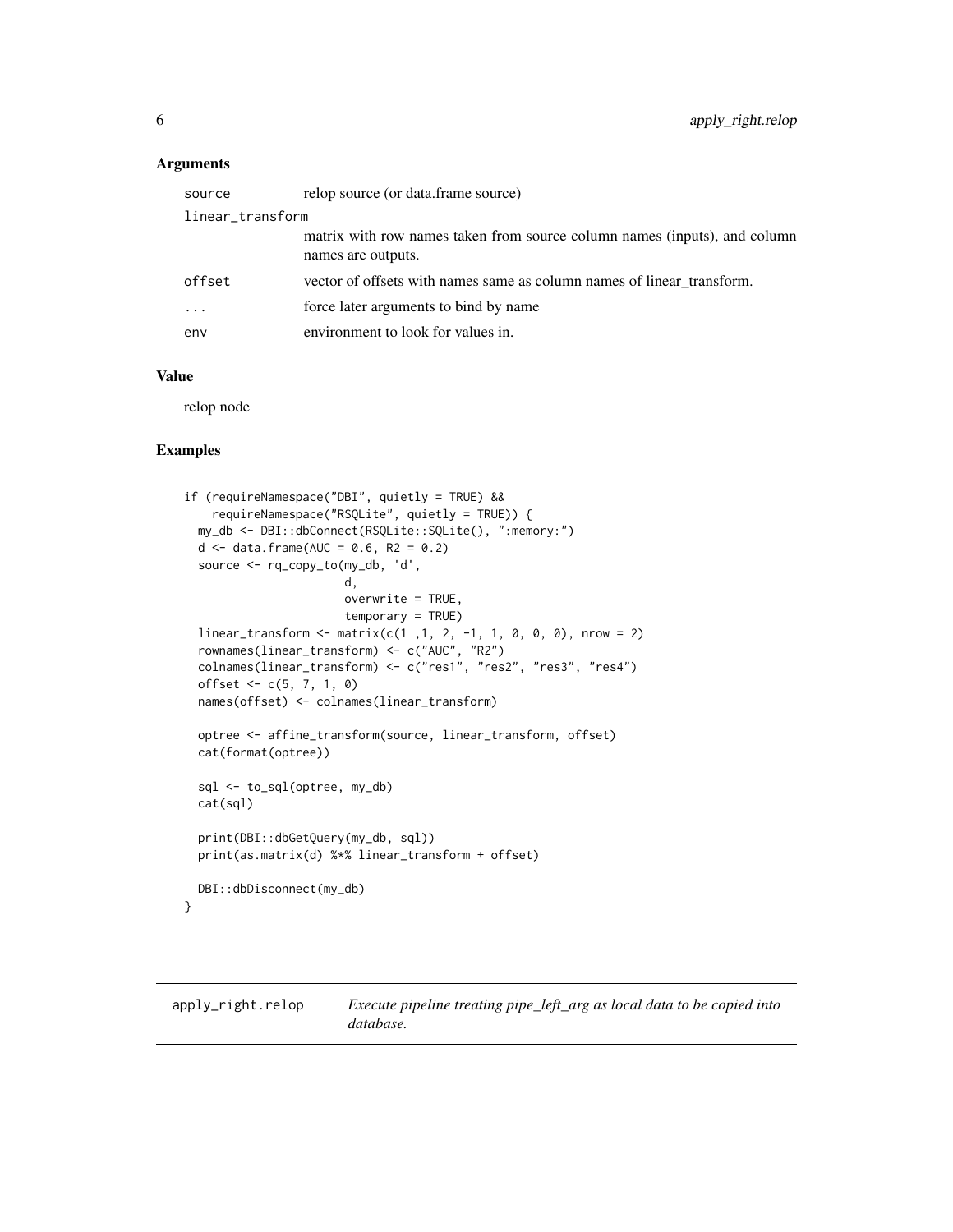## Arguments

| | |
|---|---|
| `source` | relop source (or data.frame source) |
| `linear_transform` | matrix with row names taken from source column names (inputs), and column names are outputs. |
| `offset` | vector of offsets with names same as column names of linear_transform. |
| `...` | force later arguments to bind by name |
| `env` | environment to look for values in. |

## Value

relop node

## Examples

```
if (requireNamespace("DBI", quietly = TRUE) &&
    requireNamespace("RSQLite", quietly = TRUE)) {
  my_db <- DBI::dbConnect(RSQLite::SQLite(), ":memory:")
  d <- data.frame(AUC = 0.6, R2 = 0.2)
  source <- rq_copy_to(my_db, 'd',
                       d,
                       overwrite = TRUE,
                       temporary = TRUE)
  linear_transform <- matrix(c(1 ,1, 2, -1, 1, 0, 0, 0), nrow = 2)
  rownames(linear_transform) <- c("AUC", "R2")
  colnames(linear_transform) <- c("res1", "res2", "res3", "res4")
  offset <- c(5, 7, 1, 0)
  names(offset) <- colnames(linear_transform)

  optree <- affine_transform(source, linear_transform, offset)
  cat(format(optree))

  sql <- to_sql(optree, my_db)
  cat(sql)

  print(DBI::dbGetQuery(my_db, sql))
  print(as.matrix(d) %*% linear_transform + offset)

  DBI::dbDisconnect(my_db)
}
```

---

`apply_right.relop` *Execute pipeline treating pipe_left_arg as local data to be copied into database.*

---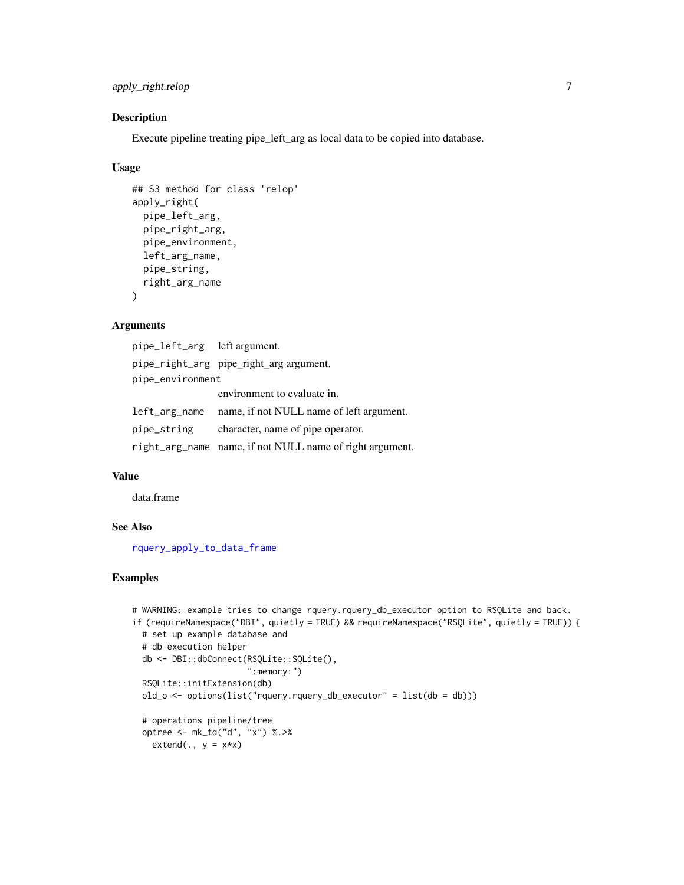### Description

Execute pipeline treating pipe_left_arg as local data to be copied into database.

### Usage

```
## S3 method for class 'relop'
apply_right(
  pipe_left_arg,
  pipe_right_arg,
  pipe_environment,
  left_arg_name,
  pipe_string,
  right_arg_name
)
```

### Arguments

| | |
|---|---|
| `pipe_left_arg` | left argument. |
| `pipe_right_arg` | pipe_right_arg argument. |
| `pipe_environment` | environment to evaluate in. |
| `left_arg_name` | name, if not NULL name of left argument. |
| `pipe_string` | character, name of pipe operator. |
| `right_arg_name` | name, if not NULL name of right argument. |

### Value

data.frame

### See Also

`rquery_apply_to_data_frame`

### Examples

```
# WARNING: example tries to change rquery.rquery_db_executor option to RSQLite and back.
if (requireNamespace("DBI", quietly = TRUE) && requireNamespace("RSQLite", quietly = TRUE)) {
  # set up example database and
  # db execution helper
  db <- DBI::dbConnect(RSQLite::SQLite(),
                       ":memory:")
  RSQLite::initExtension(db)
  old_o <- options(list("rquery.rquery_db_executor" = list(db = db)))

  # operations pipeline/tree
  optree <- mk_td("d", "x") %.>%
    extend(., y = x*x)
```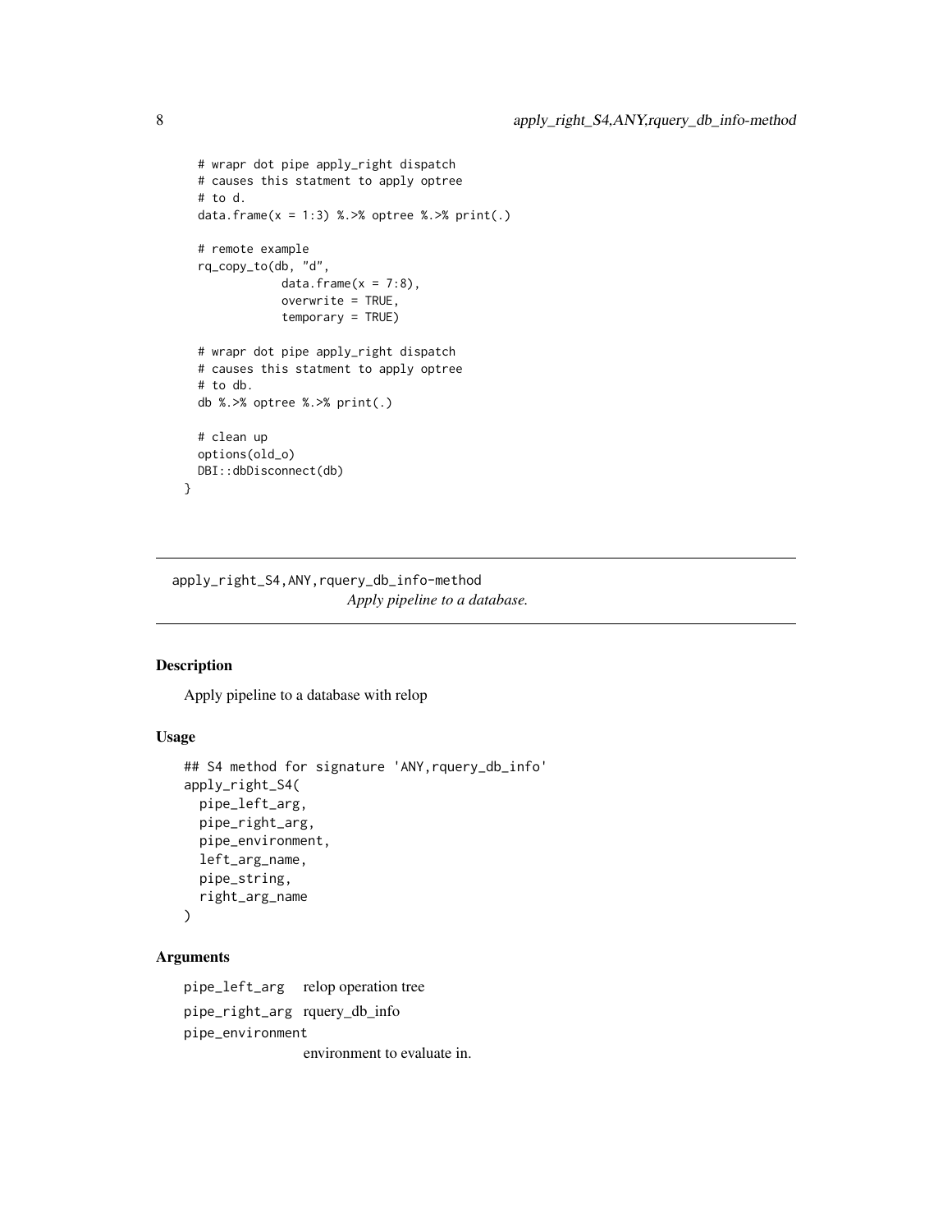```
  # wrapr dot pipe apply_right dispatch
  # causes this statment to apply optree
  # to d.
  data.frame(x = 1:3) %.>% optree %.>% print(.)

  # remote example
  rq_copy_to(db, "d",
             data.frame(x = 7:8),
             overwrite = TRUE,
             temporary = TRUE)

  # wrapr dot pipe apply_right dispatch
  # causes this statment to apply optree
  # to db.
  db %.>% optree %.>% print(.)

  # clean up
  options(old_o)
  DBI::dbDisconnect(db)
}
```

---

## apply_right_S4,ANY,rquery_db_info-method

*Apply pipeline to a database.*

---

### Description

Apply pipeline to a database with relop

### Usage

```
## S4 method for signature 'ANY,rquery_db_info'
apply_right_S4(
  pipe_left_arg,
  pipe_right_arg,
  pipe_environment,
  left_arg_name,
  pipe_string,
  right_arg_name
)
```

### Arguments

| | |
|---|---|
| pipe_left_arg | relop operation tree |
| pipe_right_arg | rquery_db_info |
| pipe_environment | environment to evaluate in. |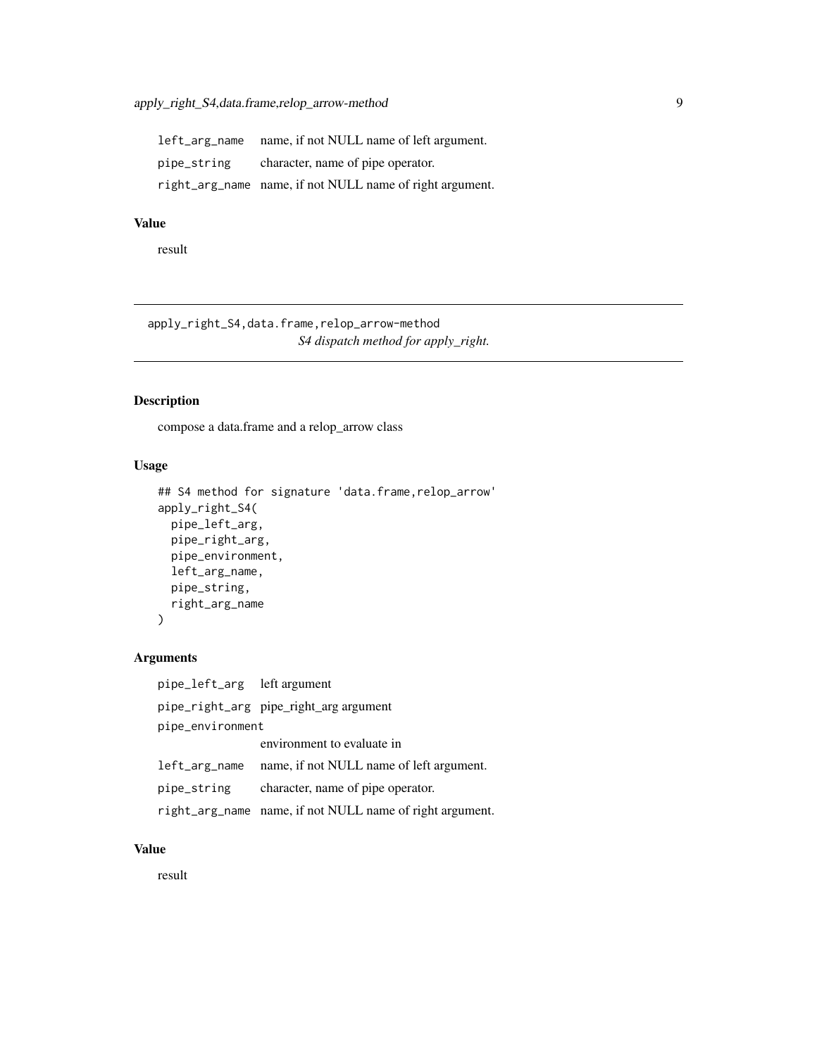| | |
|---|---|
| left_arg_name | name, if not NULL name of left argument. |
| pipe_string | character, name of pipe operator. |
| right_arg_name | name, if not NULL name of right argument. |

### Value

result

## apply_right_S4,data.frame,relop_arrow-method

*S4 dispatch method for apply_right.*

### Description

compose a data.frame and a relop_arrow class

### Usage

```
## S4 method for signature 'data.frame,relop_arrow'
apply_right_S4(
  pipe_left_arg,
  pipe_right_arg,
  pipe_environment,
  left_arg_name,
  pipe_string,
  right_arg_name
)
```

### Arguments

| | |
|---|---|
| pipe_left_arg | left argument |
| pipe_right_arg | pipe_right_arg argument |
| pipe_environment | environment to evaluate in |
| left_arg_name | name, if not NULL name of left argument. |
| pipe_string | character, name of pipe operator. |
| right_arg_name | name, if not NULL name of right argument. |

### Value

result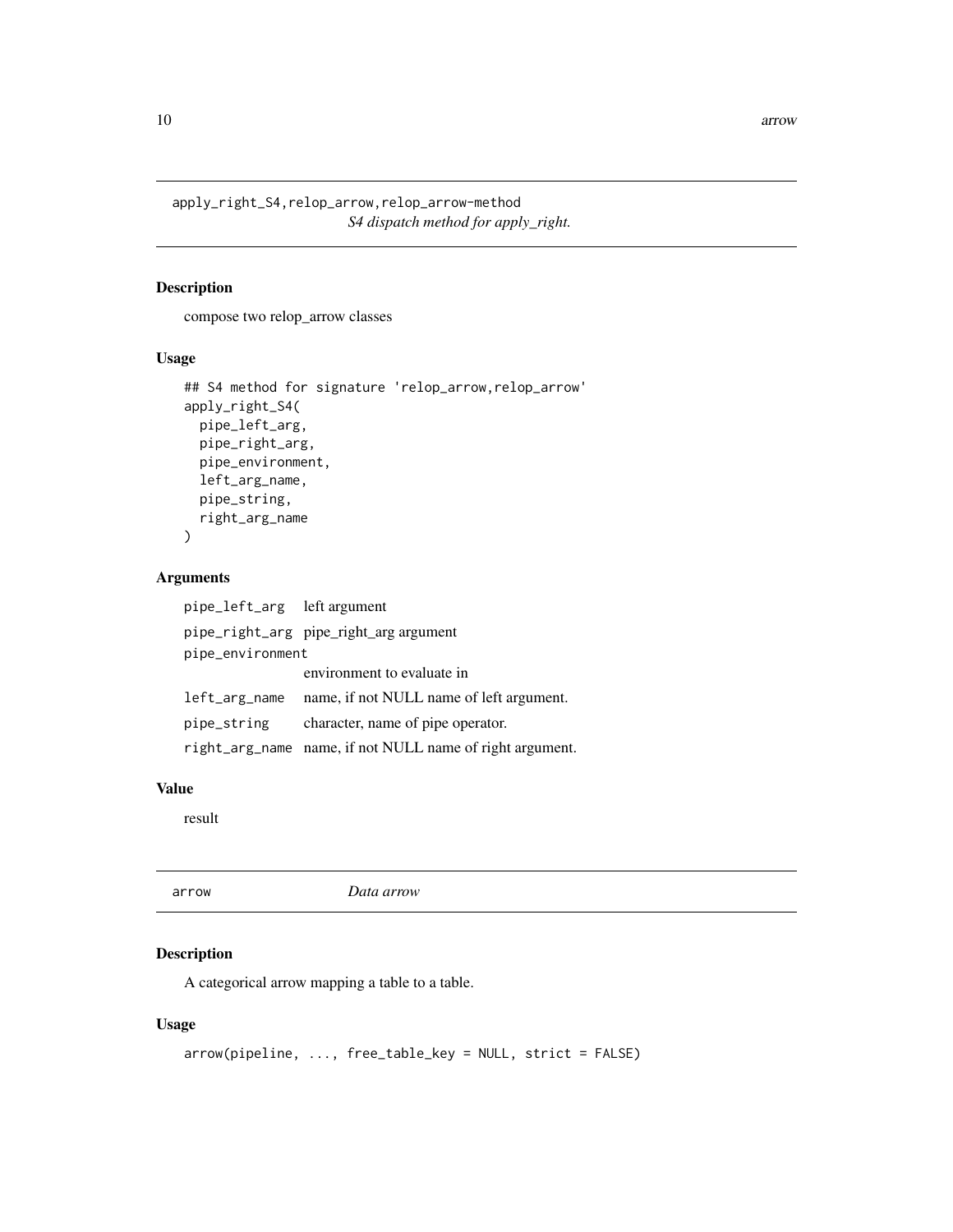## apply_right_S4,relop_arrow,relop_arrow-method

*S4 dispatch method for apply_right.*

### Description

compose two relop_arrow classes

### Usage

```
## S4 method for signature 'relop_arrow,relop_arrow'
apply_right_S4(
  pipe_left_arg,
  pipe_right_arg,
  pipe_environment,
  left_arg_name,
  pipe_string,
  right_arg_name
)
```

### Arguments

| | |
|---|---|
| `pipe_left_arg` | left argument |
| `pipe_right_arg` | pipe_right_arg argument |
| `pipe_environment` | environment to evaluate in |
| `left_arg_name` | name, if not NULL name of left argument. |
| `pipe_string` | character, name of pipe operator. |
| `right_arg_name` | name, if not NULL name of right argument. |

### Value

result

## arrow

*Data arrow*

### Description

A categorical arrow mapping a table to a table.

### Usage

```
arrow(pipeline, ..., free_table_key = NULL, strict = FALSE)
```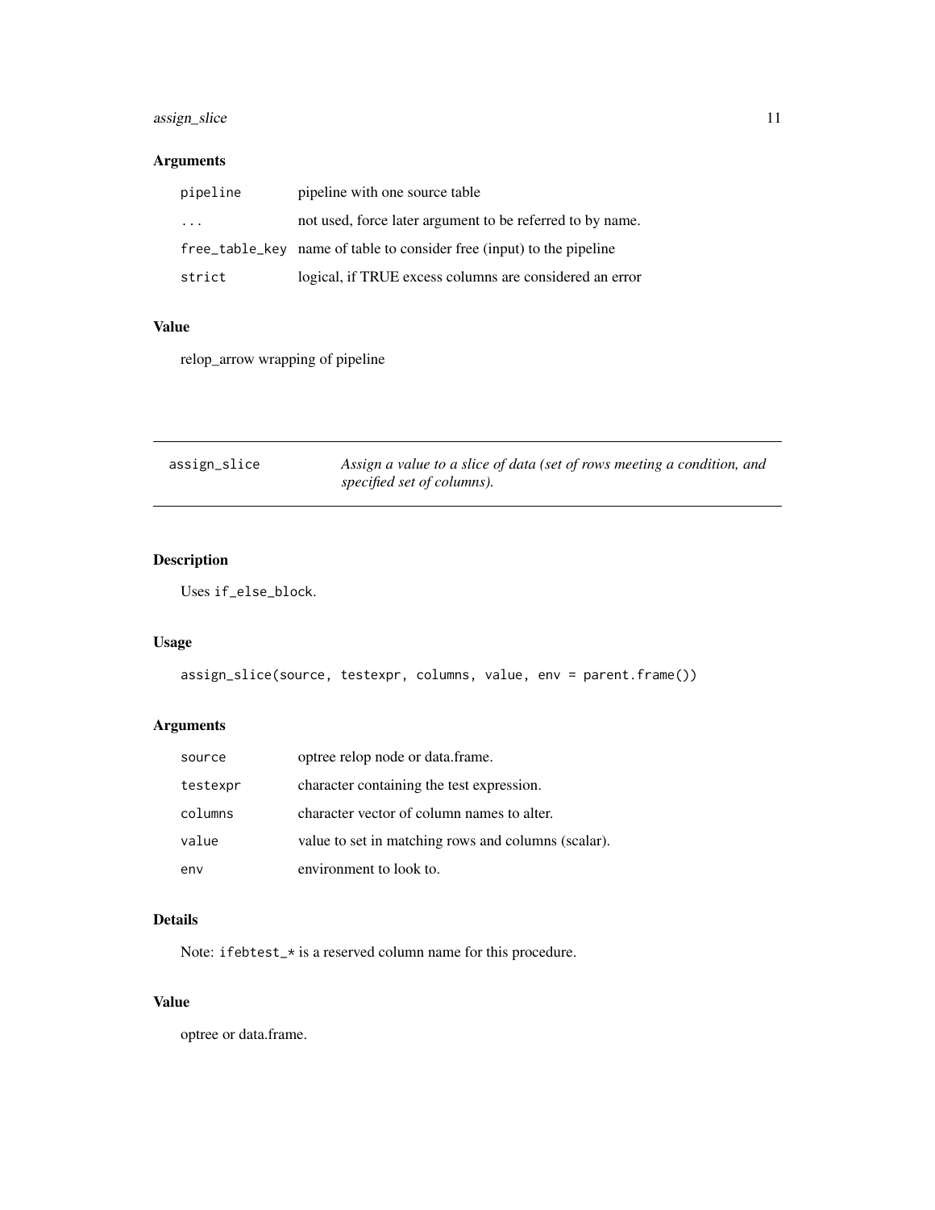### Arguments

| | |
|---|---|
| `pipeline` | pipeline with one source table |
| `...` | not used, force later argument to be referred to by name. |
| `free_table_key` | name of table to consider free (input) to the pipeline |
| `strict` | logical, if TRUE excess columns are considered an error |

### Value

relop_arrow wrapping of pipeline

---

## assign_slice — *Assign a value to a slice of data (set of rows meeting a condition, and specified set of columns).*

### Description

Uses `if_else_block`.

### Usage

```
assign_slice(source, testexpr, columns, value, env = parent.frame())
```

### Arguments

| | |
|---|---|
| `source` | optree relop node or data.frame. |
| `testexpr` | character containing the test expression. |
| `columns` | character vector of column names to alter. |
| `value` | value to set in matching rows and columns (scalar). |
| `env` | environment to look to. |

### Details

Note: `ifebtest_*` is a reserved column name for this procedure.

### Value

optree or data.frame.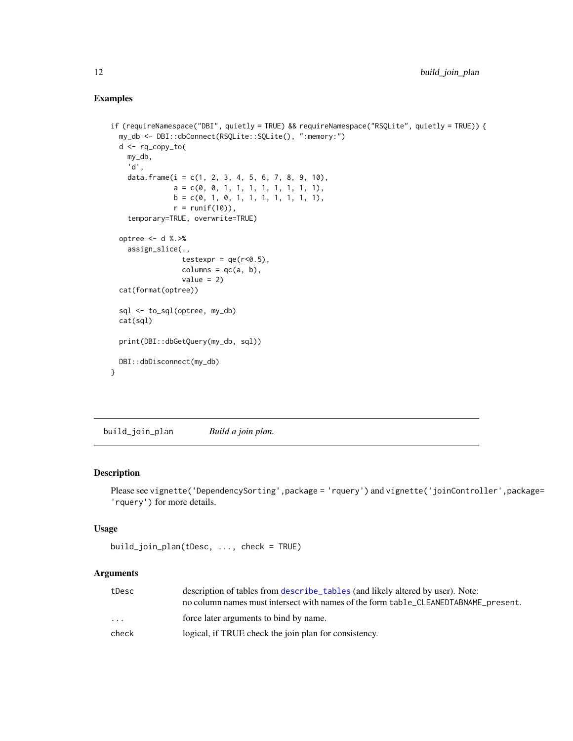## Examples

```
if (requireNamespace("DBI", quietly = TRUE) && requireNamespace("RSQLite", quietly = TRUE)) {
  my_db <- DBI::dbConnect(RSQLite::SQLite(), ":memory:")
  d <- rq_copy_to(
    my_db,
    'd',
    data.frame(i = c(1, 2, 3, 4, 5, 6, 7, 8, 9, 10),
               a = c(0, 0, 1, 1, 1, 1, 1, 1, 1, 1),
               b = c(0, 1, 0, 1, 1, 1, 1, 1, 1, 1),
               r = runif(10)),
    temporary=TRUE, overwrite=TRUE)

  optree <- d %.>%
    assign_slice(.,
                 testexpr = qe(r<0.5),
                 columns = qc(a, b),
                 value = 2)
  cat(format(optree))

  sql <- to_sql(optree, my_db)
  cat(sql)

  print(DBI::dbGetQuery(my_db, sql))

  DBI::dbDisconnect(my_db)
}
```

---

## build_join_plan    *Build a join plan.*

---

### Description

Please see `vignette('DependencySorting',package = 'rquery')` and `vignette('joinController',package= 'rquery')` for more details.

### Usage

```
build_join_plan(tDesc, ..., check = TRUE)
```

### Arguments

| | |
|---|---|
| tDesc | description of tables from describe_tables (and likely altered by user). Note: no column names must intersect with names of the form table_CLEANEDTABNAME_present. |
| ... | force later arguments to bind by name. |
| check | logical, if TRUE check the join plan for consistency. |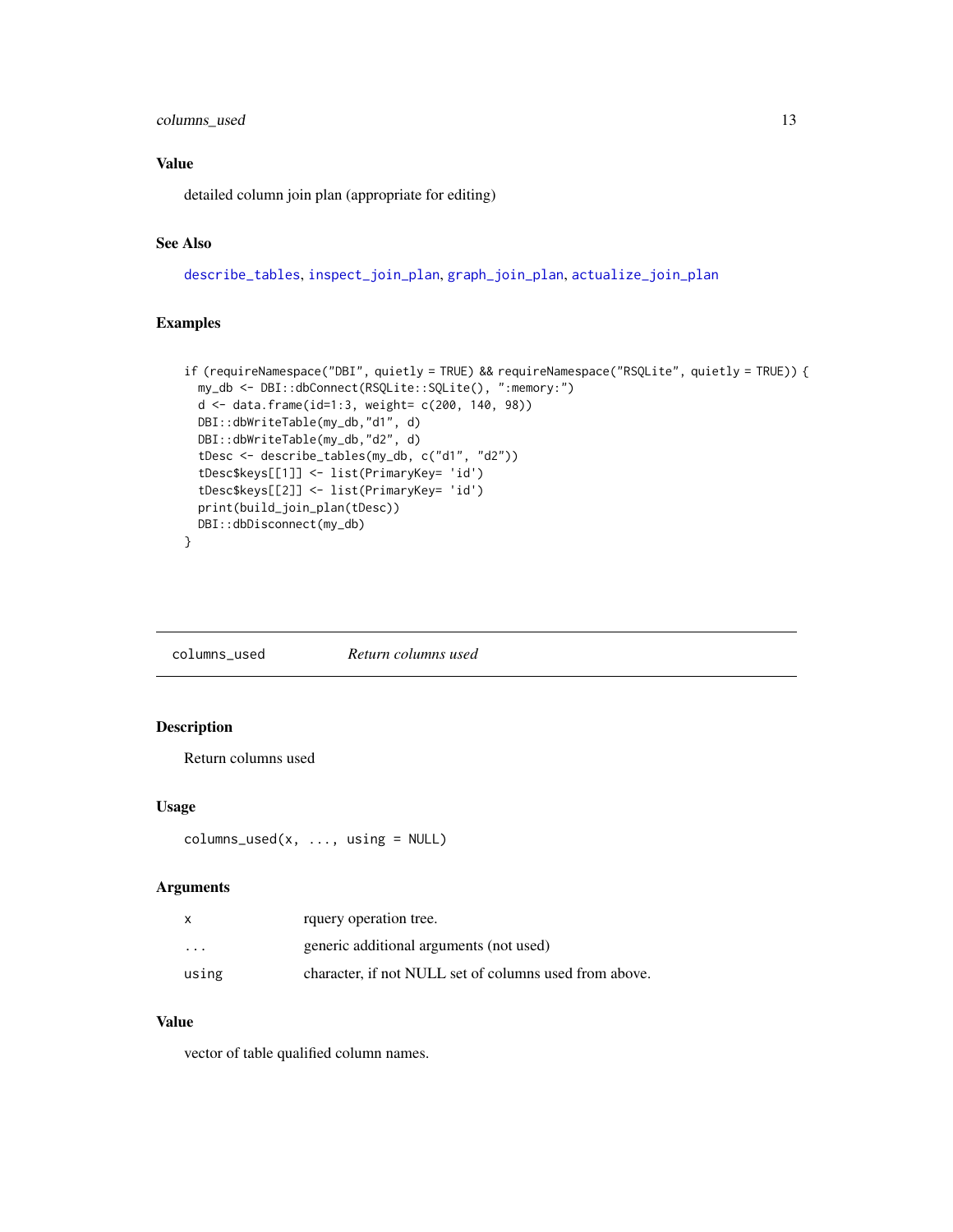### Value

detailed column join plan (appropriate for editing)

### See Also

describe_tables, inspect_join_plan, graph_join_plan, actualize_join_plan

### Examples

```
if (requireNamespace("DBI", quietly = TRUE) && requireNamespace("RSQLite", quietly = TRUE)) {
  my_db <- DBI::dbConnect(RSQLite::SQLite(), ":memory:")
  d <- data.frame(id=1:3, weight= c(200, 140, 98))
  DBI::dbWriteTable(my_db,"d1", d)
  DBI::dbWriteTable(my_db,"d2", d)
  tDesc <- describe_tables(my_db, c("d1", "d2"))
  tDesc$keys[[1]] <- list(PrimaryKey= 'id')
  tDesc$keys[[2]] <- list(PrimaryKey= 'id')
  print(build_join_plan(tDesc))
  DBI::dbDisconnect(my_db)
}
```

---

## columns_used &nbsp;&nbsp;&nbsp; *Return columns used*

### Description

Return columns used

### Usage

```
columns_used(x, ..., using = NULL)
```

### Arguments

| | |
|---|---|
| x | rquery operation tree. |
| ... | generic additional arguments (not used) |
| using | character, if not NULL set of columns used from above. |

### Value

vector of table qualified column names.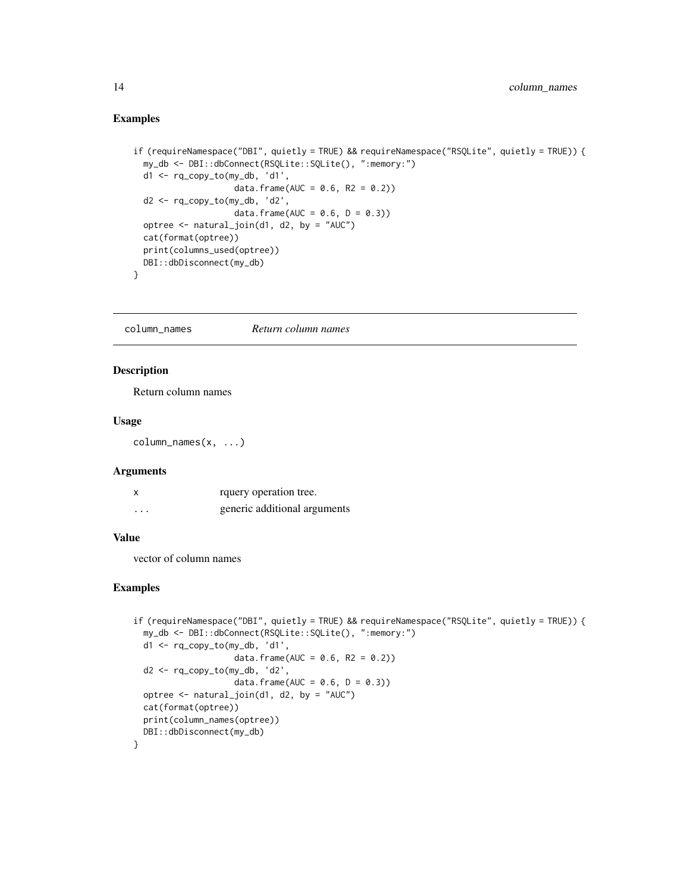## Examples

```
if (requireNamespace("DBI", quietly = TRUE) && requireNamespace("RSQLite", quietly = TRUE)) {
  my_db <- DBI::dbConnect(RSQLite::SQLite(), ":memory:")
  d1 <- rq_copy_to(my_db, 'd1',
                   data.frame(AUC = 0.6, R2 = 0.2))
  d2 <- rq_copy_to(my_db, 'd2',
                   data.frame(AUC = 0.6, D = 0.3))
  optree <- natural_join(d1, d2, by = "AUC")
  cat(format(optree))
  print(columns_used(optree))
  DBI::dbDisconnect(my_db)
}
```

---

# column_names *Return column names*

## Description

Return column names

## Usage

```
column_names(x, ...)
```

## Arguments

| | |
|---|---|
| x | rquery operation tree. |
| ... | generic additional arguments |

## Value

vector of column names

## Examples

```
if (requireNamespace("DBI", quietly = TRUE) && requireNamespace("RSQLite", quietly = TRUE)) {
  my_db <- DBI::dbConnect(RSQLite::SQLite(), ":memory:")
  d1 <- rq_copy_to(my_db, 'd1',
                   data.frame(AUC = 0.6, R2 = 0.2))
  d2 <- rq_copy_to(my_db, 'd2',
                   data.frame(AUC = 0.6, D = 0.3))
  optree <- natural_join(d1, d2, by = "AUC")
  cat(format(optree))
  print(column_names(optree))
  DBI::dbDisconnect(my_db)
}
```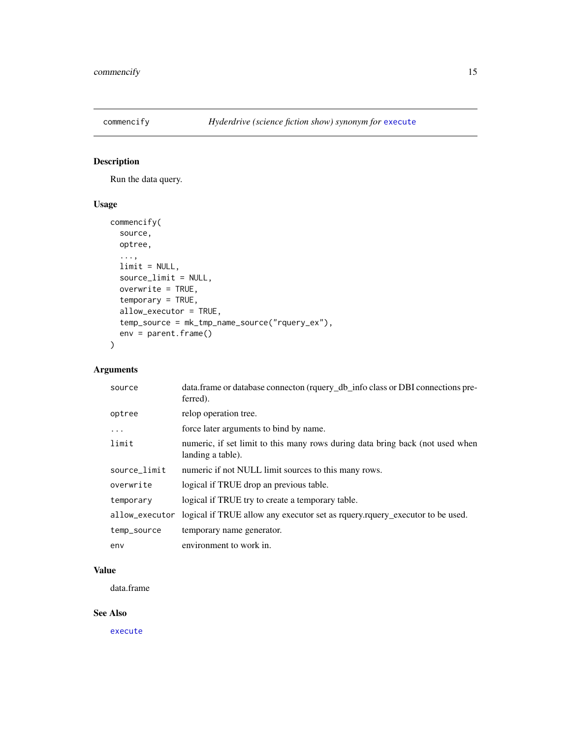## commencify — *Hyderdrive (science fiction show) synonym for* execute

### Description

Run the data query.

### Usage

```
commencify(
  source,
  optree,
  ...,
  limit = NULL,
  source_limit = NULL,
  overwrite = TRUE,
  temporary = TRUE,
  allow_executor = TRUE,
  temp_source = mk_tmp_name_source("rquery_ex"),
  env = parent.frame()
)
```

### Arguments

| | |
|---|---|
| source | data.frame or database connecton (rquery_db_info class or DBI connections preferred). |
| optree | relop operation tree. |
| ... | force later arguments to bind by name. |
| limit | numeric, if set limit to this many rows during data bring back (not used when landing a table). |
| source_limit | numeric if not NULL limit sources to this many rows. |
| overwrite | logical if TRUE drop an previous table. |
| temporary | logical if TRUE try to create a temporary table. |
| allow_executor | logical if TRUE allow any executor set as rquery.rquery_executor to be used. |
| temp_source | temporary name generator. |
| env | environment to work in. |

### Value

data.frame

### See Also

execute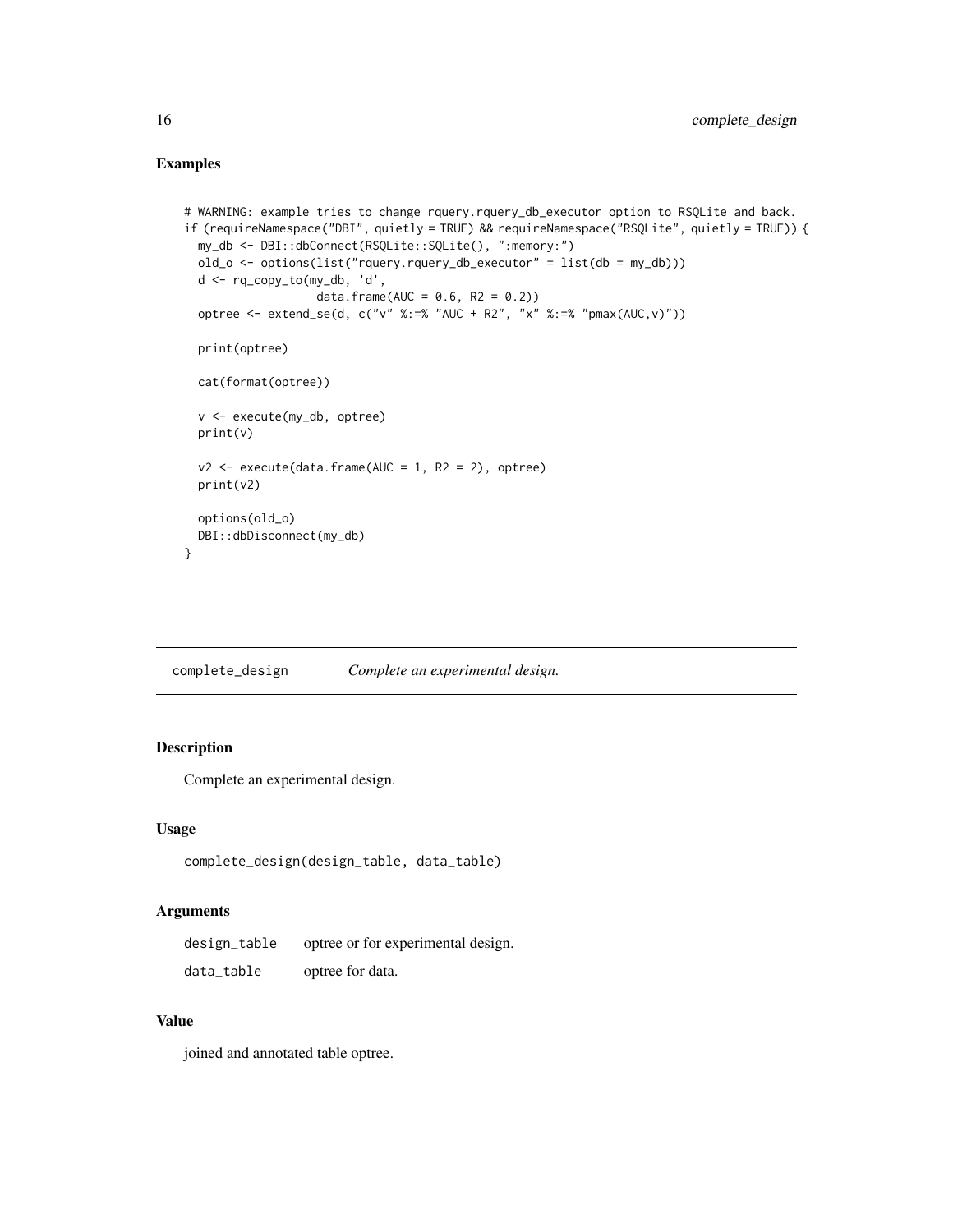## Examples

```
# WARNING: example tries to change rquery.rquery_db_executor option to RSQLite and back.
if (requireNamespace("DBI", quietly = TRUE) && requireNamespace("RSQLite", quietly = TRUE)) {
  my_db <- DBI::dbConnect(RSQLite::SQLite(), ":memory:")
  old_o <- options(list("rquery.rquery_db_executor" = list(db = my_db)))
  d <- rq_copy_to(my_db, 'd',
                  data.frame(AUC = 0.6, R2 = 0.2))
  optree <- extend_se(d, c("v" %:=% "AUC + R2", "x" %:=% "pmax(AUC,v)"))

  print(optree)

  cat(format(optree))

  v <- execute(my_db, optree)
  print(v)

  v2 <- execute(data.frame(AUC = 1, R2 = 2), optree)
  print(v2)

  options(old_o)
  DBI::dbDisconnect(my_db)
}
```

---

# complete_design — *Complete an experimental design.*

## Description

Complete an experimental design.

## Usage

```
complete_design(design_table, data_table)
```

## Arguments

| | |
|---|---|
| `design_table` | optree or for experimental design. |
| `data_table` | optree for data. |

## Value

joined and annotated table optree.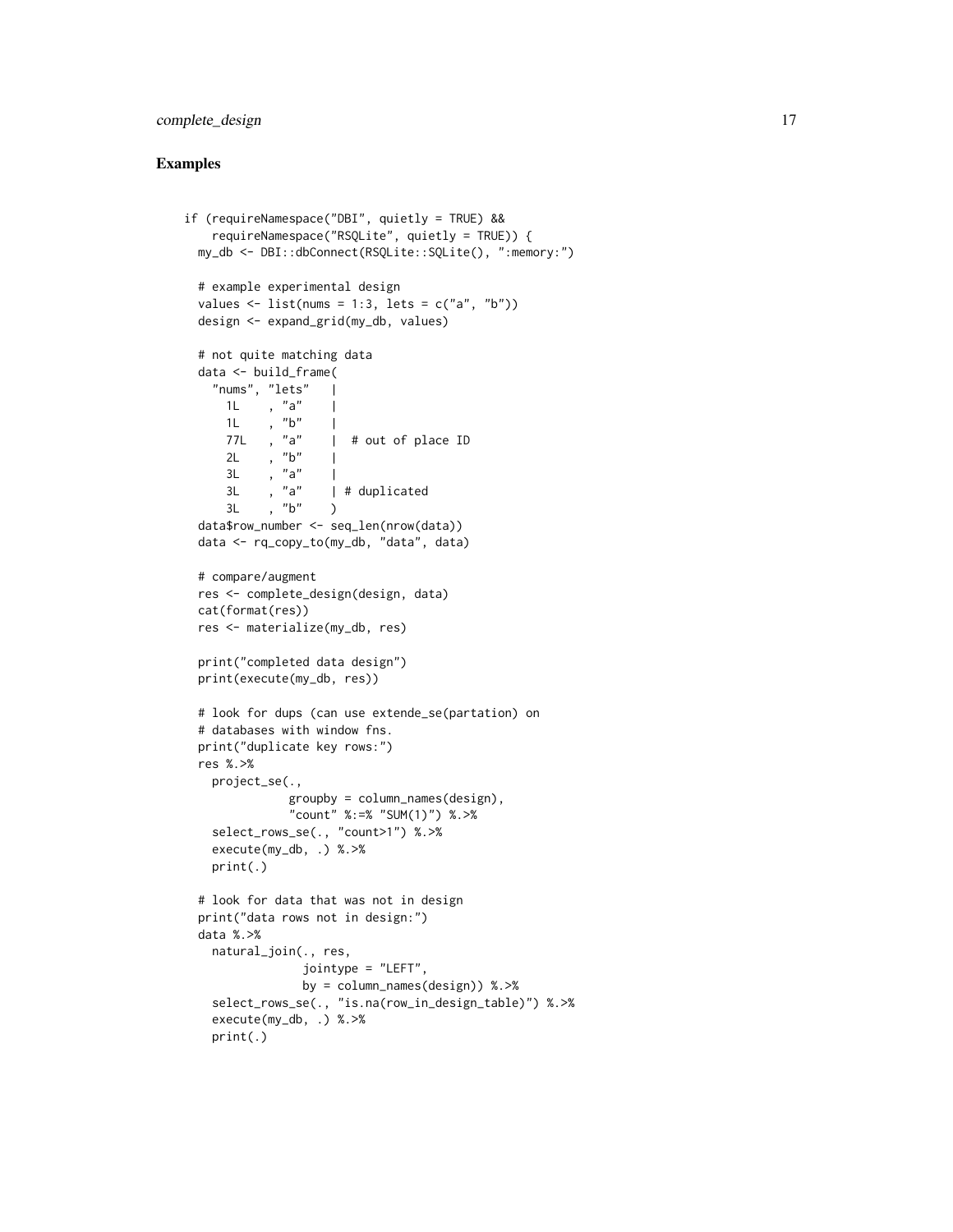## Examples

```
if (requireNamespace("DBI", quietly = TRUE) &&
    requireNamespace("RSQLite", quietly = TRUE)) {
  my_db <- DBI::dbConnect(RSQLite::SQLite(), ":memory:")

  # example experimental design
  values <- list(nums = 1:3, lets = c("a", "b"))
  design <- expand_grid(my_db, values)

  # not quite matching data
  data <- build_frame(
    "nums", "lets"   |
      1L    , "a"    |
      1L    , "b"    |
      77L   , "a"    |  # out of place ID
      2L    , "b"    |
      3L    , "a"    |
      3L    , "a"    | # duplicated
      3L    , "b"    )
  data$row_number <- seq_len(nrow(data))
  data <- rq_copy_to(my_db, "data", data)

  # compare/augment
  res <- complete_design(design, data)
  cat(format(res))
  res <- materialize(my_db, res)

  print("completed data design")
  print(execute(my_db, res))

  # look for dups (can use extende_se(partation) on
  # databases with window fns.
  print("duplicate key rows:")
  res %.>%
    project_se(.,
               groupby = column_names(design),
               "count" %:=% "SUM(1)") %.>%
    select_rows_se(., "count>1") %.>%
    execute(my_db, .) %.>%
    print(.)

  # look for data that was not in design
  print("data rows not in design:")
  data %.>%
    natural_join(., res,
                 jointype = "LEFT",
                 by = column_names(design)) %.>%
    select_rows_se(., "is.na(row_in_design_table)") %.>%
    execute(my_db, .) %.>%
    print(.)
```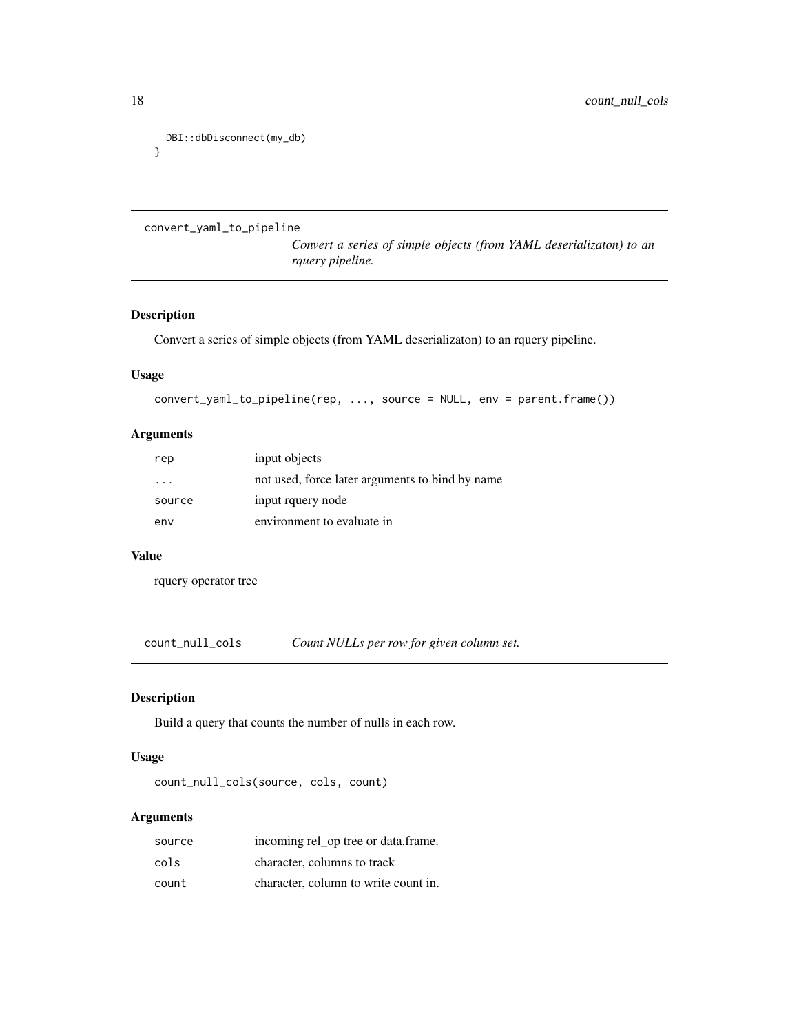```
  DBI::dbDisconnect(my_db)
}
```

## convert_yaml_to_pipeline

*Convert a series of simple objects (from YAML deserializaton) to an rquery pipeline.*

### Description

Convert a series of simple objects (from YAML deserializaton) to an rquery pipeline.

### Usage

```
convert_yaml_to_pipeline(rep, ..., source = NULL, env = parent.frame())
```

### Arguments

| | |
|---|---|
| rep | input objects |
| ... | not used, force later arguments to bind by name |
| source | input rquery node |
| env | environment to evaluate in |

### Value

rquery operator tree

## count_null_cols

*Count NULLs per row for given column set.*

### Description

Build a query that counts the number of nulls in each row.

### Usage

```
count_null_cols(source, cols, count)
```

### Arguments

| | |
|---|---|
| source | incoming rel_op tree or data.frame. |
| cols | character, columns to track |
| count | character, column to write count in. |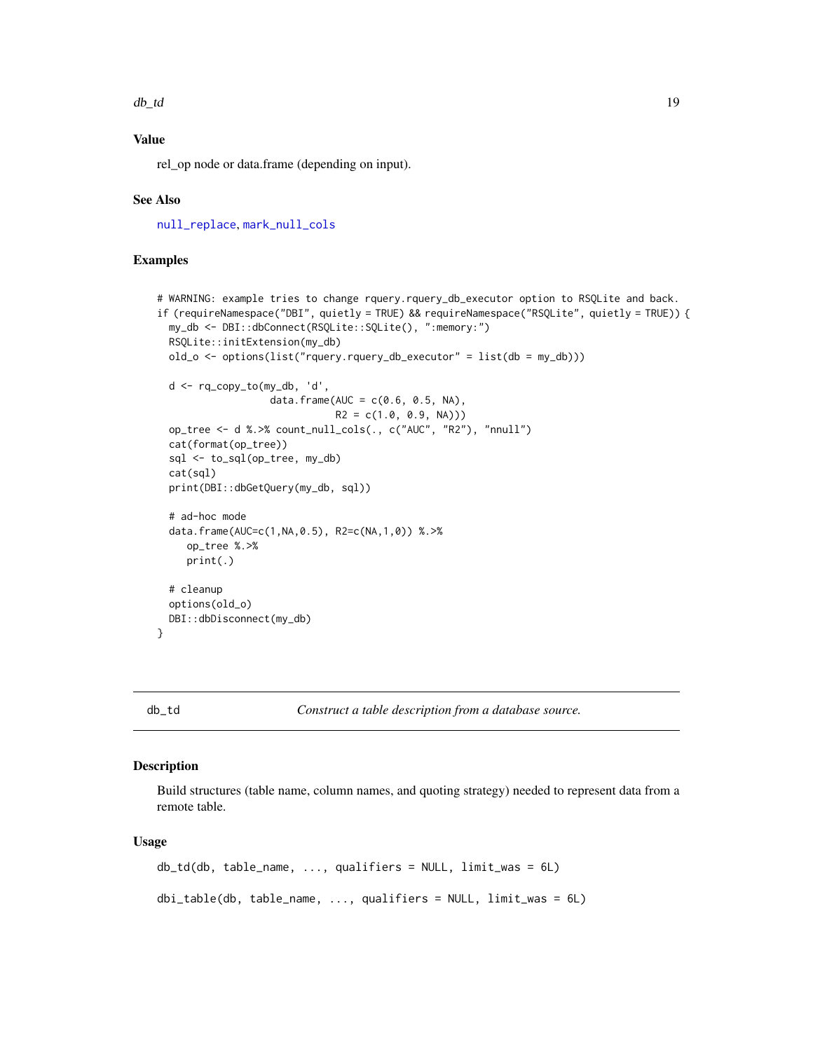## Value

rel_op node or data.frame (depending on input).

## See Also

null_replace, mark_null_cols

## Examples

```
# WARNING: example tries to change rquery.rquery_db_executor option to RSQLite and back.
if (requireNamespace("DBI", quietly = TRUE) && requireNamespace("RSQLite", quietly = TRUE)) {
  my_db <- DBI::dbConnect(RSQLite::SQLite(), ":memory:")
  RSQLite::initExtension(my_db)
  old_o <- options(list("rquery.rquery_db_executor" = list(db = my_db)))

  d <- rq_copy_to(my_db, 'd',
                  data.frame(AUC = c(0.6, 0.5, NA),
                             R2 = c(1.0, 0.9, NA)))
  op_tree <- d %.>% count_null_cols(., c("AUC", "R2"), "nnull")
  cat(format(op_tree))
  sql <- to_sql(op_tree, my_db)
  cat(sql)
  print(DBI::dbGetQuery(my_db, sql))

  # ad-hoc mode
  data.frame(AUC=c(1,NA,0.5), R2=c(NA,1,0)) %.>%
     op_tree %.>%
     print(.)

  # cleanup
  options(old_o)
  DBI::dbDisconnect(my_db)
}
```

---

# db_td — *Construct a table description from a database source.*

## Description

Build structures (table name, column names, and quoting strategy) needed to represent data from a remote table.

## Usage

```
db_td(db, table_name, ..., qualifiers = NULL, limit_was = 6L)

dbi_table(db, table_name, ..., qualifiers = NULL, limit_was = 6L)
```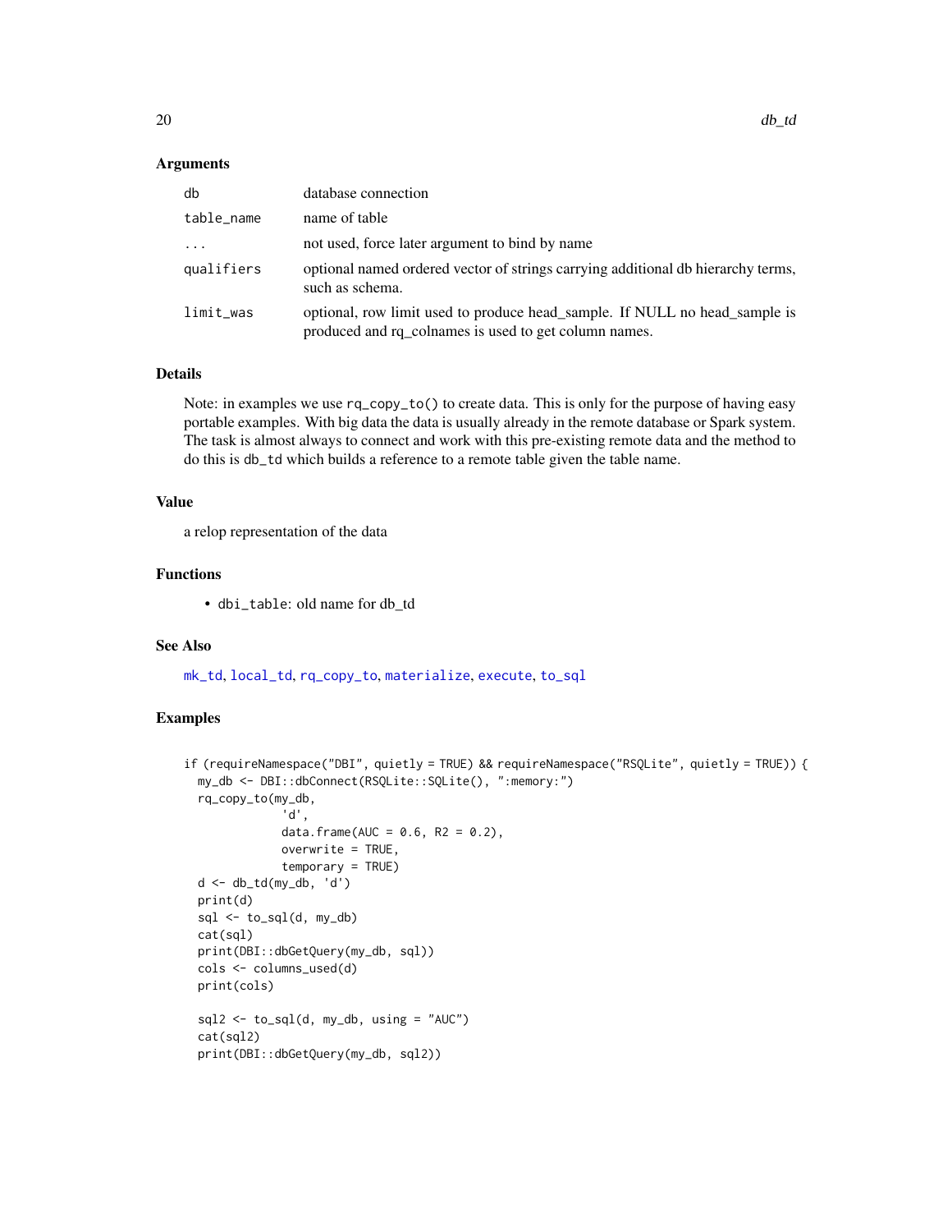### Arguments

| | |
|---|---|
| db | database connection |
| table_name | name of table |
| ... | not used, force later argument to bind by name |
| qualifiers | optional named ordered vector of strings carrying additional db hierarchy terms, such as schema. |
| limit_was | optional, row limit used to produce head_sample. If NULL no head_sample is produced and rq_colnames is used to get column names. |

### Details

Note: in examples we use `rq_copy_to()` to create data. This is only for the purpose of having easy portable examples. With big data the data is usually already in the remote database or Spark system. The task is almost always to connect and work with this pre-existing remote data and the method to do this is `db_td` which builds a reference to a remote table given the table name.

### Value

a relop representation of the data

### Functions

- `dbi_table`: old name for db_td

### See Also

mk_td, local_td, rq_copy_to, materialize, execute, to_sql

### Examples

```
if (requireNamespace("DBI", quietly = TRUE) && requireNamespace("RSQLite", quietly = TRUE)) {
  my_db <- DBI::dbConnect(RSQLite::SQLite(), ":memory:")
  rq_copy_to(my_db,
             'd',
             data.frame(AUC = 0.6, R2 = 0.2),
             overwrite = TRUE,
             temporary = TRUE)
  d <- db_td(my_db, 'd')
  print(d)
  sql <- to_sql(d, my_db)
  cat(sql)
  print(DBI::dbGetQuery(my_db, sql))
  cols <- columns_used(d)
  print(cols)

  sql2 <- to_sql(d, my_db, using = "AUC")
  cat(sql2)
  print(DBI::dbGetQuery(my_db, sql2))
```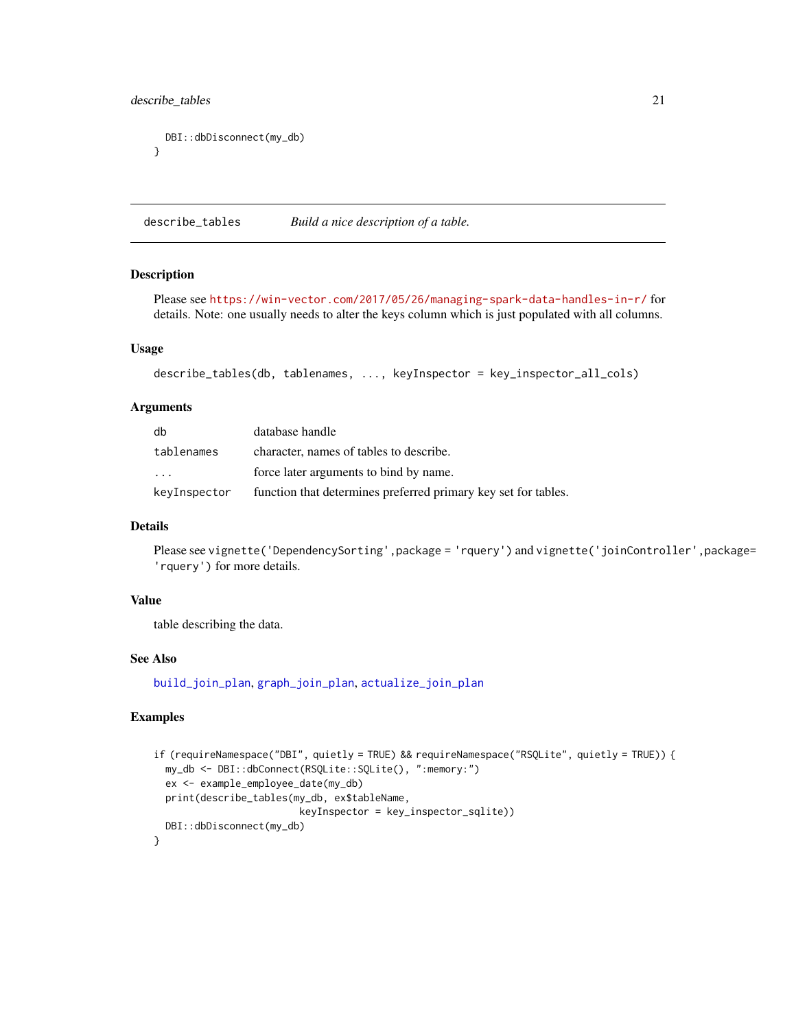```
  DBI::dbDisconnect(my_db)
}
```

## describe_tables    *Build a nice description of a table.*

### Description

Please see https://win-vector.com/2017/05/26/managing-spark-data-handles-in-r/ for details. Note: one usually needs to alter the keys column which is just populated with all columns.

### Usage

```
describe_tables(db, tablenames, ..., keyInspector = key_inspector_all_cols)
```

### Arguments

| | |
|---|---|
| db | database handle |
| tablenames | character, names of tables to describe. |
| ... | force later arguments to bind by name. |
| keyInspector | function that determines preferred primary key set for tables. |

### Details

Please see `vignette('DependencySorting',package = 'rquery')` and `vignette('joinController',package= 'rquery')` for more details.

### Value

table describing the data.

### See Also

build_join_plan, graph_join_plan, actualize_join_plan

### Examples

```
if (requireNamespace("DBI", quietly = TRUE) && requireNamespace("RSQLite", quietly = TRUE)) {
  my_db <- DBI::dbConnect(RSQLite::SQLite(), ":memory:")
  ex <- example_employee_date(my_db)
  print(describe_tables(my_db, ex$tableName,
                        keyInspector = key_inspector_sqlite))
  DBI::dbDisconnect(my_db)
}
```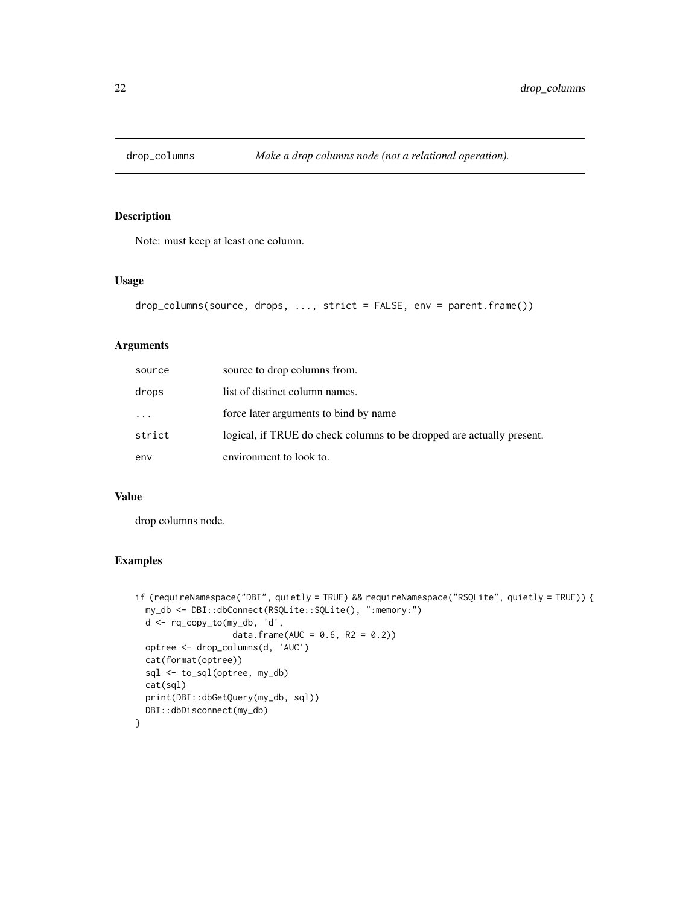## drop_columns — *Make a drop columns node (not a relational operation).*

### Description

Note: must keep at least one column.

### Usage

```
drop_columns(source, drops, ..., strict = FALSE, env = parent.frame())
```

### Arguments

| | |
|---|---|
| source | source to drop columns from. |
| drops | list of distinct column names. |
| ... | force later arguments to bind by name |
| strict | logical, if TRUE do check columns to be dropped are actually present. |
| env | environment to look to. |

### Value

drop columns node.

### Examples

```
if (requireNamespace("DBI", quietly = TRUE) && requireNamespace("RSQLite", quietly = TRUE)) {
  my_db <- DBI::dbConnect(RSQLite::SQLite(), ":memory:")
  d <- rq_copy_to(my_db, 'd',
                  data.frame(AUC = 0.6, R2 = 0.2))
  optree <- drop_columns(d, 'AUC')
  cat(format(optree))
  sql <- to_sql(optree, my_db)
  cat(sql)
  print(DBI::dbGetQuery(my_db, sql))
  DBI::dbDisconnect(my_db)
}
```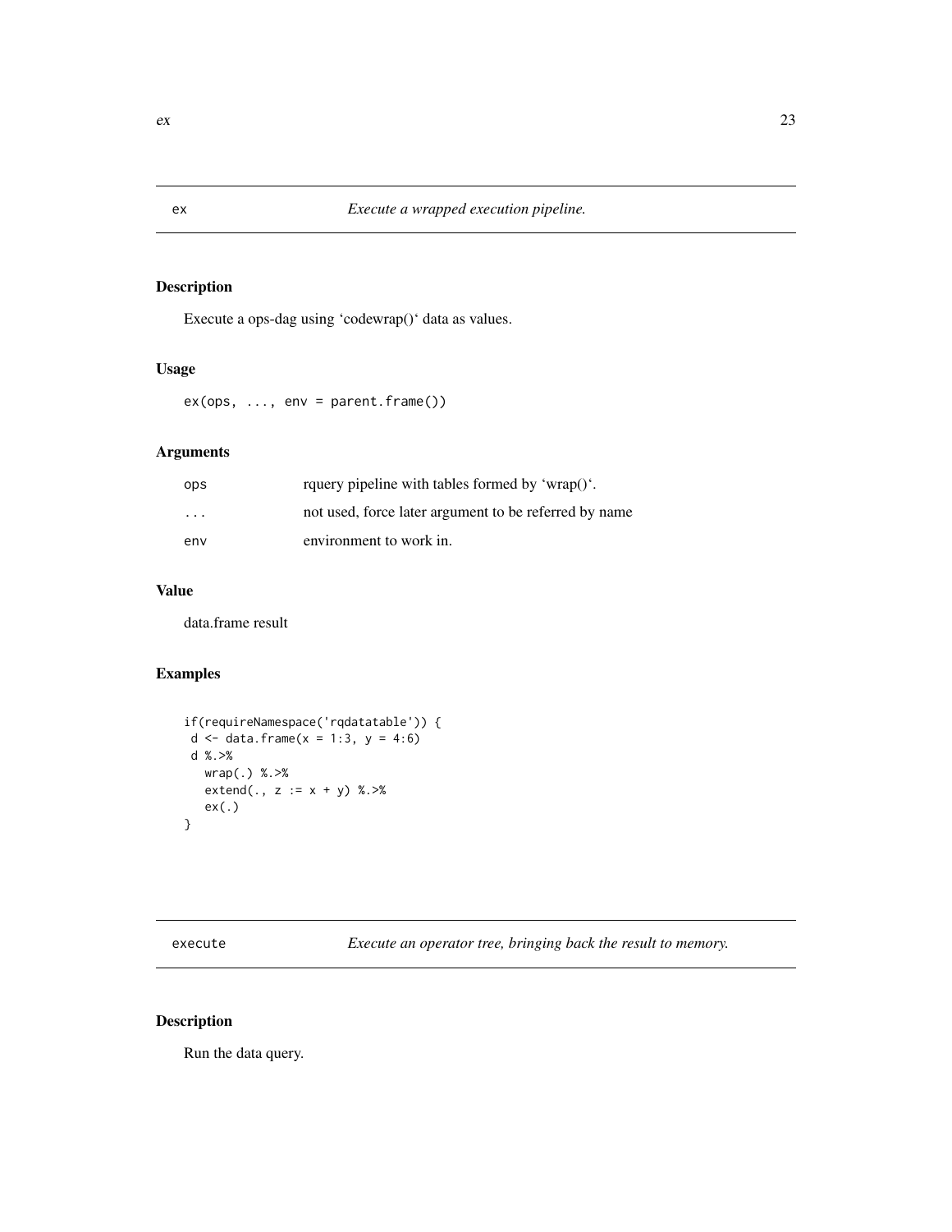## ex — *Execute a wrapped execution pipeline.*

### Description

Execute a ops-dag using 'codewrap()' data as values.

### Usage

```
ex(ops, ..., env = parent.frame())
```

### Arguments

| | |
|---|---|
| ops | rquery pipeline with tables formed by 'wrap()'. |
| ... | not used, force later argument to be referred by name |
| env | environment to work in. |

### Value

data.frame result

### Examples

```
if(requireNamespace('rqdatatable')) {
 d <- data.frame(x = 1:3, y = 4:6)
 d %.>%
   wrap(.) %.>%
   extend(., z := x + y) %.>%
   ex(.)
}
```

## execute — *Execute an operator tree, bringing back the result to memory.*

### Description

Run the data query.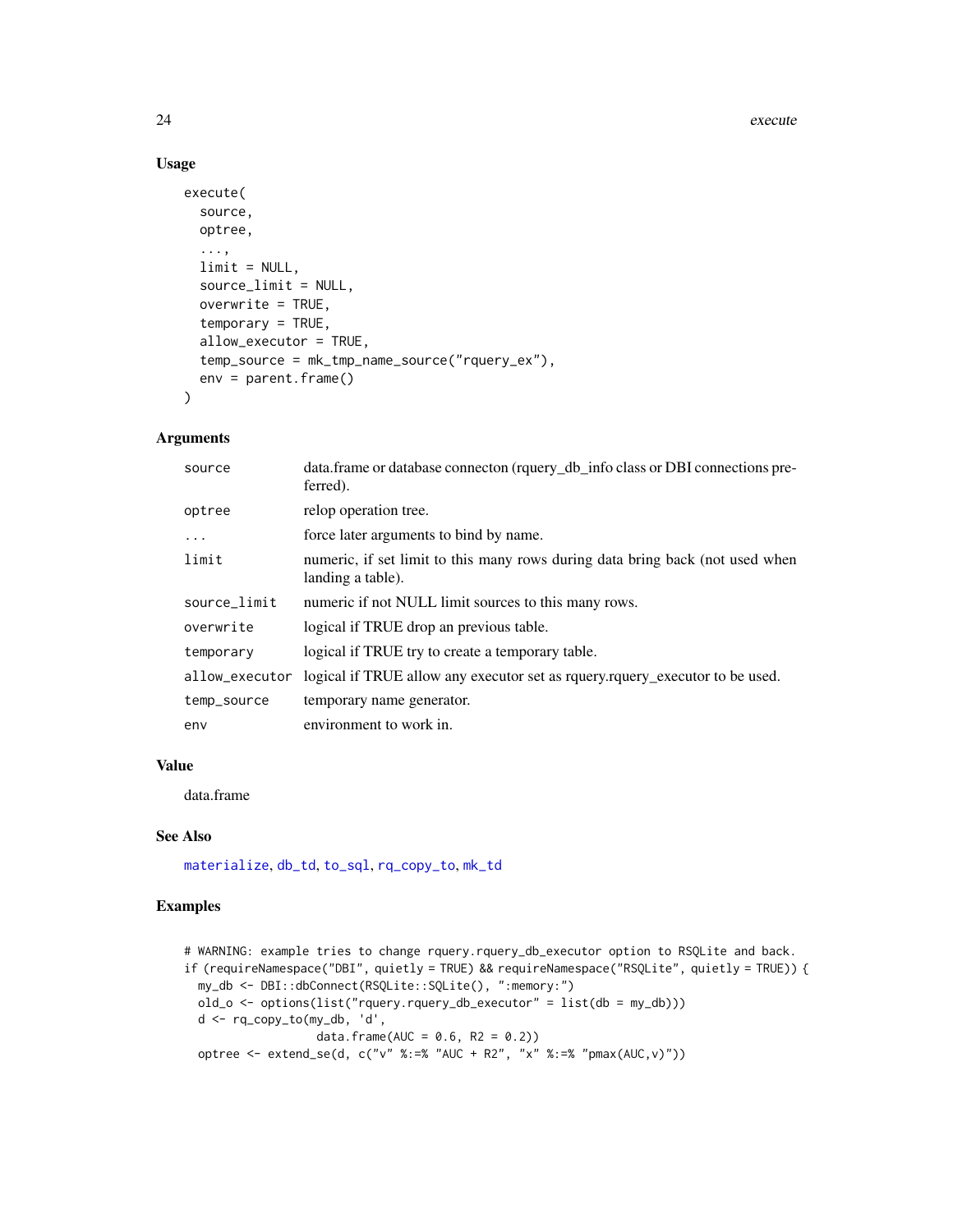## Usage

```
execute(
  source,
  optree,
  ...,
  limit = NULL,
  source_limit = NULL,
  overwrite = TRUE,
  temporary = TRUE,
  allow_executor = TRUE,
  temp_source = mk_tmp_name_source("rquery_ex"),
  env = parent.frame()
)
```

## Arguments

| | |
|---|---|
| source | data.frame or database connecton (rquery_db_info class or DBI connections preferred). |
| optree | relop operation tree. |
| ... | force later arguments to bind by name. |
| limit | numeric, if set limit to this many rows during data bring back (not used when landing a table). |
| source_limit | numeric if not NULL limit sources to this many rows. |
| overwrite | logical if TRUE drop an previous table. |
| temporary | logical if TRUE try to create a temporary table. |
| allow_executor | logical if TRUE allow any executor set as rquery.rquery_executor to be used. |
| temp_source | temporary name generator. |
| env | environment to work in. |

## Value

data.frame

## See Also

materialize, db_td, to_sql, rq_copy_to, mk_td

## Examples

```
# WARNING: example tries to change rquery.rquery_db_executor option to RSQLite and back.
if (requireNamespace("DBI", quietly = TRUE) && requireNamespace("RSQLite", quietly = TRUE)) {
  my_db <- DBI::dbConnect(RSQLite::SQLite(), ":memory:")
  old_o <- options(list("rquery.rquery_db_executor" = list(db = my_db)))
  d <- rq_copy_to(my_db, 'd',
                  data.frame(AUC = 0.6, R2 = 0.2))
  optree <- extend_se(d, c("v" %:=% "AUC + R2", "x" %:=% "pmax(AUC,v)"))
```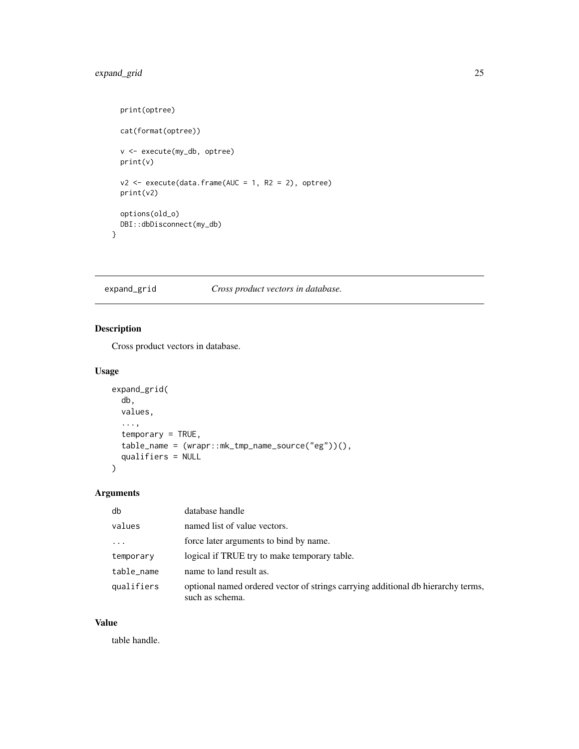```
  print(optree)

  cat(format(optree))

  v <- execute(my_db, optree)
  print(v)

  v2 <- execute(data.frame(AUC = 1, R2 = 2), optree)
  print(v2)

  options(old_o)
  DBI::dbDisconnect(my_db)
}
```

## expand_grid — *Cross product vectors in database.*

### Description

Cross product vectors in database.

### Usage

```
expand_grid(
  db,
  values,
  ...,
  temporary = TRUE,
  table_name = (wrapr::mk_tmp_name_source("eg"))(),
  qualifiers = NULL
)
```

### Arguments

| | |
|---|---|
| db | database handle |
| values | named list of value vectors. |
| ... | force later arguments to bind by name. |
| temporary | logical if TRUE try to make temporary table. |
| table_name | name to land result as. |
| qualifiers | optional named ordered vector of strings carrying additional db hierarchy terms, such as schema. |

### Value

table handle.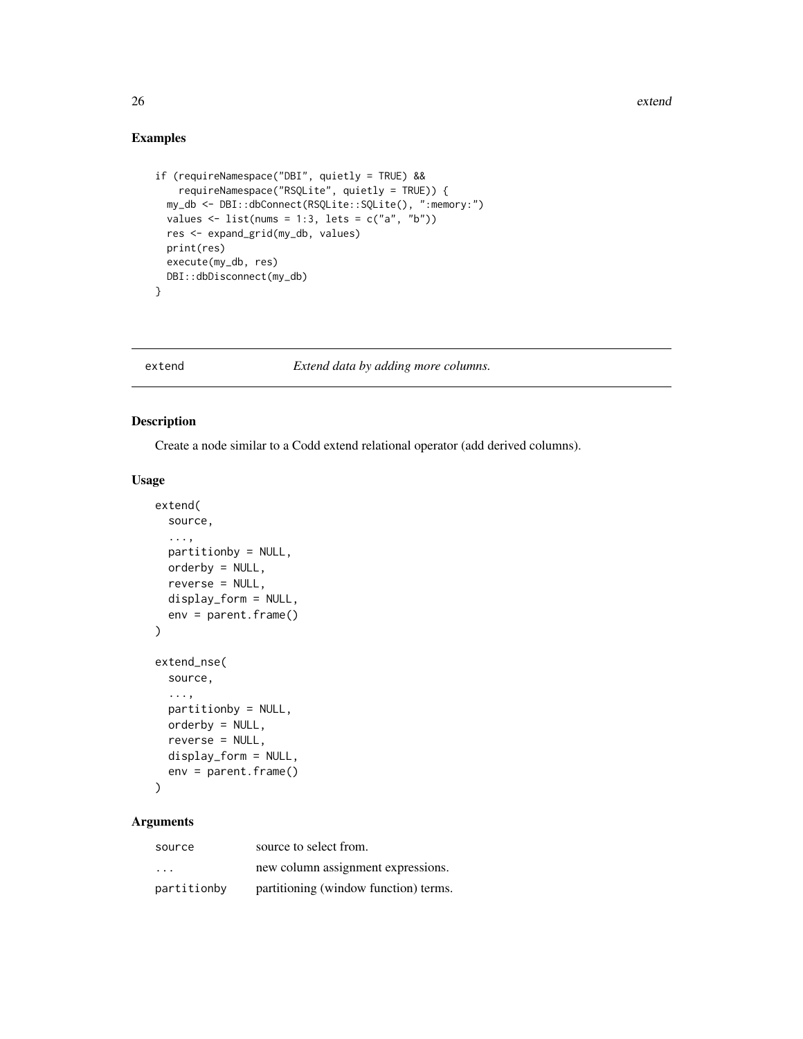## Examples

```
if (requireNamespace("DBI", quietly = TRUE) &&
    requireNamespace("RSQLite", quietly = TRUE)) {
  my_db <- DBI::dbConnect(RSQLite::SQLite(), ":memory:")
  values <- list(nums = 1:3, lets = c("a", "b"))
  res <- expand_grid(my_db, values)
  print(res)
  execute(my_db, res)
  DBI::dbDisconnect(my_db)
}
```

---

# extend — *Extend data by adding more columns.*

## Description

Create a node similar to a Codd extend relational operator (add derived columns).

## Usage

```
extend(
  source,
  ...,
  partitionby = NULL,
  orderby = NULL,
  reverse = NULL,
  display_form = NULL,
  env = parent.frame()
)

extend_nse(
  source,
  ...,
  partitionby = NULL,
  orderby = NULL,
  reverse = NULL,
  display_form = NULL,
  env = parent.frame()
)
```

## Arguments

| | |
|---|---|
| `source` | source to select from. |
| `...` | new column assignment expressions. |
| `partitionby` | partitioning (window function) terms. |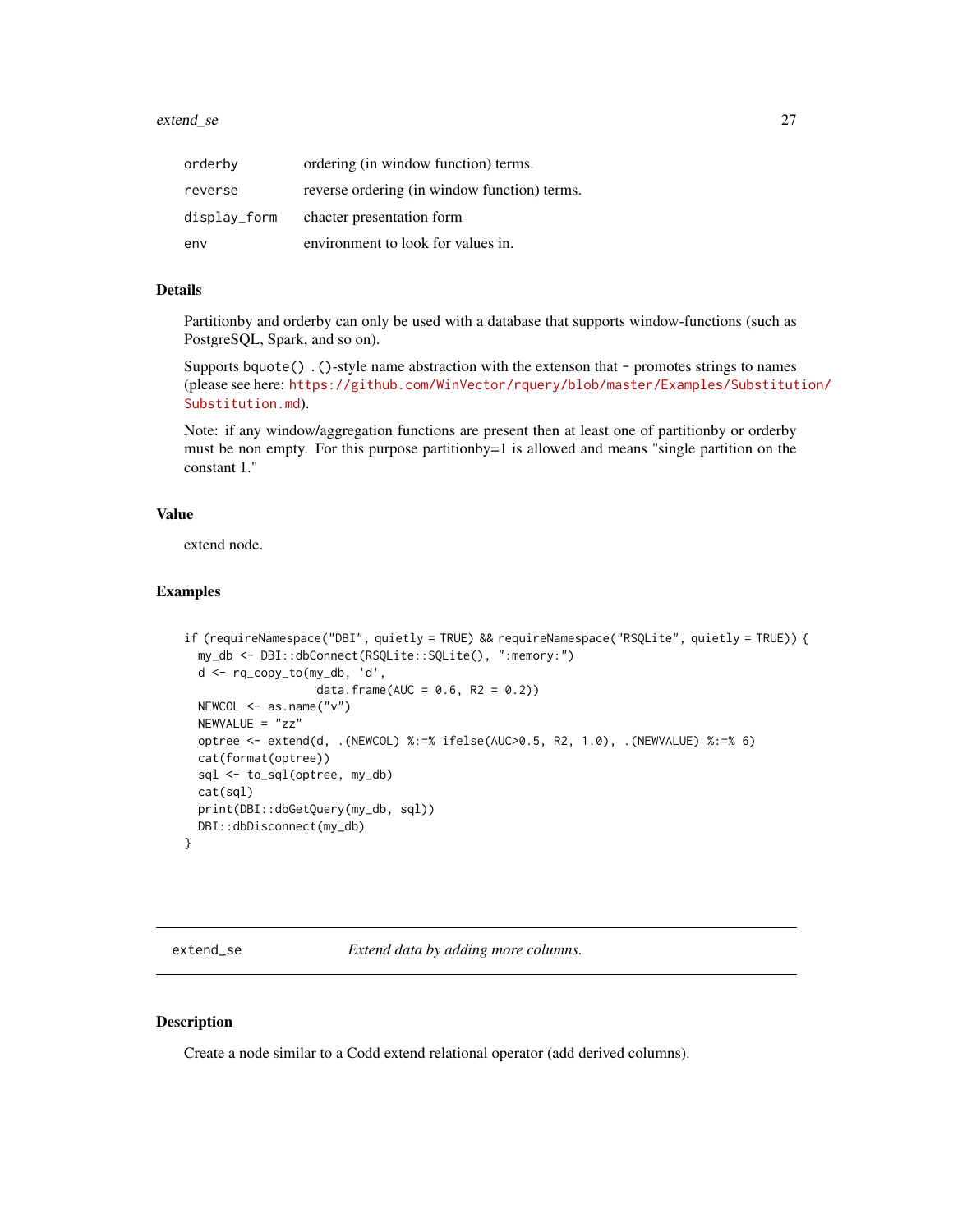| | |
|---|---|
| orderby | ordering (in window function) terms. |
| reverse | reverse ordering (in window function) terms. |
| display_form | chacter presentation form |
| env | environment to look for values in. |

## Details

Partitionby and orderby can only be used with a database that supports window-functions (such as PostgreSQL, Spark, and so on).

Supports `bquote()` `.()`-style name abstraction with the extenson that `-` promotes strings to names (please see here: https://github.com/WinVector/rquery/blob/master/Examples/Substitution/Substitution.md).

Note: if any window/aggregation functions are present then at least one of partitionby or orderby must be non empty. For this purpose partitionby=1 is allowed and means "single partition on the constant 1."

## Value

extend node.

## Examples

```
if (requireNamespace("DBI", quietly = TRUE) && requireNamespace("RSQLite", quietly = TRUE)) {
  my_db <- DBI::dbConnect(RSQLite::SQLite(), ":memory:")
  d <- rq_copy_to(my_db, 'd',
                  data.frame(AUC = 0.6, R2 = 0.2))
  NEWCOL <- as.name("v")
  NEWVALUE = "zz"
  optree <- extend(d, .(NEWCOL) %:=% ifelse(AUC>0.5, R2, 1.0), .(NEWVALUE) %:=% 6)
  cat(format(optree))
  sql <- to_sql(optree, my_db)
  cat(sql)
  print(DBI::dbGetQuery(my_db, sql))
  DBI::dbDisconnect(my_db)
}
```

---

# extend_se — *Extend data by adding more columns.*

## Description

Create a node similar to a Codd extend relational operator (add derived columns).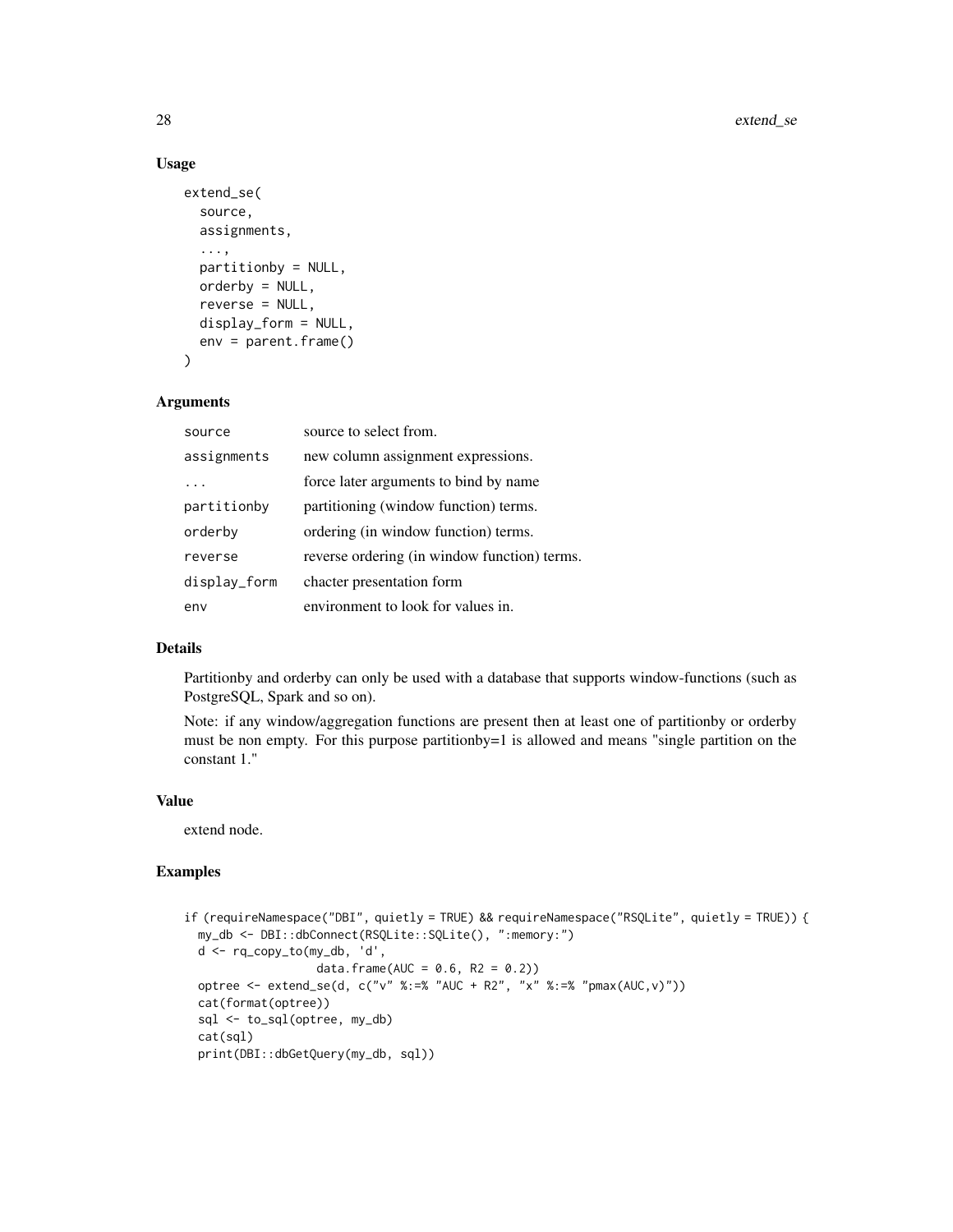## Usage

```
extend_se(
  source,
  assignments,
  ...,
  partitionby = NULL,
  orderby = NULL,
  reverse = NULL,
  display_form = NULL,
  env = parent.frame()
)
```

## Arguments

| | |
|---|---|
| source | source to select from. |
| assignments | new column assignment expressions. |
| ... | force later arguments to bind by name |
| partitionby | partitioning (window function) terms. |
| orderby | ordering (in window function) terms. |
| reverse | reverse ordering (in window function) terms. |
| display_form | chacter presentation form |
| env | environment to look for values in. |

## Details

Partitionby and orderby can only be used with a database that supports window-functions (such as PostgreSQL, Spark and so on).

Note: if any window/aggregation functions are present then at least one of partitionby or orderby must be non empty. For this purpose partitionby=1 is allowed and means "single partition on the constant 1."

## Value

extend node.

## Examples

```
if (requireNamespace("DBI", quietly = TRUE) && requireNamespace("RSQLite", quietly = TRUE)) {
  my_db <- DBI::dbConnect(RSQLite::SQLite(), ":memory:")
  d <- rq_copy_to(my_db, 'd',
                  data.frame(AUC = 0.6, R2 = 0.2))
  optree <- extend_se(d, c("v" %:=% "AUC + R2", "x" %:=% "pmax(AUC,v)"))
  cat(format(optree))
  sql <- to_sql(optree, my_db)
  cat(sql)
  print(DBI::dbGetQuery(my_db, sql))
```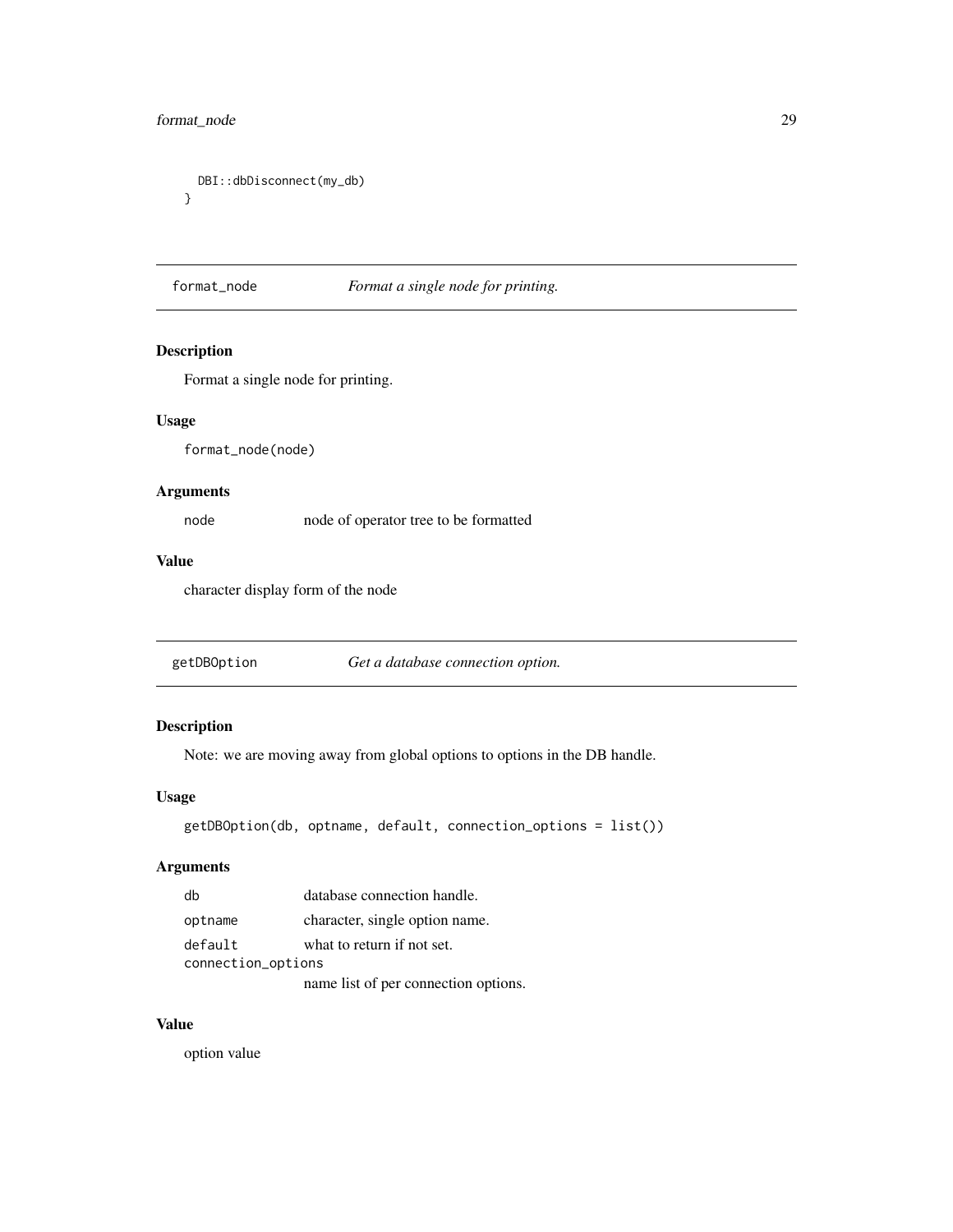```
  DBI::dbDisconnect(my_db)
}
```

## format_node    *Format a single node for printing.*

### Description

Format a single node for printing.

### Usage

```
format_node(node)
```

### Arguments

| | |
|---|---|
| node | node of operator tree to be formatted |

### Value

character display form of the node

## getDBOption    *Get a database connection option.*

### Description

Note: we are moving away from global options to options in the DB handle.

### Usage

```
getDBOption(db, optname, default, connection_options = list())
```

### Arguments

| | |
|---|---|
| db | database connection handle. |
| optname | character, single option name. |
| default | what to return if not set. |
| connection_options | name list of per connection options. |

### Value

option value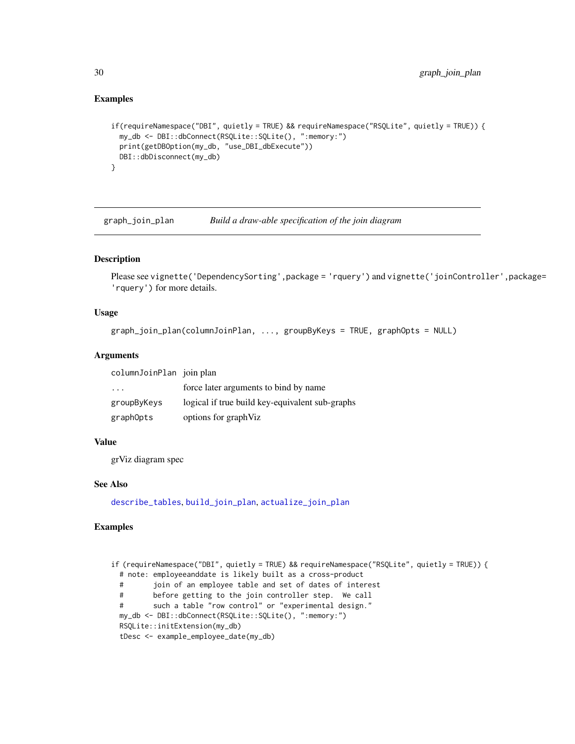### Examples

```
if(requireNamespace("DBI", quietly = TRUE) && requireNamespace("RSQLite", quietly = TRUE)) {
  my_db <- DBI::dbConnect(RSQLite::SQLite(), ":memory:")
  print(getDBOption(my_db, "use_DBI_dbExecute"))
  DBI::dbDisconnect(my_db)
}
```

---

## graph_join_plan — *Build a draw-able specification of the join diagram*

### Description

Please see `vignette('DependencySorting',package = 'rquery')` and `vignette('joinController',package= 'rquery')` for more details.

### Usage

```
graph_join_plan(columnJoinPlan, ..., groupByKeys = TRUE, graphOpts = NULL)
```

### Arguments

| | |
|---|---|
| `columnJoinPlan` | join plan |
| `...` | force later arguments to bind by name |
| `groupByKeys` | logical if true build key-equivalent sub-graphs |
| `graphOpts` | options for graphViz |

### Value

grViz diagram spec

### See Also

`describe_tables`, `build_join_plan`, `actualize_join_plan`

### Examples

```
if (requireNamespace("DBI", quietly = TRUE) && requireNamespace("RSQLite", quietly = TRUE)) {
  # note: employeeanddate is likely built as a cross-product
  #       join of an employee table and set of dates of interest
  #       before getting to the join controller step.  We call
  #       such a table "row control" or "experimental design."
  my_db <- DBI::dbConnect(RSQLite::SQLite(), ":memory:")
  RSQLite::initExtension(my_db)
  tDesc <- example_employee_date(my_db)
```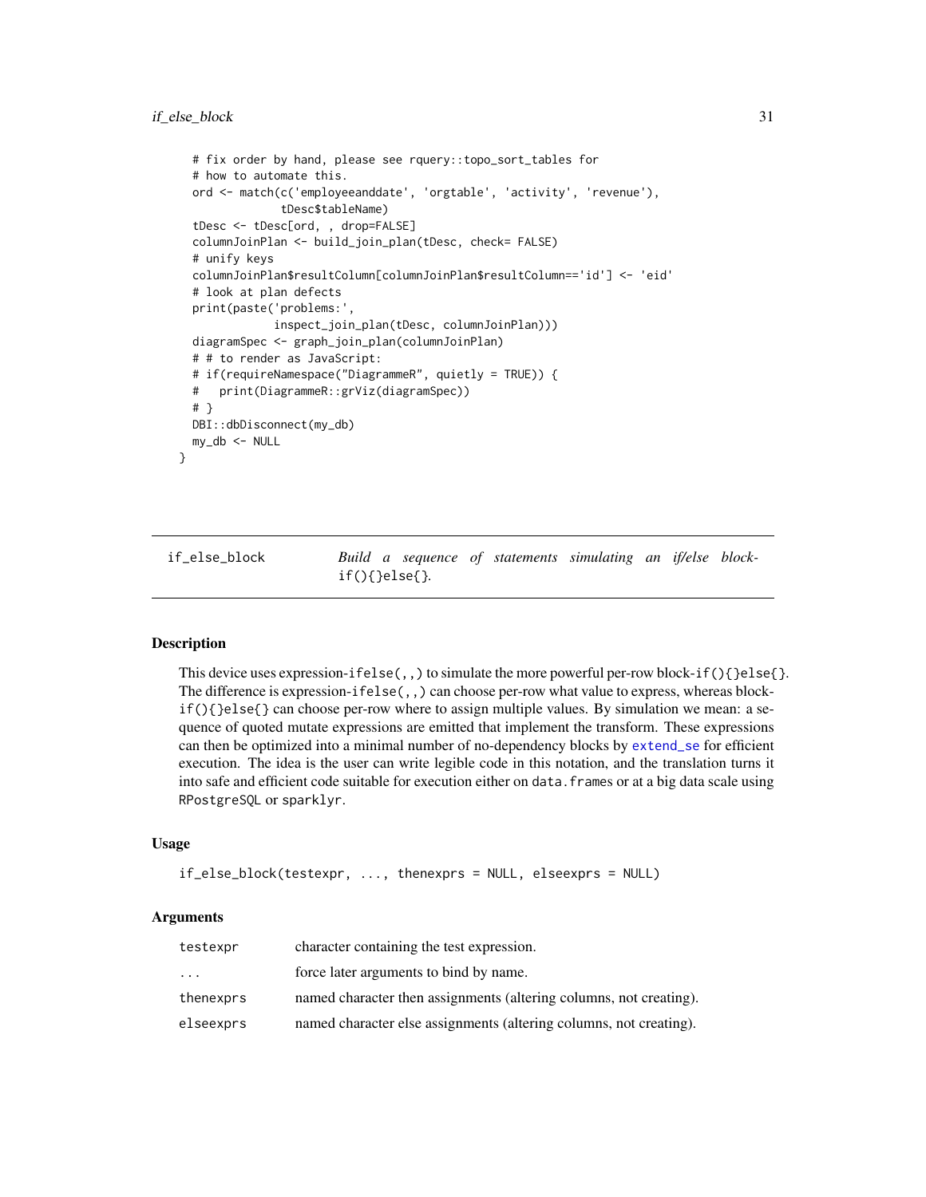```
  # fix order by hand, please see rquery::topo_sort_tables for
  # how to automate this.
  ord <- match(c('employeeanddate', 'orgtable', 'activity', 'revenue'),
               tDesc$tableName)
  tDesc <- tDesc[ord, , drop=FALSE]
  columnJoinPlan <- build_join_plan(tDesc, check= FALSE)
  # unify keys
  columnJoinPlan$resultColumn[columnJoinPlan$resultColumn=='id'] <- 'eid'
  # look at plan defects
  print(paste('problems:',
              inspect_join_plan(tDesc, columnJoinPlan)))
  diagramSpec <- graph_join_plan(columnJoinPlan)
  # # to render as JavaScript:
  # if(requireNamespace("DiagrammeR", quietly = TRUE)) {
  #   print(DiagrammeR::grViz(diagramSpec))
  # }
  DBI::dbDisconnect(my_db)
  my_db <- NULL
}
```

## if_else_block — *Build a sequence of statements simulating an if/else block-* `if(){}else{}`.

### Description

This device uses expression-`ifelse(,,)` to simulate the more powerful per-row block-`if(){}else{}`. The difference is expression-`ifelse(,,)` can choose per-row what value to express, whereas block-`if(){}else{}` can choose per-row where to assign multiple values. By simulation we mean: a sequence of quoted mutate expressions are emitted that implement the transform. These expressions can then be optimized into a minimal number of no-dependency blocks by extend_se for efficient execution. The idea is the user can write legible code in this notation, and the translation turns it into safe and efficient code suitable for execution either on `data.frame`s or at a big data scale using `RPostgreSQL` or `sparklyr`.

### Usage

```
if_else_block(testexpr, ..., thenexprs = NULL, elseexprs = NULL)
```

### Arguments

| | |
|---|---|
| `testexpr` | character containing the test expression. |
| `...` | force later arguments to bind by name. |
| `thenexprs` | named character then assignments (altering columns, not creating). |
| `elseexprs` | named character else assignments (altering columns, not creating). |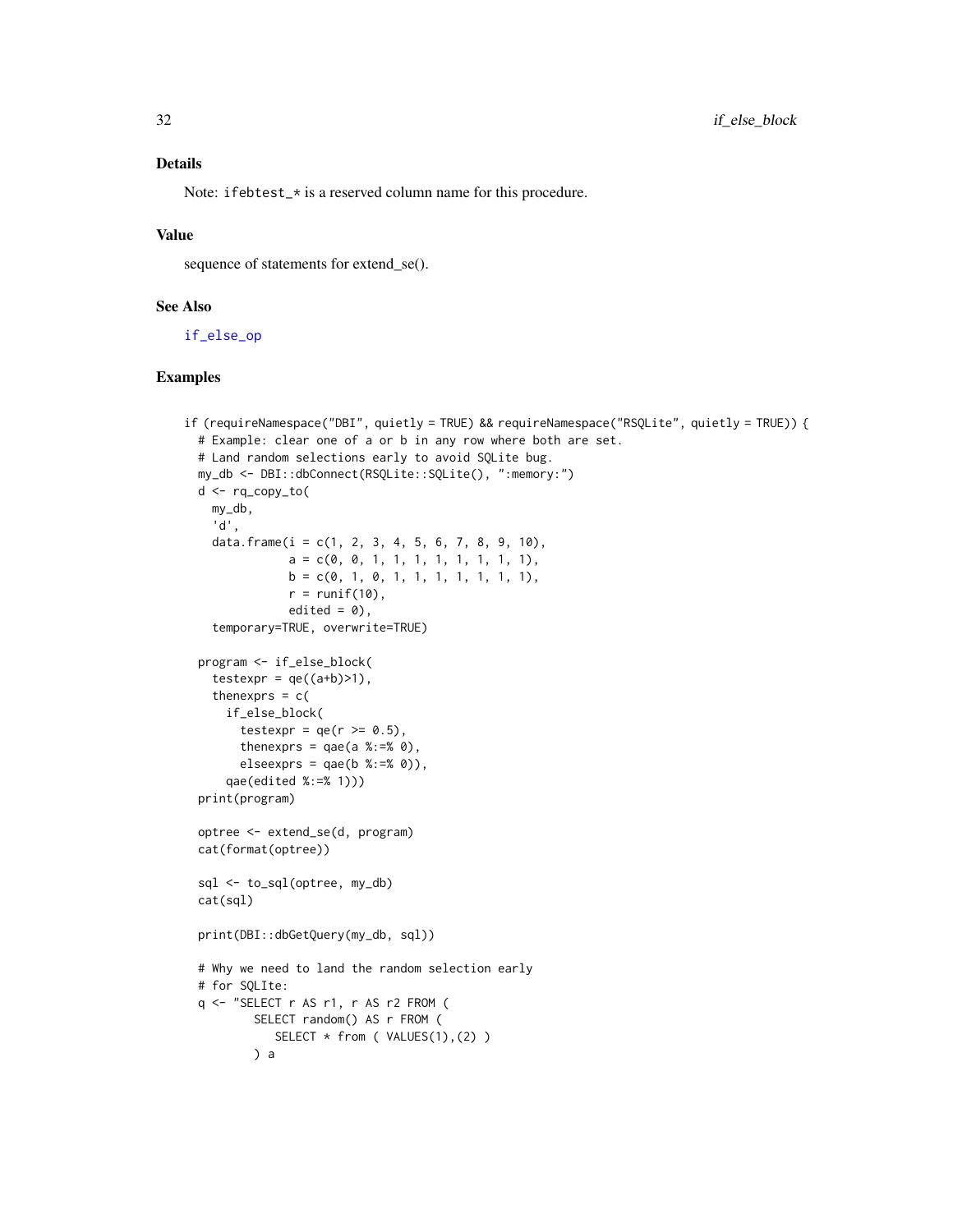## Details

Note: ifebtest_* is a reserved column name for this procedure.

## Value

sequence of statements for extend_se().

## See Also

if_else_op

## Examples

```
if (requireNamespace("DBI", quietly = TRUE) && requireNamespace("RSQLite", quietly = TRUE)) {
  # Example: clear one of a or b in any row where both are set.
  # Land random selections early to avoid SQLite bug.
  my_db <- DBI::dbConnect(RSQLite::SQLite(), ":memory:")
  d <- rq_copy_to(
    my_db,
    'd',
    data.frame(i = c(1, 2, 3, 4, 5, 6, 7, 8, 9, 10),
               a = c(0, 0, 1, 1, 1, 1, 1, 1, 1, 1),
               b = c(0, 1, 0, 1, 1, 1, 1, 1, 1, 1),
               r = runif(10),
               edited = 0),
    temporary=TRUE, overwrite=TRUE)

  program <- if_else_block(
    testexpr = qe((a+b)>1),
    thenexprs = c(
      if_else_block(
        testexpr = qe(r >= 0.5),
        thenexprs = qae(a %:=% 0),
        elseexprs = qae(b %:=% 0)),
      qae(edited %:=% 1)))
  print(program)

  optree <- extend_se(d, program)
  cat(format(optree))

  sql <- to_sql(optree, my_db)
  cat(sql)

  print(DBI::dbGetQuery(my_db, sql))

  # Why we need to land the random selection early
  # for SQLIte:
  q <- "SELECT r AS r1, r AS r2 FROM (
          SELECT random() AS r FROM (
             SELECT * from ( VALUES(1),(2) )
          ) a
```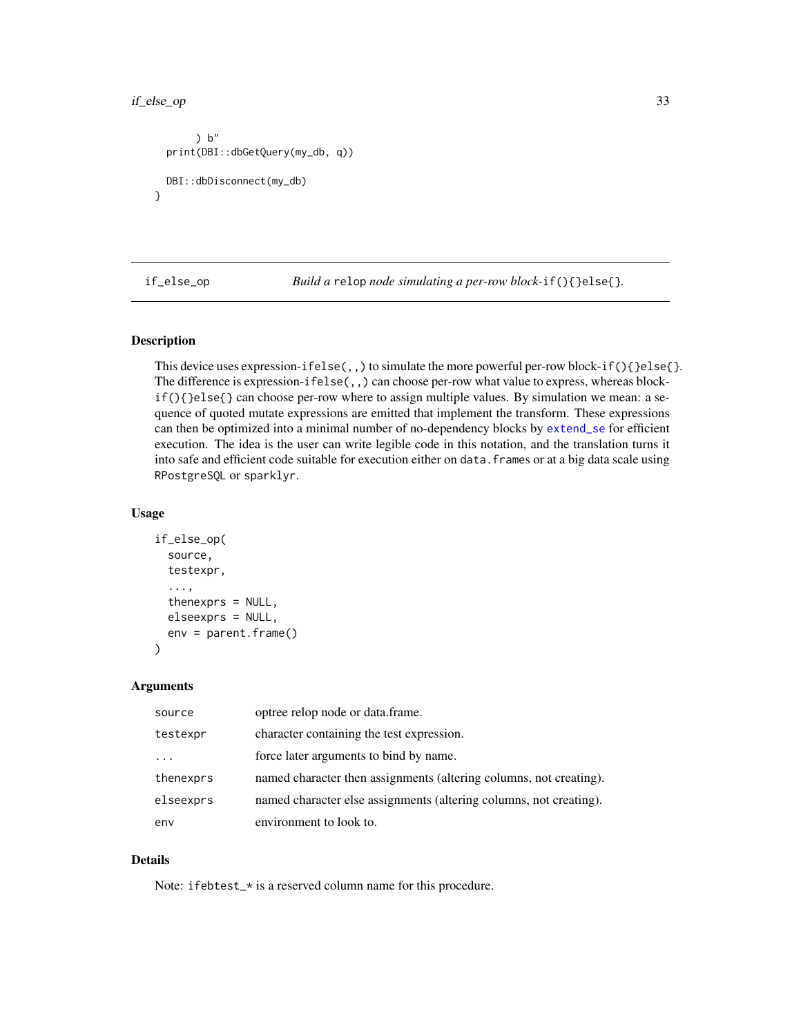```
      ) b"
  print(DBI::dbGetQuery(my_db, q))

  DBI::dbDisconnect(my_db)
}
```

## if_else_op — *Build a* `relop` *node simulating a per-row block-*`if(){}else{}`*.*

### Description

This device uses expression-`ifelse(,,)` to simulate the more powerful per-row block-`if(){}else{}`. The difference is expression-`ifelse(,,)` can choose per-row what value to express, whereas block-`if(){}else{}` can choose per-row where to assign multiple values. By simulation we mean: a sequence of quoted mutate expressions are emitted that implement the transform. These expressions can then be optimized into a minimal number of no-dependency blocks by `extend_se` for efficient execution. The idea is the user can write legible code in this notation, and the translation turns it into safe and efficient code suitable for execution either on `data.frames` or at a big data scale using `RPostgreSQL` or `sparklyr`.

### Usage

```
if_else_op(
  source,
  testexpr,
  ...,
  thenexprs = NULL,
  elseexprs = NULL,
  env = parent.frame()
)
```

### Arguments

| | |
|---|---|
| `source` | optree relop node or data.frame. |
| `testexpr` | character containing the test expression. |
| `...` | force later arguments to bind by name. |
| `thenexprs` | named character then assignments (altering columns, not creating). |
| `elseexprs` | named character else assignments (altering columns, not creating). |
| `env` | environment to look to. |

### Details

Note: `ifebtest_*` is a reserved column name for this procedure.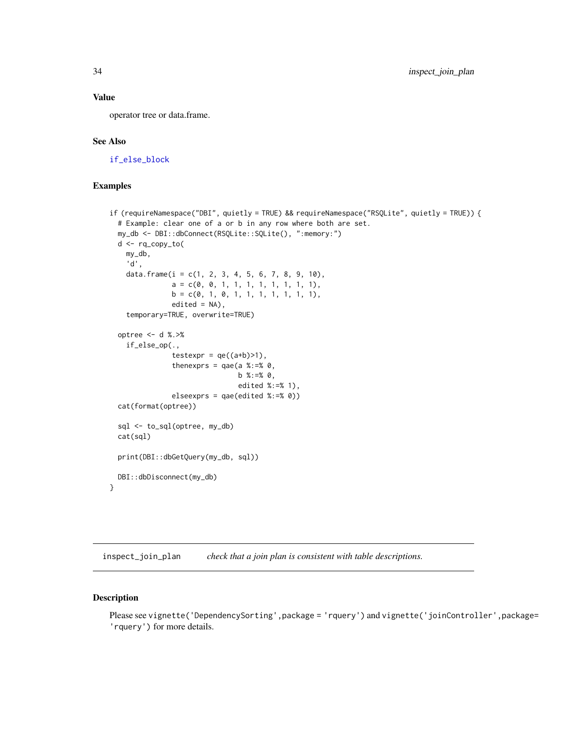### Value

operator tree or data.frame.

### See Also

if_else_block

### Examples

```
if (requireNamespace("DBI", quietly = TRUE) && requireNamespace("RSQLite", quietly = TRUE)) {
  # Example: clear one of a or b in any row where both are set.
  my_db <- DBI::dbConnect(RSQLite::SQLite(), ":memory:")
  d <- rq_copy_to(
    my_db,
    'd',
    data.frame(i = c(1, 2, 3, 4, 5, 6, 7, 8, 9, 10),
               a = c(0, 0, 1, 1, 1, 1, 1, 1, 1, 1),
               b = c(0, 1, 0, 1, 1, 1, 1, 1, 1, 1),
               edited = NA),
    temporary=TRUE, overwrite=TRUE)

  optree <- d %.>%
    if_else_op(.,
               testexpr = qe((a+b)>1),
               thenexprs = qae(a %:=% 0,
                               b %:=% 0,
                               edited %:=% 1),
               elseexprs = qae(edited %:=% 0))
  cat(format(optree))

  sql <- to_sql(optree, my_db)
  cat(sql)

  print(DBI::dbGetQuery(my_db, sql))

  DBI::dbDisconnect(my_db)
}
```

## inspect_join_plan — *check that a join plan is consistent with table descriptions.*

### Description

Please see vignette('DependencySorting',package = 'rquery') and vignette('joinController',package= 'rquery') for more details.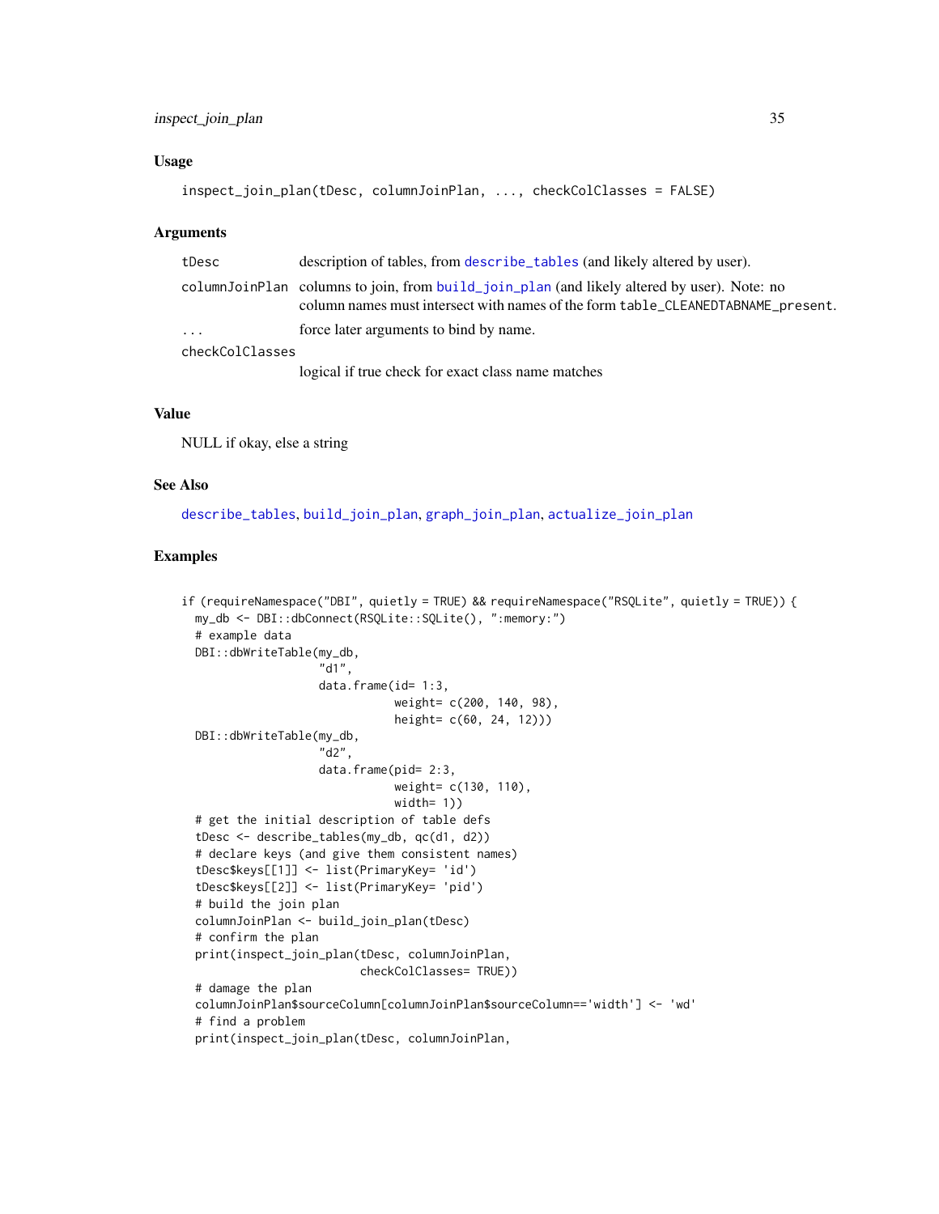### Usage

```
inspect_join_plan(tDesc, columnJoinPlan, ..., checkColClasses = FALSE)
```

### Arguments

| | |
|---|---|
| tDesc | description of tables, from describe_tables (and likely altered by user). |
| columnJoinPlan | columns to join, from build_join_plan (and likely altered by user). Note: no column names must intersect with names of the form table_CLEANEDTABNAME_present. |
| ... | force later arguments to bind by name. |
| checkColClasses | logical if true check for exact class name matches |

### Value

NULL if okay, else a string

### See Also

describe_tables, build_join_plan, graph_join_plan, actualize_join_plan

### Examples

```
if (requireNamespace("DBI", quietly = TRUE) && requireNamespace("RSQLite", quietly = TRUE)) {
  my_db <- DBI::dbConnect(RSQLite::SQLite(), ":memory:")
  # example data
  DBI::dbWriteTable(my_db,
                    "d1",
                    data.frame(id= 1:3,
                               weight= c(200, 140, 98),
                               height= c(60, 24, 12)))
  DBI::dbWriteTable(my_db,
                    "d2",
                    data.frame(pid= 2:3,
                               weight= c(130, 110),
                               width= 1))
  # get the initial description of table defs
  tDesc <- describe_tables(my_db, qc(d1, d2))
  # declare keys (and give them consistent names)
  tDesc$keys[[1]] <- list(PrimaryKey= 'id')
  tDesc$keys[[2]] <- list(PrimaryKey= 'pid')
  # build the join plan
  columnJoinPlan <- build_join_plan(tDesc)
  # confirm the plan
  print(inspect_join_plan(tDesc, columnJoinPlan,
                          checkColClasses= TRUE))
  # damage the plan
  columnJoinPlan$sourceColumn[columnJoinPlan$sourceColumn=='width'] <- 'wd'
  # find a problem
  print(inspect_join_plan(tDesc, columnJoinPlan,
```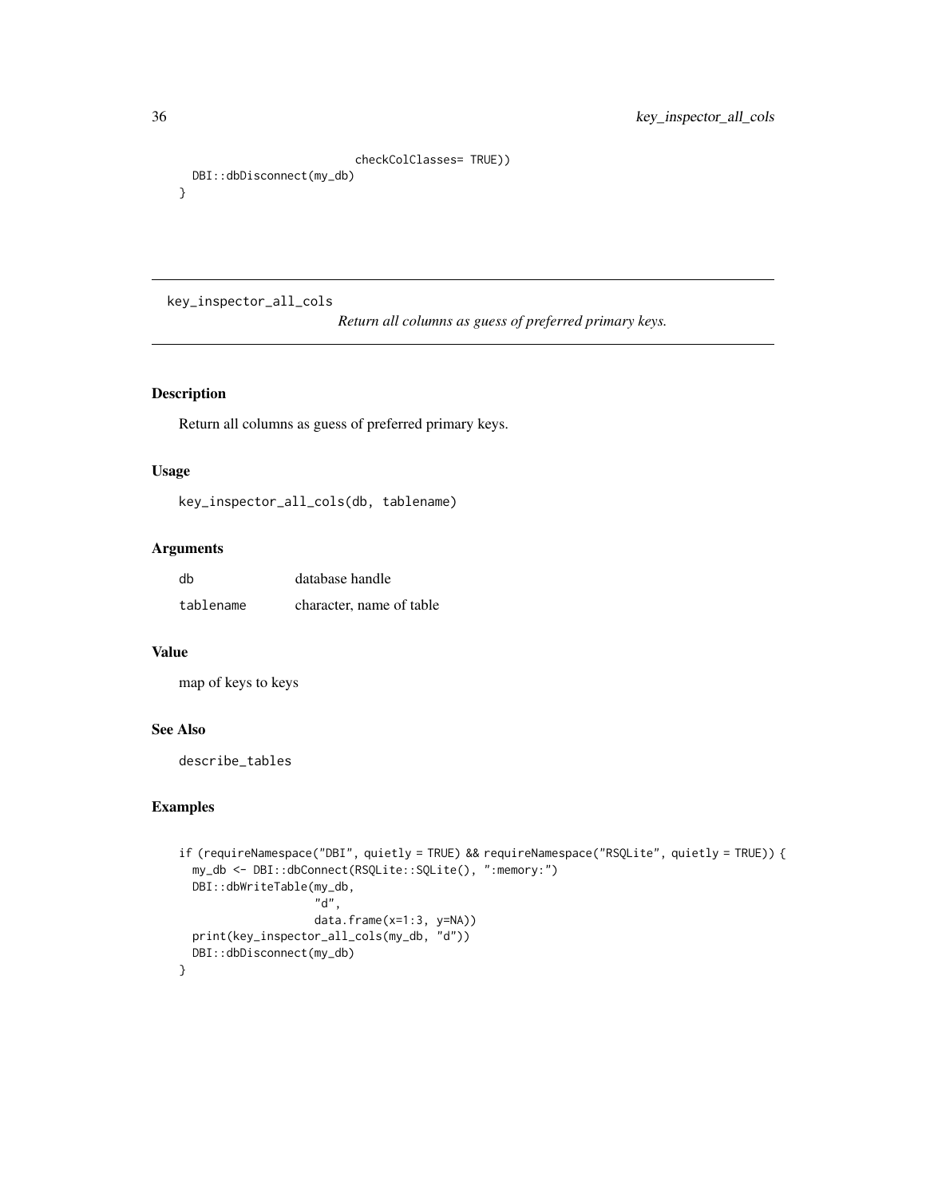```
                           checkColClasses= TRUE))
  DBI::dbDisconnect(my_db)
}
```

---

`key_inspector_all_cols` *Return all columns as guess of preferred primary keys.*

---

## Description

Return all columns as guess of preferred primary keys.

## Usage

```
key_inspector_all_cols(db, tablename)
```

## Arguments

| | |
|---|---|
| `db` | database handle |
| `tablename` | character, name of table |

## Value

map of keys to keys

## See Also

`describe_tables`

## Examples

```
if (requireNamespace("DBI", quietly = TRUE) && requireNamespace("RSQLite", quietly = TRUE)) {
  my_db <- DBI::dbConnect(RSQLite::SQLite(), ":memory:")
  DBI::dbWriteTable(my_db,
                    "d",
                    data.frame(x=1:3, y=NA))
  print(key_inspector_all_cols(my_db, "d"))
  DBI::dbDisconnect(my_db)
}
```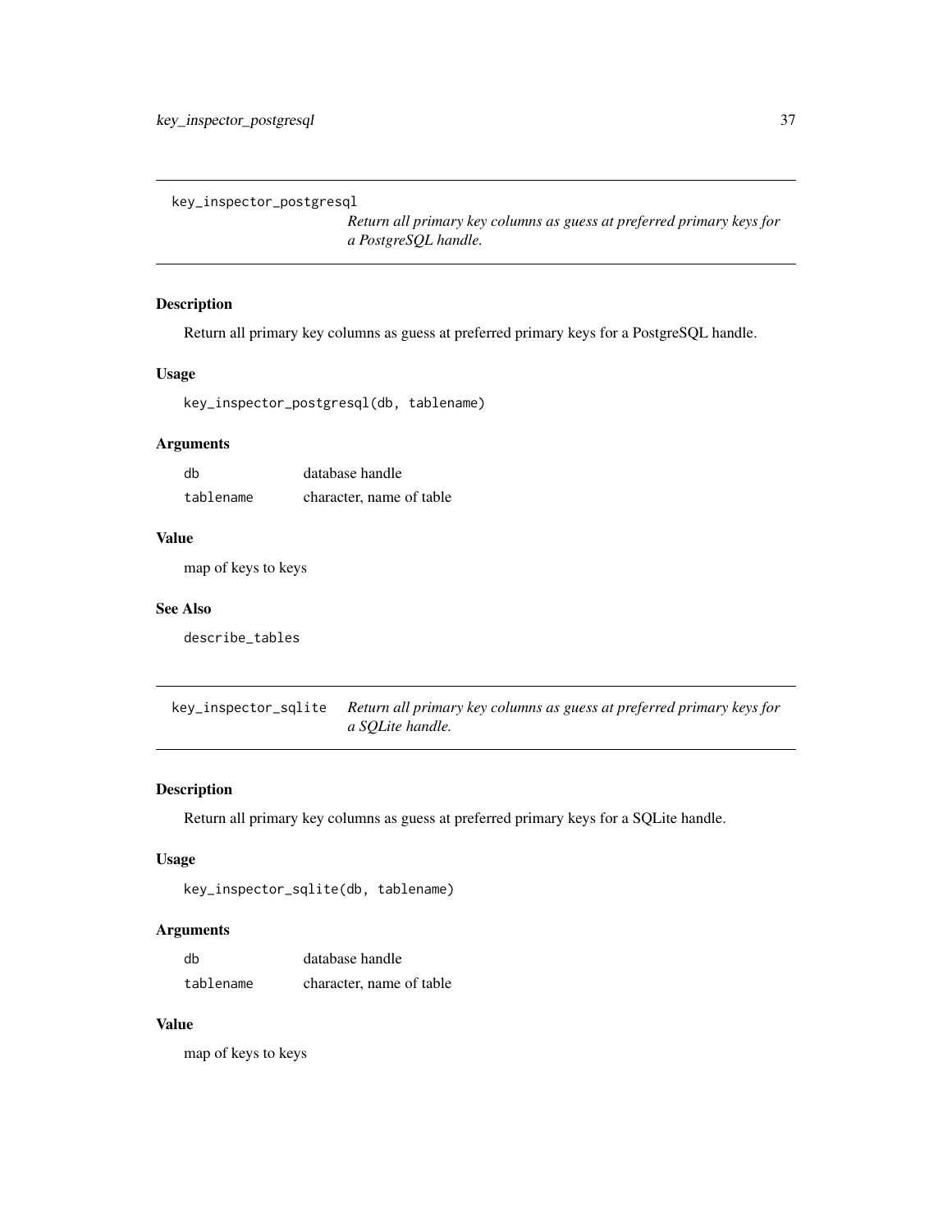## key_inspector_postgresql

*Return all primary key columns as guess at preferred primary keys for a PostgreSQL handle.*

### Description

Return all primary key columns as guess at preferred primary keys for a PostgreSQL handle.

### Usage

```
key_inspector_postgresql(db, tablename)
```

### Arguments

| | |
|---|---|
| `db` | database handle |
| `tablename` | character, name of table |

### Value

map of keys to keys

### See Also

`describe_tables`

## key_inspector_sqlite

*Return all primary key columns as guess at preferred primary keys for a SQLite handle.*

### Description

Return all primary key columns as guess at preferred primary keys for a SQLite handle.

### Usage

```
key_inspector_sqlite(db, tablename)
```

### Arguments

| | |
|---|---|
| `db` | database handle |
| `tablename` | character, name of table |

### Value

map of keys to keys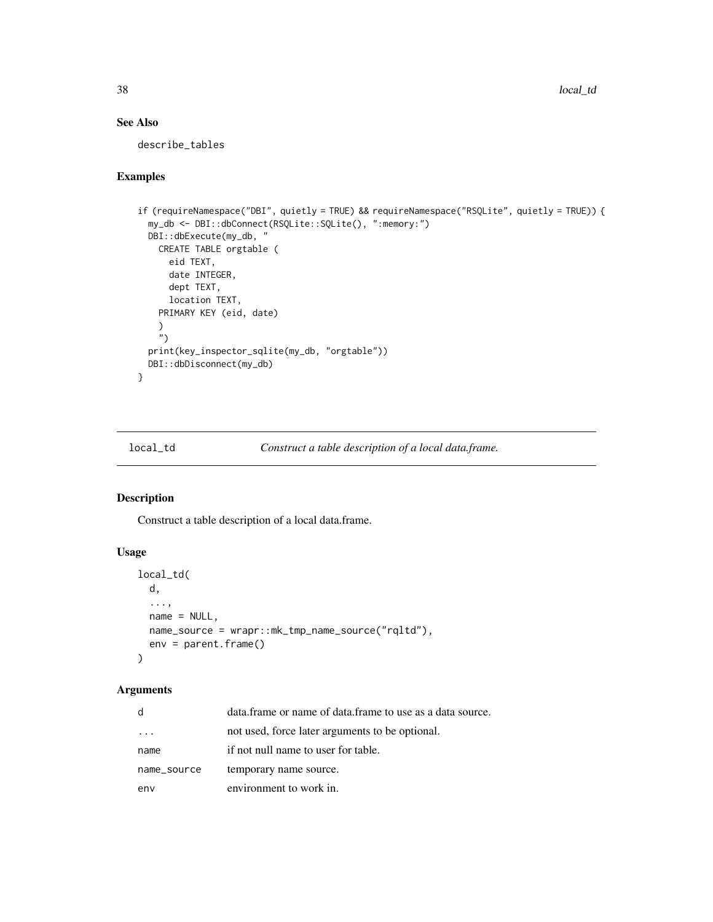## See Also

describe_tables

## Examples

```
if (requireNamespace("DBI", quietly = TRUE) && requireNamespace("RSQLite", quietly = TRUE)) {
  my_db <- DBI::dbConnect(RSQLite::SQLite(), ":memory:")
  DBI::dbExecute(my_db, "
    CREATE TABLE orgtable (
      eid TEXT,
      date INTEGER,
      dept TEXT,
      location TEXT,
    PRIMARY KEY (eid, date)
    )
    ")
  print(key_inspector_sqlite(my_db, "orgtable"))
  DBI::dbDisconnect(my_db)
}
```

---

# local_td — *Construct a table description of a local data.frame.*

## Description

Construct a table description of a local data.frame.

## Usage

```
local_td(
  d,
  ...,
  name = NULL,
  name_source = wrapr::mk_tmp_name_source("rqltd"),
  env = parent.frame()
)
```

## Arguments

| | |
|---|---|
| d | data.frame or name of data.frame to use as a data source. |
| ... | not used, force later arguments to be optional. |
| name | if not null name to user for table. |
| name_source | temporary name source. |
| env | environment to work in. |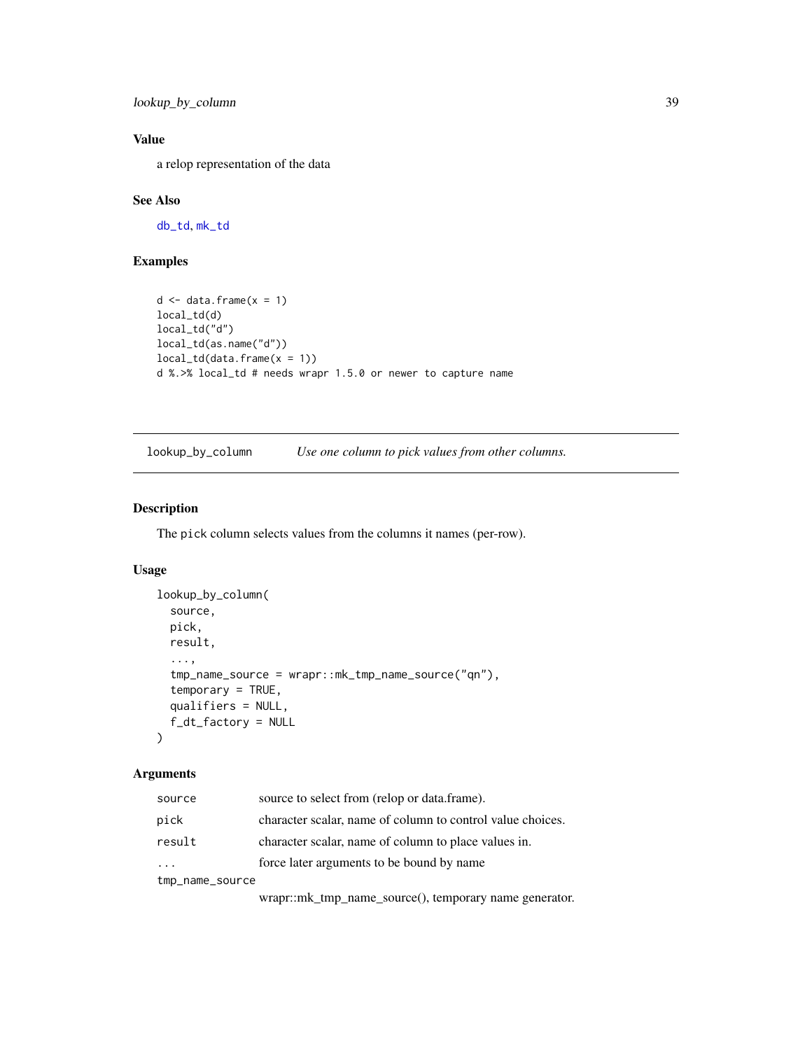### Value

a relop representation of the data

### See Also

db_td, mk_td

### Examples

```
d <- data.frame(x = 1)
local_td(d)
local_td("d")
local_td(as.name("d"))
local_td(data.frame(x = 1))
d %.>% local_td # needs wrapr 1.5.0 or newer to capture name
```

---

## lookup_by_column    *Use one column to pick values from other columns.*

---

### Description

The pick column selects values from the columns it names (per-row).

### Usage

```
lookup_by_column(
  source,
  pick,
  result,
  ...,
  tmp_name_source = wrapr::mk_tmp_name_source("qn"),
  temporary = TRUE,
  qualifiers = NULL,
  f_dt_factory = NULL
)
```

### Arguments

| | |
|---|---|
| source | source to select from (relop or data.frame). |
| pick | character scalar, name of column to control value choices. |
| result | character scalar, name of column to place values in. |
| ... | force later arguments to be bound by name |
| tmp_name_source | wrapr::mk_tmp_name_source(), temporary name generator. |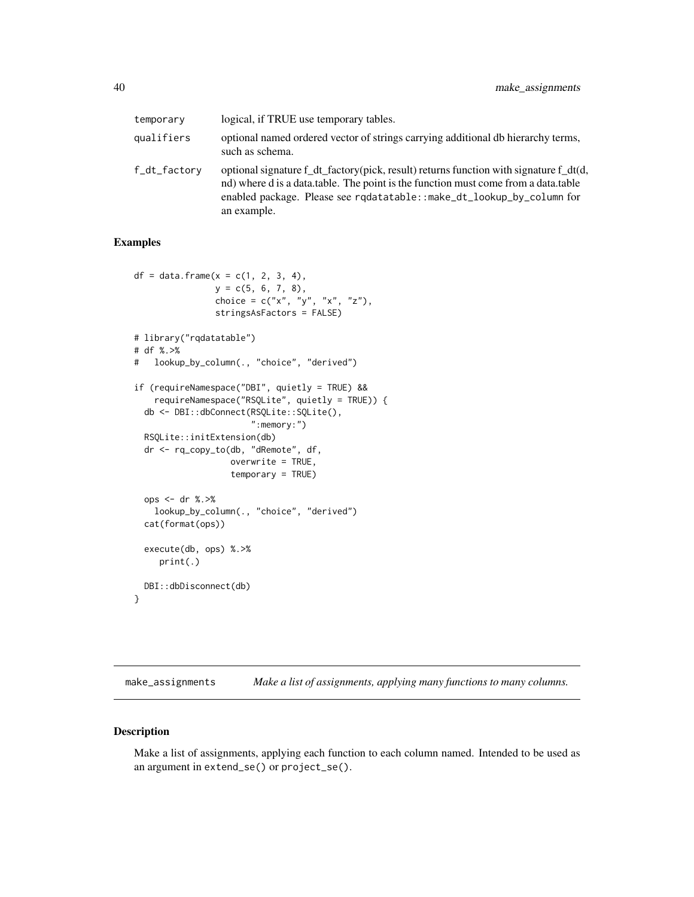| | |
|---|---|
| temporary | logical, if TRUE use temporary tables. |
| qualifiers | optional named ordered vector of strings carrying additional db hierarchy terms, such as schema. |
| f_dt_factory | optional signature f_dt_factory(pick, result) returns function with signature f_dt(d, nd) where d is a data.table. The point is the function must come from a data.table enabled package. Please see `rqdatatable::make_dt_lookup_by_column` for an example. |

### Examples

```
df = data.frame(x = c(1, 2, 3, 4),
                y = c(5, 6, 7, 8),
                choice = c("x", "y", "x", "z"),
                stringsAsFactors = FALSE)

# library("rqdatatable")
# df %.>%
#   lookup_by_column(., "choice", "derived")

if (requireNamespace("DBI", quietly = TRUE) &&
    requireNamespace("RSQLite", quietly = TRUE)) {
  db <- DBI::dbConnect(RSQLite::SQLite(),
                       ":memory:")
  RSQLite::initExtension(db)
  dr <- rq_copy_to(db, "dRemote", df,
                   overwrite = TRUE,
                   temporary = TRUE)

  ops <- dr %.>%
    lookup_by_column(., "choice", "derived")
  cat(format(ops))

  execute(db, ops) %.>%
     print(.)

  DBI::dbDisconnect(db)
}
```

---

## make_assignments &nbsp;&nbsp;&nbsp; *Make a list of assignments, applying many functions to many columns.*

### Description

Make a list of assignments, applying each function to each column named. Intended to be used as an argument in `extend_se()` or `project_se()`.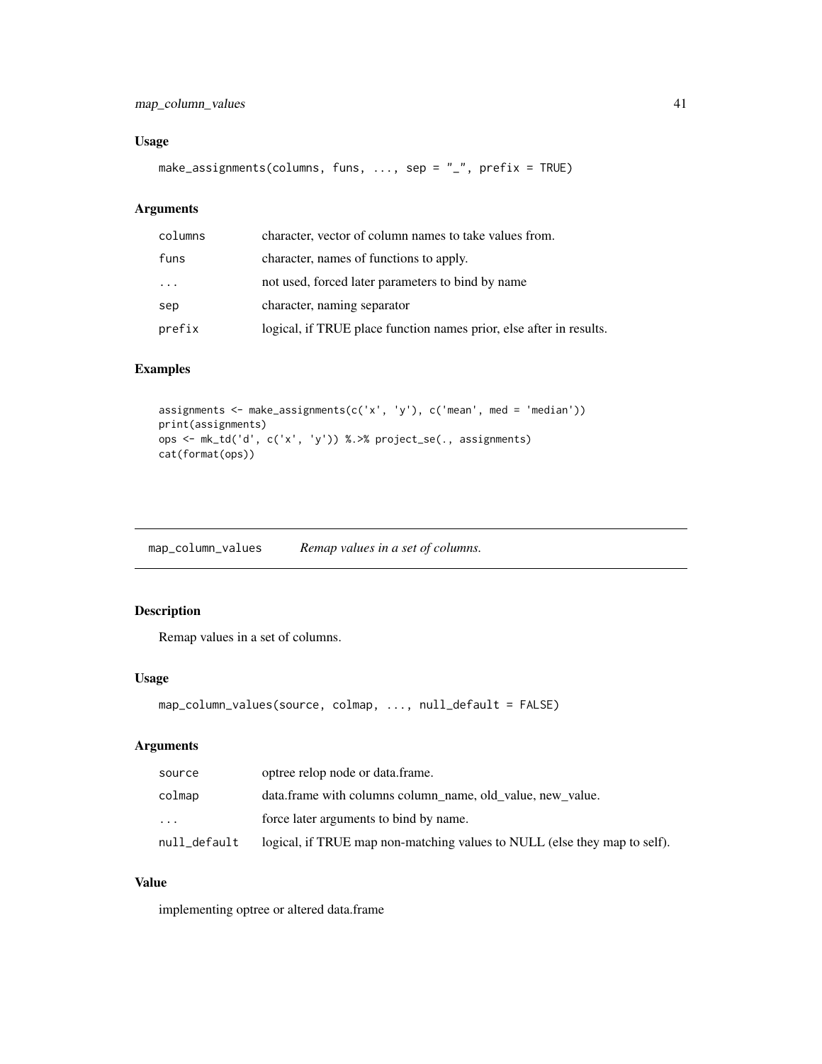### Usage

```
make_assignments(columns, funs, ..., sep = "_", prefix = TRUE)
```

### Arguments

| | |
|---|---|
| columns | character, vector of column names to take values from. |
| funs | character, names of functions to apply. |
| ... | not used, forced later parameters to bind by name |
| sep | character, naming separator |
| prefix | logical, if TRUE place function names prior, else after in results. |

### Examples

```
assignments <- make_assignments(c('x', 'y'), c('mean', med = 'median'))
print(assignments)
ops <- mk_td('d', c('x', 'y')) %.>% project_se(., assignments)
cat(format(ops))
```

---

## map_column_values *Remap values in a set of columns.*

---

### Description

Remap values in a set of columns.

### Usage

```
map_column_values(source, colmap, ..., null_default = FALSE)
```

### Arguments

| | |
|---|---|
| source | optree relop node or data.frame. |
| colmap | data.frame with columns column_name, old_value, new_value. |
| ... | force later arguments to bind by name. |
| null_default | logical, if TRUE map non-matching values to NULL (else they map to self). |

### Value

implementing optree or altered data.frame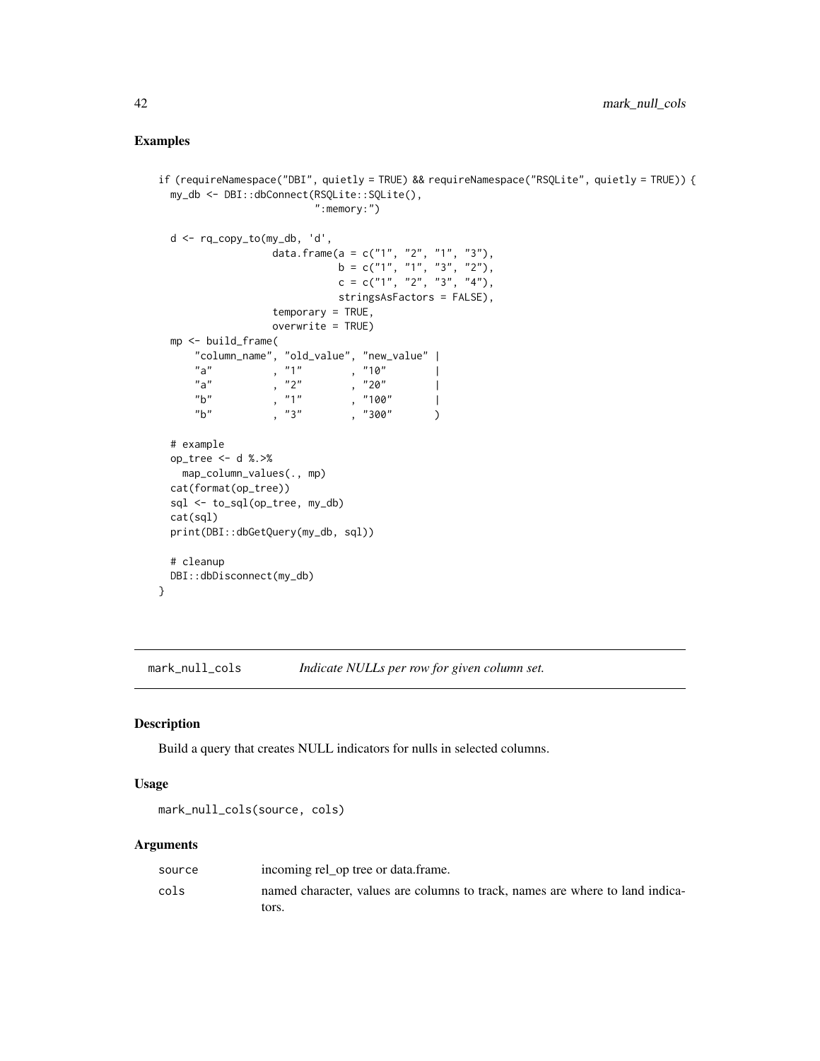## Examples

```
if (requireNamespace("DBI", quietly = TRUE) && requireNamespace("RSQLite", quietly = TRUE)) {
  my_db <- DBI::dbConnect(RSQLite::SQLite(),
                          ":memory:")

  d <- rq_copy_to(my_db, 'd',
                  data.frame(a = c("1", "2", "1", "3"),
                             b = c("1", "1", "3", "2"),
                             c = c("1", "2", "3", "4"),
                             stringsAsFactors = FALSE),
                  temporary = TRUE,
                  overwrite = TRUE)
  mp <- build_frame(
      "column_name", "old_value", "new_value" |
      "a"          , "1"        , "10"        |
      "a"          , "2"        , "20"        |
      "b"          , "1"        , "100"       |
      "b"          , "3"        , "300"       )

  # example
  op_tree <- d %.>%
    map_column_values(., mp)
  cat(format(op_tree))
  sql <- to_sql(op_tree, my_db)
  cat(sql)
  print(DBI::dbGetQuery(my_db, sql))

  # cleanup
  DBI::dbDisconnect(my_db)
}
```

---

# mark_null_cols *Indicate NULLs per row for given column set.*

## Description

Build a query that creates NULL indicators for nulls in selected columns.

## Usage

```
mark_null_cols(source, cols)
```

## Arguments

| | |
|---|---|
| source | incoming rel_op tree or data.frame. |
| cols | named character, values are columns to track, names are where to land indicators. |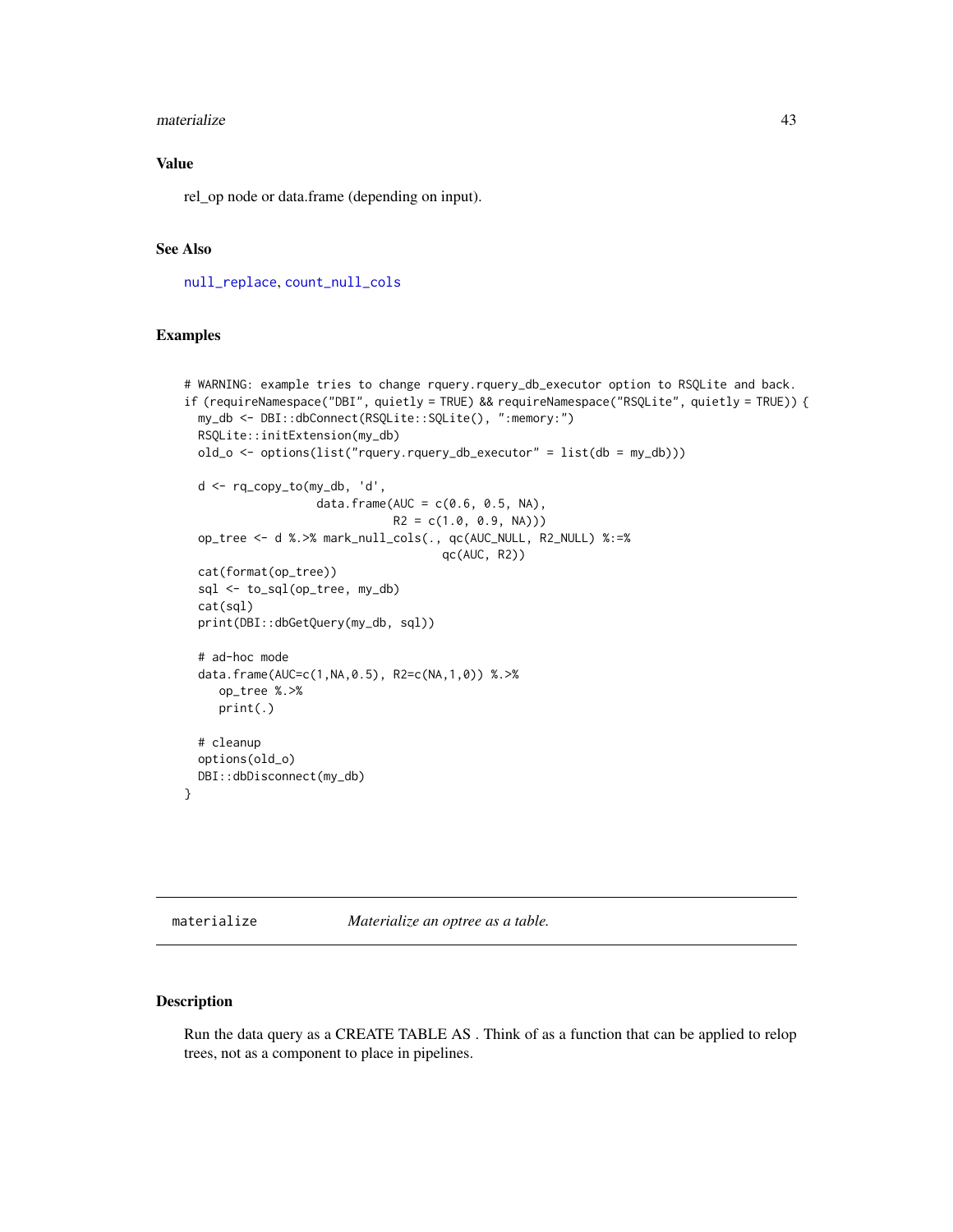### Value

rel_op node or data.frame (depending on input).

### See Also

null_replace, count_null_cols

### Examples

```
# WARNING: example tries to change rquery.rquery_db_executor option to RSQLite and back.
if (requireNamespace("DBI", quietly = TRUE) && requireNamespace("RSQLite", quietly = TRUE)) {
  my_db <- DBI::dbConnect(RSQLite::SQLite(), ":memory:")
  RSQLite::initExtension(my_db)
  old_o <- options(list("rquery.rquery_db_executor" = list(db = my_db)))

  d <- rq_copy_to(my_db, 'd',
                  data.frame(AUC = c(0.6, 0.5, NA),
                             R2 = c(1.0, 0.9, NA)))
  op_tree <- d %.>% mark_null_cols(., qc(AUC_NULL, R2_NULL) %:=%
                                     qc(AUC, R2))
  cat(format(op_tree))
  sql <- to_sql(op_tree, my_db)
  cat(sql)
  print(DBI::dbGetQuery(my_db, sql))

  # ad-hoc mode
  data.frame(AUC=c(1,NA,0.5), R2=c(NA,1,0)) %.>%
     op_tree %.>%
     print(.)

  # cleanup
  options(old_o)
  DBI::dbDisconnect(my_db)
}
```

---

## materialize *Materialize an optree as a table.*

### Description

Run the data query as a CREATE TABLE AS . Think of as a function that can be applied to relop trees, not as a component to place in pipelines.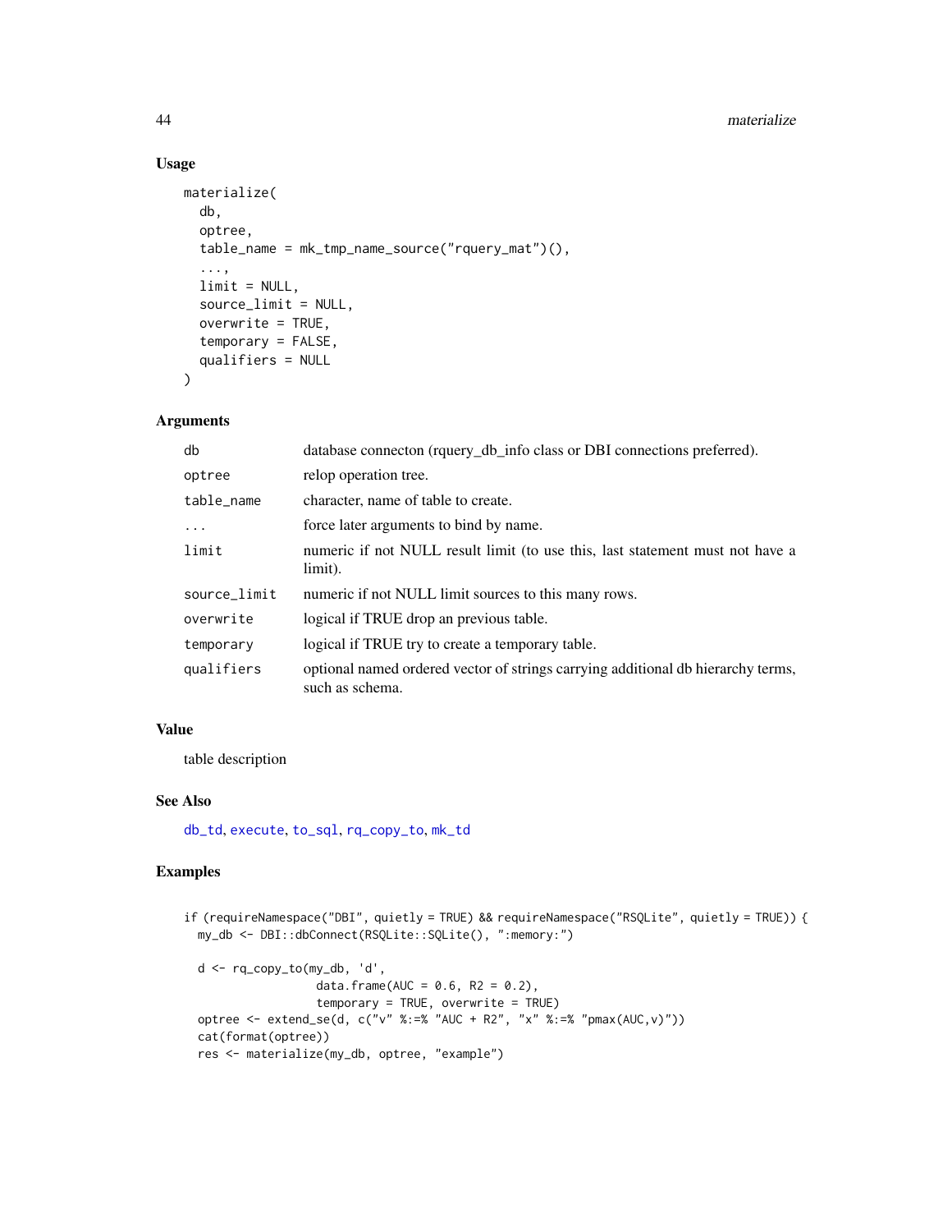### Usage

```
materialize(
  db,
  optree,
  table_name = mk_tmp_name_source("rquery_mat")(),
  ...,
  limit = NULL,
  source_limit = NULL,
  overwrite = TRUE,
  temporary = FALSE,
  qualifiers = NULL
)
```

### Arguments

| | |
|---|---|
| db | database connecton (rquery_db_info class or DBI connections preferred). |
| optree | relop operation tree. |
| table_name | character, name of table to create. |
| ... | force later arguments to bind by name. |
| limit | numeric if not NULL result limit (to use this, last statement must not have a limit). |
| source_limit | numeric if not NULL limit sources to this many rows. |
| overwrite | logical if TRUE drop an previous table. |
| temporary | logical if TRUE try to create a temporary table. |
| qualifiers | optional named ordered vector of strings carrying additional db hierarchy terms, such as schema. |

### Value

table description

### See Also

db_td, execute, to_sql, rq_copy_to, mk_td

### Examples

```
if (requireNamespace("DBI", quietly = TRUE) && requireNamespace("RSQLite", quietly = TRUE)) {
  my_db <- DBI::dbConnect(RSQLite::SQLite(), ":memory:")

  d <- rq_copy_to(my_db, 'd',
                  data.frame(AUC = 0.6, R2 = 0.2),
                  temporary = TRUE, overwrite = TRUE)
  optree <- extend_se(d, c("v" %:=% "AUC + R2", "x" %:=% "pmax(AUC,v)"))
  cat(format(optree))
  res <- materialize(my_db, optree, "example")
```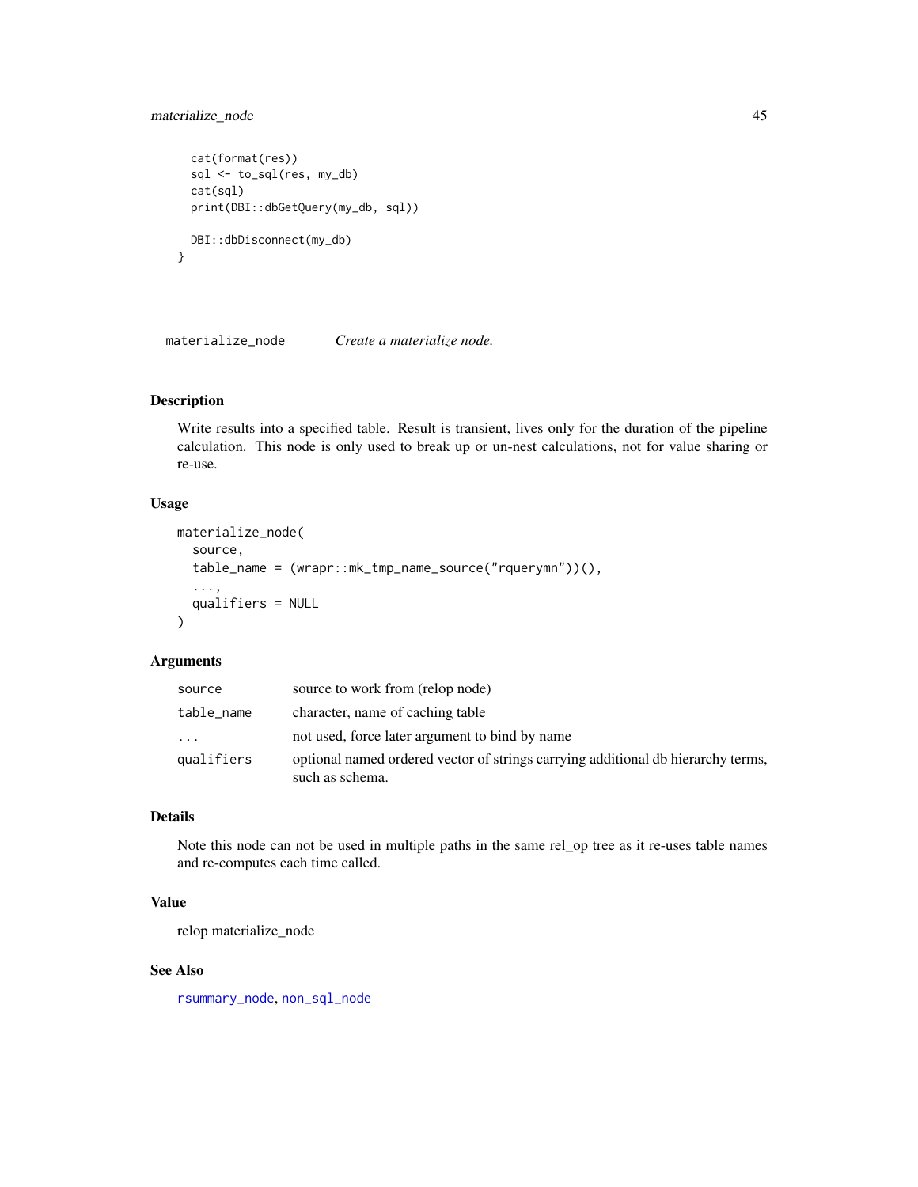```
  cat(format(res))
  sql <- to_sql(res, my_db)
  cat(sql)
  print(DBI::dbGetQuery(my_db, sql))

  DBI::dbDisconnect(my_db)
}
```

## materialize_node — *Create a materialize node.*

### Description

Write results into a specified table. Result is transient, lives only for the duration of the pipeline calculation. This node is only used to break up or un-nest calculations, not for value sharing or re-use.

### Usage

```
materialize_node(
  source,
  table_name = (wrapr::mk_tmp_name_source("rquerymn"))(),
  ...,
  qualifiers = NULL
)
```

### Arguments

| | |
|---|---|
| `source` | source to work from (relop node) |
| `table_name` | character, name of caching table |
| `...` | not used, force later argument to bind by name |
| `qualifiers` | optional named ordered vector of strings carrying additional db hierarchy terms, such as schema. |

### Details

Note this node can not be used in multiple paths in the same rel_op tree as it re-uses table names and re-computes each time called.

### Value

relop materialize_node

### See Also

`rsummary_node`, `non_sql_node`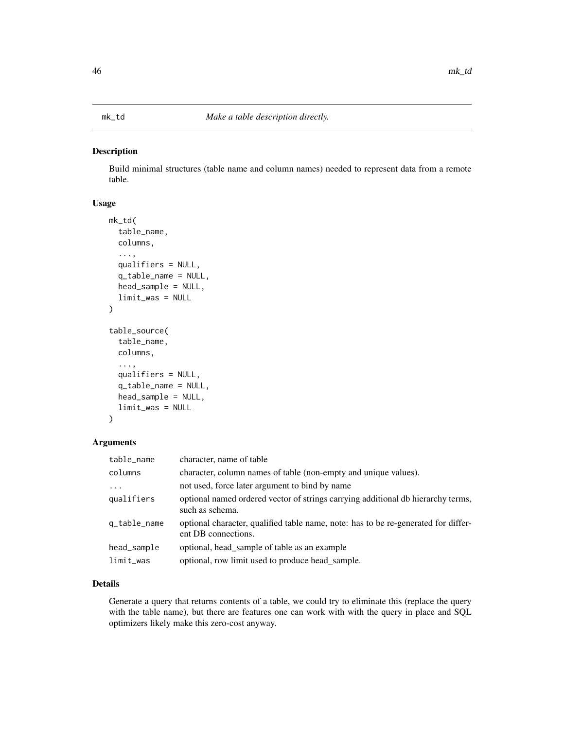mk_td — *Make a table description directly.*

## Description

Build minimal structures (table name and column names) needed to represent data from a remote table.

## Usage

```
mk_td(
  table_name,
  columns,
  ...,
  qualifiers = NULL,
  q_table_name = NULL,
  head_sample = NULL,
  limit_was = NULL
)

table_source(
  table_name,
  columns,
  ...,
  qualifiers = NULL,
  q_table_name = NULL,
  head_sample = NULL,
  limit_was = NULL
)
```

## Arguments

| | |
|---|---|
| table_name | character, name of table |
| columns | character, column names of table (non-empty and unique values). |
| ... | not used, force later argument to bind by name |
| qualifiers | optional named ordered vector of strings carrying additional db hierarchy terms, such as schema. |
| q_table_name | optional character, qualified table name, note: has to be re-generated for different DB connections. |
| head_sample | optional, head_sample of table as an example |
| limit_was | optional, row limit used to produce head_sample. |

## Details

Generate a query that returns contents of a table, we could try to eliminate this (replace the query with the table name), but there are features one can work with with the query in place and SQL optimizers likely make this zero-cost anyway.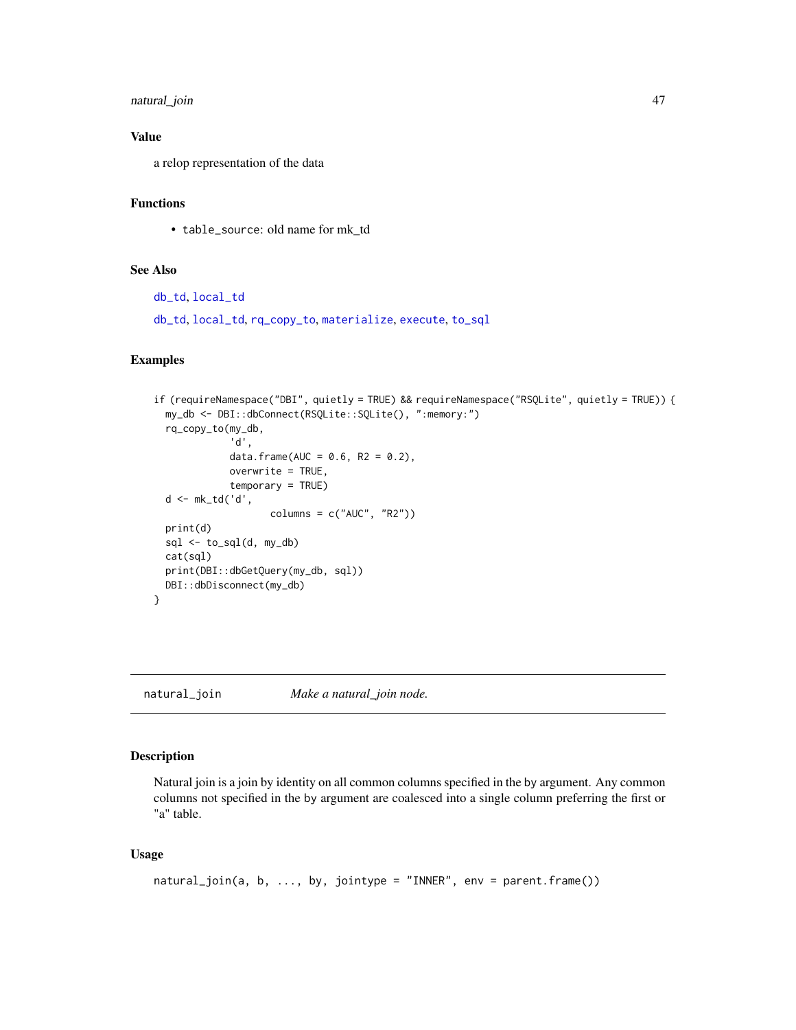### Value

a relop representation of the data

### Functions

- `table_source`: old name for mk_td

### See Also

db_td, local_td

db_td, local_td, rq_copy_to, materialize, execute, to_sql

### Examples

```
if (requireNamespace("DBI", quietly = TRUE) && requireNamespace("RSQLite", quietly = TRUE)) {
  my_db <- DBI::dbConnect(RSQLite::SQLite(), ":memory:")
  rq_copy_to(my_db,
             'd',
             data.frame(AUC = 0.6, R2 = 0.2),
             overwrite = TRUE,
             temporary = TRUE)
  d <- mk_td('d',
                   columns = c("AUC", "R2"))
  print(d)
  sql <- to_sql(d, my_db)
  cat(sql)
  print(DBI::dbGetQuery(my_db, sql))
  DBI::dbDisconnect(my_db)
}
```

---

## natural_join — *Make a natural_join node.*

### Description

Natural join is a join by identity on all common columns specified in the by argument. Any common columns not specified in the by argument are coalesced into a single column preferring the first or "a" table.

### Usage

```
natural_join(a, b, ..., by, jointype = "INNER", env = parent.frame())
```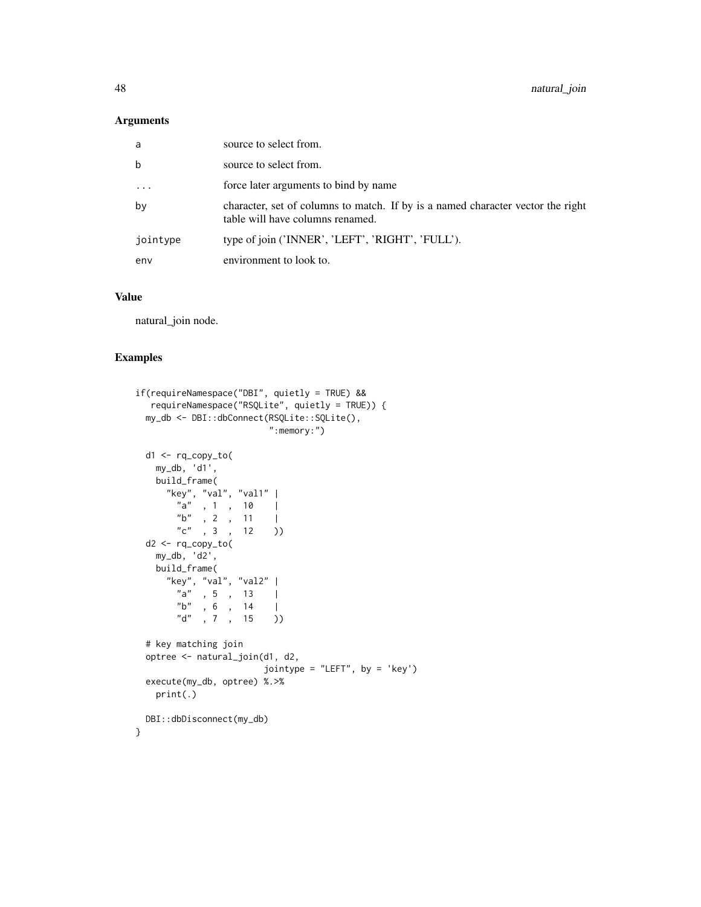## Arguments

| | |
|---|---|
| a | source to select from. |
| b | source to select from. |
| ... | force later arguments to bind by name |
| by | character, set of columns to match. If by is a named character vector the right table will have columns renamed. |
| jointype | type of join ('INNER', 'LEFT', 'RIGHT', 'FULL'). |
| env | environment to look to. |

## Value

natural_join node.

## Examples

```
if(requireNamespace("DBI", quietly = TRUE) &&
   requireNamespace("RSQLite", quietly = TRUE)) {
  my_db <- DBI::dbConnect(RSQLite::SQLite(),
                          ":memory:")

  d1 <- rq_copy_to(
    my_db, 'd1',
    build_frame(
      "key", "val", "val1" |
        "a"  , 1  ,  10    |
        "b"  , 2  ,  11    |
        "c"  , 3  ,  12    ))
  d2 <- rq_copy_to(
    my_db, 'd2',
    build_frame(
      "key", "val", "val2" |
        "a"  , 5  ,  13    |
        "b"  , 6  ,  14    |
        "d"  , 7  ,  15    ))

  # key matching join
  optree <- natural_join(d1, d2,
                         jointype = "LEFT", by = 'key')
  execute(my_db, optree) %.>%
    print(.)

  DBI::dbDisconnect(my_db)
}
```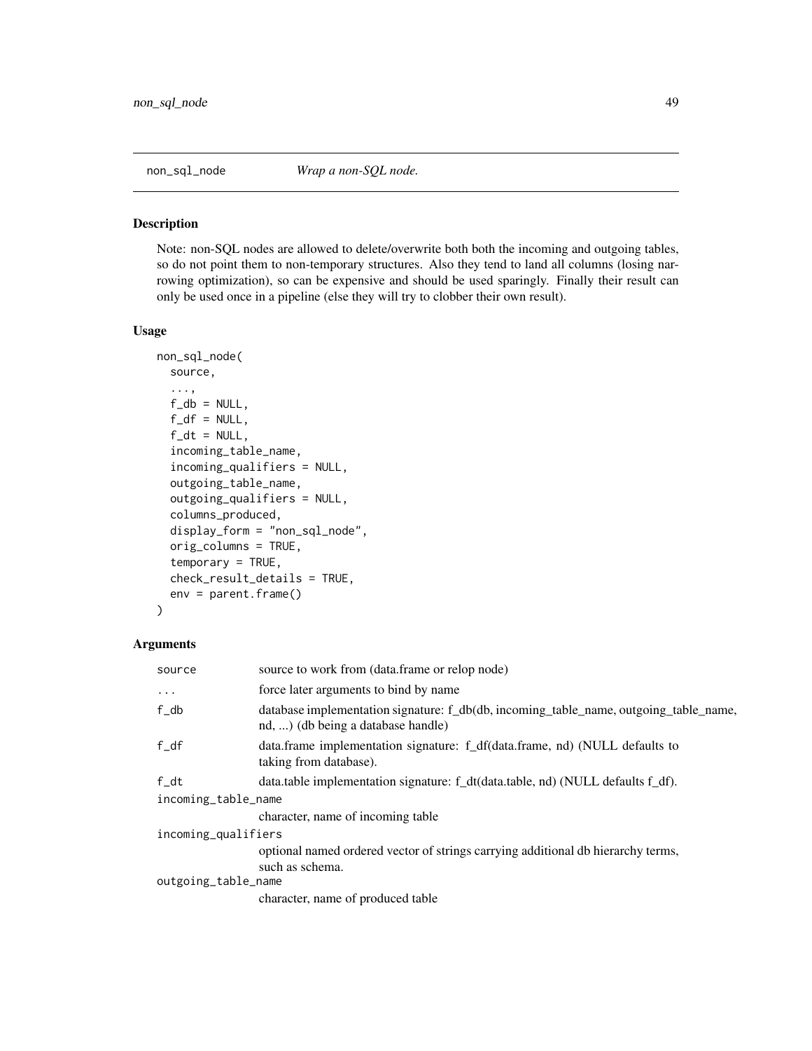## non_sql_node — *Wrap a non-SQL node.*

### Description

Note: non-SQL nodes are allowed to delete/overwrite both both the incoming and outgoing tables, so do not point them to non-temporary structures. Also they tend to land all columns (losing narrowing optimization), so can be expensive and should be used sparingly. Finally their result can only be used once in a pipeline (else they will try to clobber their own result).

### Usage

```
non_sql_node(
  source,
  ...,
  f_db = NULL,
  f_df = NULL,
  f_dt = NULL,
  incoming_table_name,
  incoming_qualifiers = NULL,
  outgoing_table_name,
  outgoing_qualifiers = NULL,
  columns_produced,
  display_form = "non_sql_node",
  orig_columns = TRUE,
  temporary = TRUE,
  check_result_details = TRUE,
  env = parent.frame()
)
```

### Arguments

| Argument | Description |
|---|---|
| source | source to work from (data.frame or relop node) |
| ... | force later arguments to bind by name |
| f_db | database implementation signature: f_db(db, incoming_table_name, outgoing_table_name, nd, ...) (db being a database handle) |
| f_df | data.frame implementation signature: f_df(data.frame, nd) (NULL defaults to taking from database). |
| f_dt | data.table implementation signature: f_dt(data.table, nd) (NULL defaults f_df). |
| incoming_table_name | character, name of incoming table |
| incoming_qualifiers | optional named ordered vector of strings carrying additional db hierarchy terms, such as schema. |
| outgoing_table_name | character, name of produced table |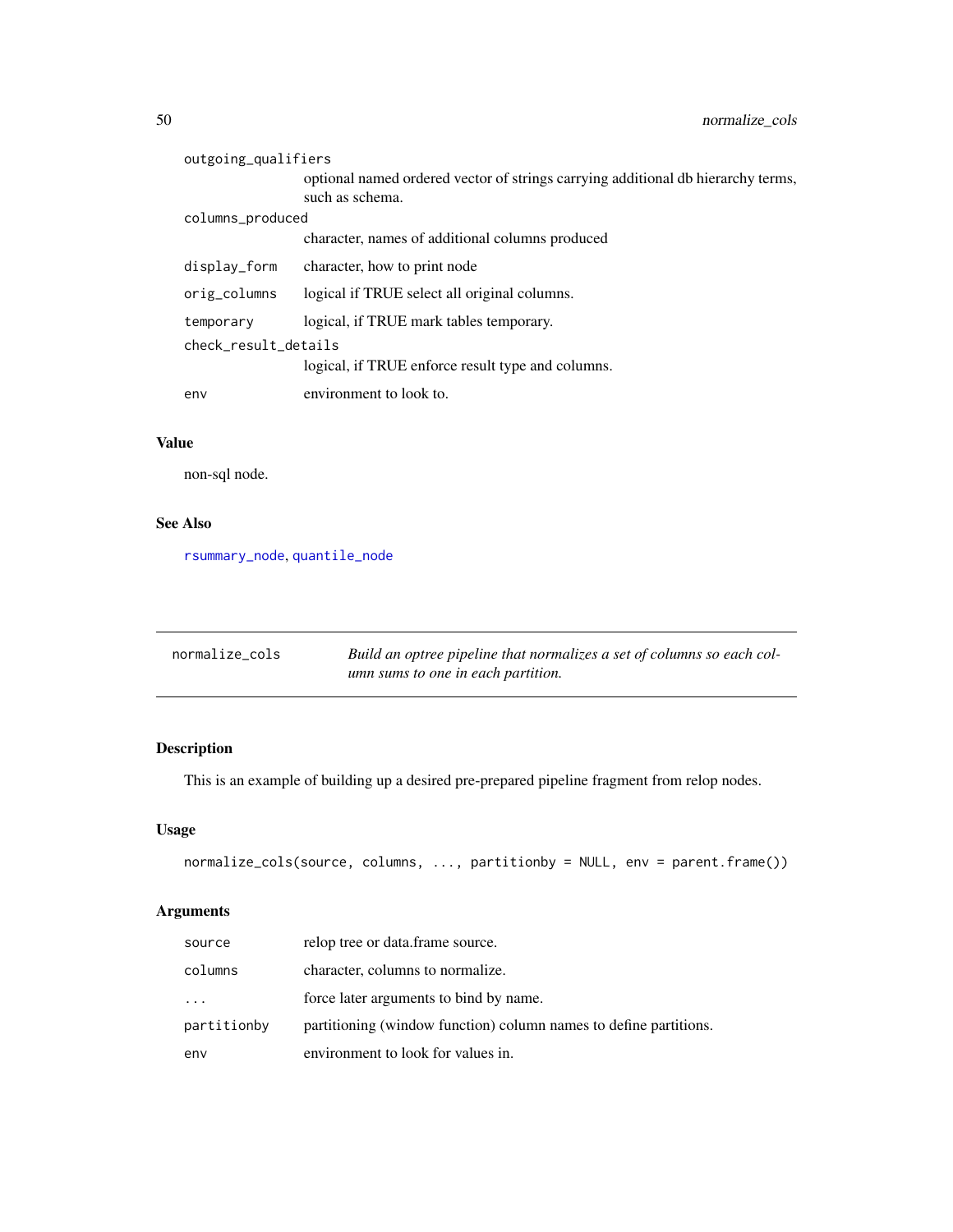| | |
|---|---|
| outgoing_qualifiers | optional named ordered vector of strings carrying additional db hierarchy terms, such as schema. |
| columns_produced | character, names of additional columns produced |
| display_form | character, how to print node |
| orig_columns | logical if TRUE select all original columns. |
| temporary | logical, if TRUE mark tables temporary. |
| check_result_details | logical, if TRUE enforce result type and columns. |
| env | environment to look to. |

### Value

non-sql node.

### See Also

rsummary_node, quantile_node

---

## normalize_cols — *Build an optree pipeline that normalizes a set of columns so each column sums to one in each partition.*

---

### Description

This is an example of building up a desired pre-prepared pipeline fragment from relop nodes.

### Usage

```
normalize_cols(source, columns, ..., partitionby = NULL, env = parent.frame())
```

### Arguments

| | |
|---|---|
| source | relop tree or data.frame source. |
| columns | character, columns to normalize. |
| ... | force later arguments to bind by name. |
| partitionby | partitioning (window function) column names to define partitions. |
| env | environment to look for values in. |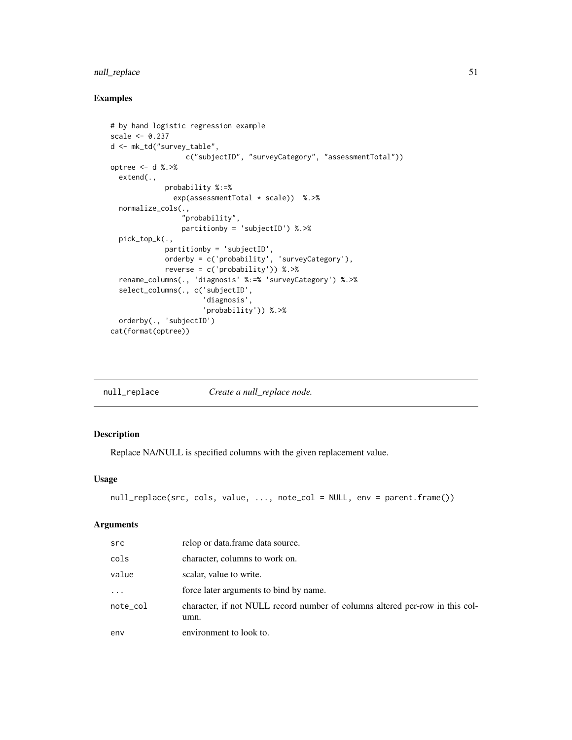## Examples

```
# by hand logistic regression example
scale <- 0.237
d <- mk_td("survey_table",
                  c("subjectID", "surveyCategory", "assessmentTotal"))
optree <- d %.>%
  extend(.,
             probability %:=%
               exp(assessmentTotal * scale))  %.>%
  normalize_cols(.,
                 "probability",
                 partitionby = 'subjectID') %.>%
  pick_top_k(.,
             partitionby = 'subjectID',
             orderby = c('probability', 'surveyCategory'),
             reverse = c('probability')) %.>%
  rename_columns(., 'diagnosis' %:=% 'surveyCategory') %.>%
  select_columns(., c('subjectID',
                      'diagnosis',
                      'probability')) %.>%
  orderby(., 'subjectID')
cat(format(optree))
```

---

`null_replace` *Create a null_replace node.*

---

## Description

Replace NA/NULL is specified columns with the given replacement value.

## Usage

```
null_replace(src, cols, value, ..., note_col = NULL, env = parent.frame())
```

## Arguments

| | |
|---|---|
| src | relop or data.frame data source. |
| cols | character, columns to work on. |
| value | scalar, value to write. |
| ... | force later arguments to bind by name. |
| note_col | character, if not NULL record number of columns altered per-row in this column. |
| env | environment to look to. |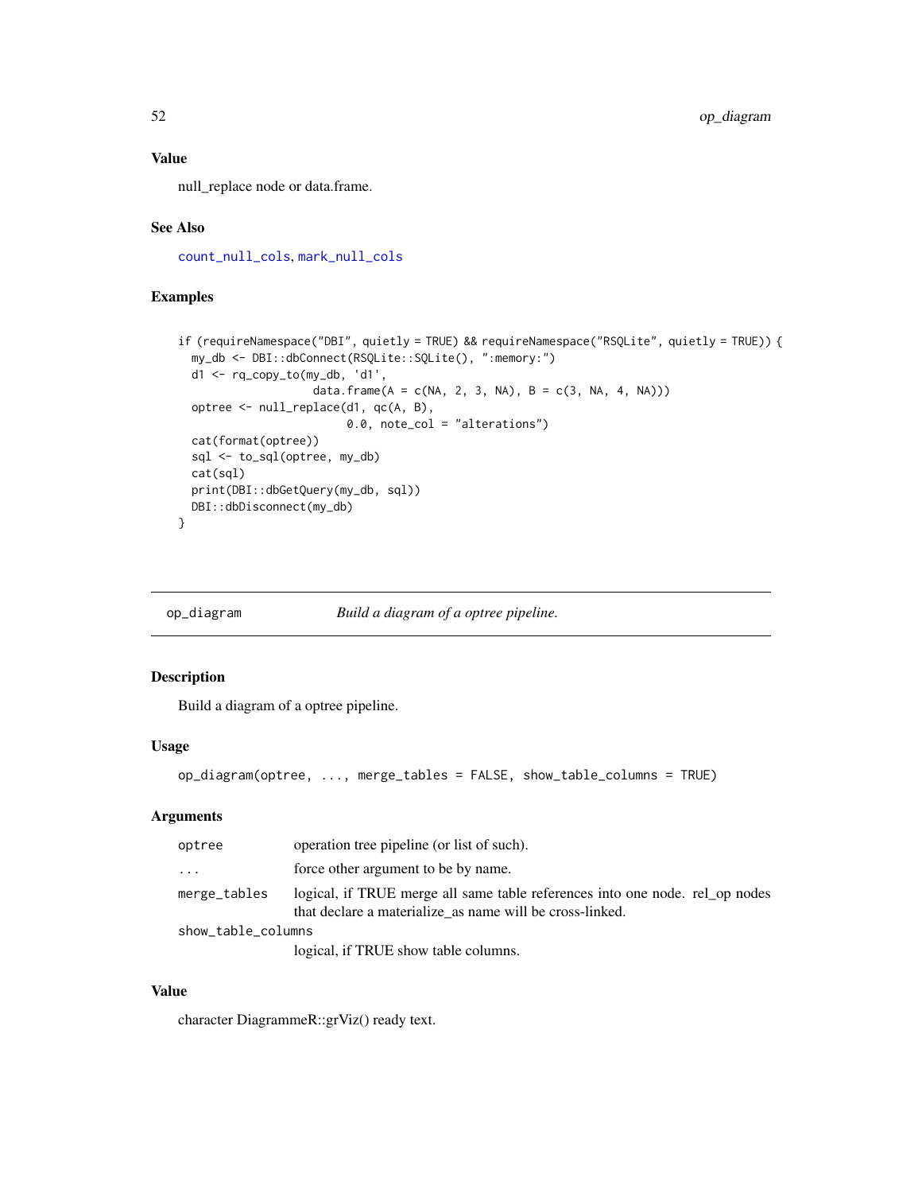### Value

null_replace node or data.frame.

### See Also

count_null_cols, mark_null_cols

### Examples

```
if (requireNamespace("DBI", quietly = TRUE) && requireNamespace("RSQLite", quietly = TRUE)) {
  my_db <- DBI::dbConnect(RSQLite::SQLite(), ":memory:")
  d1 <- rq_copy_to(my_db, 'd1',
                   data.frame(A = c(NA, 2, 3, NA), B = c(3, NA, 4, NA)))
  optree <- null_replace(d1, qc(A, B),
                         0.0, note_col = "alterations")
  cat(format(optree))
  sql <- to_sql(optree, my_db)
  cat(sql)
  print(DBI::dbGetQuery(my_db, sql))
  DBI::dbDisconnect(my_db)
}
```

---

## op_diagram    *Build a diagram of a optree pipeline.*

### Description

Build a diagram of a optree pipeline.

### Usage

```
op_diagram(optree, ..., merge_tables = FALSE, show_table_columns = TRUE)
```

### Arguments

| | |
|---|---|
| optree | operation tree pipeline (or list of such). |
| ... | force other argument to be by name. |
| merge_tables | logical, if TRUE merge all same table references into one node. rel_op nodes that declare a materialize_as name will be cross-linked. |
| show_table_columns | logical, if TRUE show table columns. |

### Value

character DiagrammeR::grViz() ready text.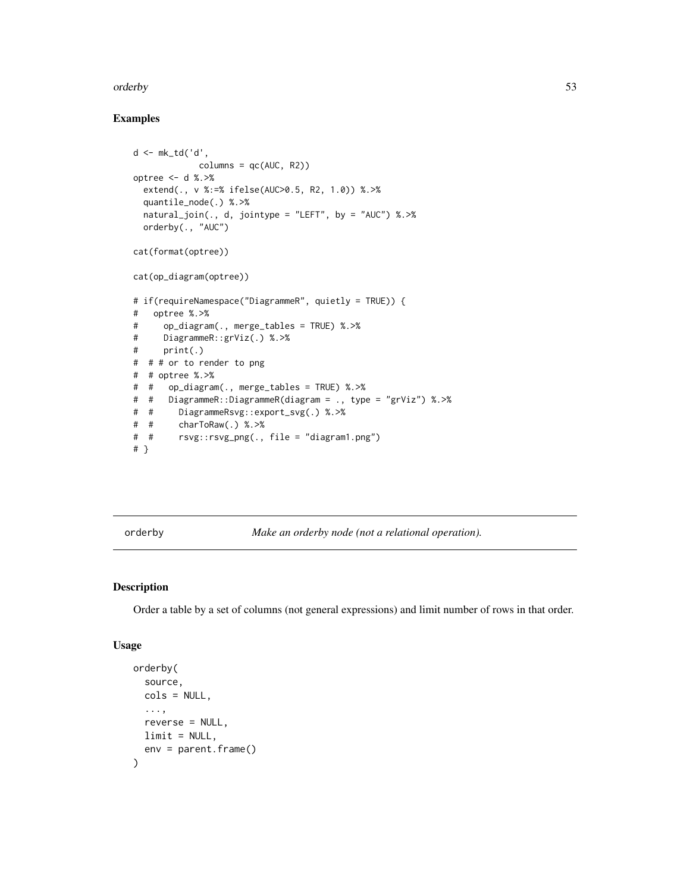## Examples

```
d <- mk_td('d',
             columns = qc(AUC, R2))
optree <- d %.>%
  extend(., v %:=% ifelse(AUC>0.5, R2, 1.0)) %.>%
  quantile_node(.) %.>%
  natural_join(., d, jointype = "LEFT", by = "AUC") %.>%
  orderby(., "AUC")

cat(format(optree))

cat(op_diagram(optree))

# if(requireNamespace("DiagrammeR", quietly = TRUE)) {
#   optree %.>%
#     op_diagram(., merge_tables = TRUE) %.>%
#     DiagrammeR::grViz(.) %.>%
#     print(.)
#  # # or to render to png
#  # optree %.>%
#  #   op_diagram(., merge_tables = TRUE) %.>%
#  #   DiagrammeR::DiagrammeR(diagram = ., type = "grViz") %.>%
#  #     DiagrammeRsvg::export_svg(.) %.>%
#  #     charToRaw(.) %.>%
#  #     rsvg::rsvg_png(., file = "diagram1.png")
# }
```

---

`orderby` *Make an orderby node (not a relational operation).*

---

## Description

Order a table by a set of columns (not general expressions) and limit number of rows in that order.

## Usage

```
orderby(
  source,
  cols = NULL,
  ...,
  reverse = NULL,
  limit = NULL,
  env = parent.frame()
)
```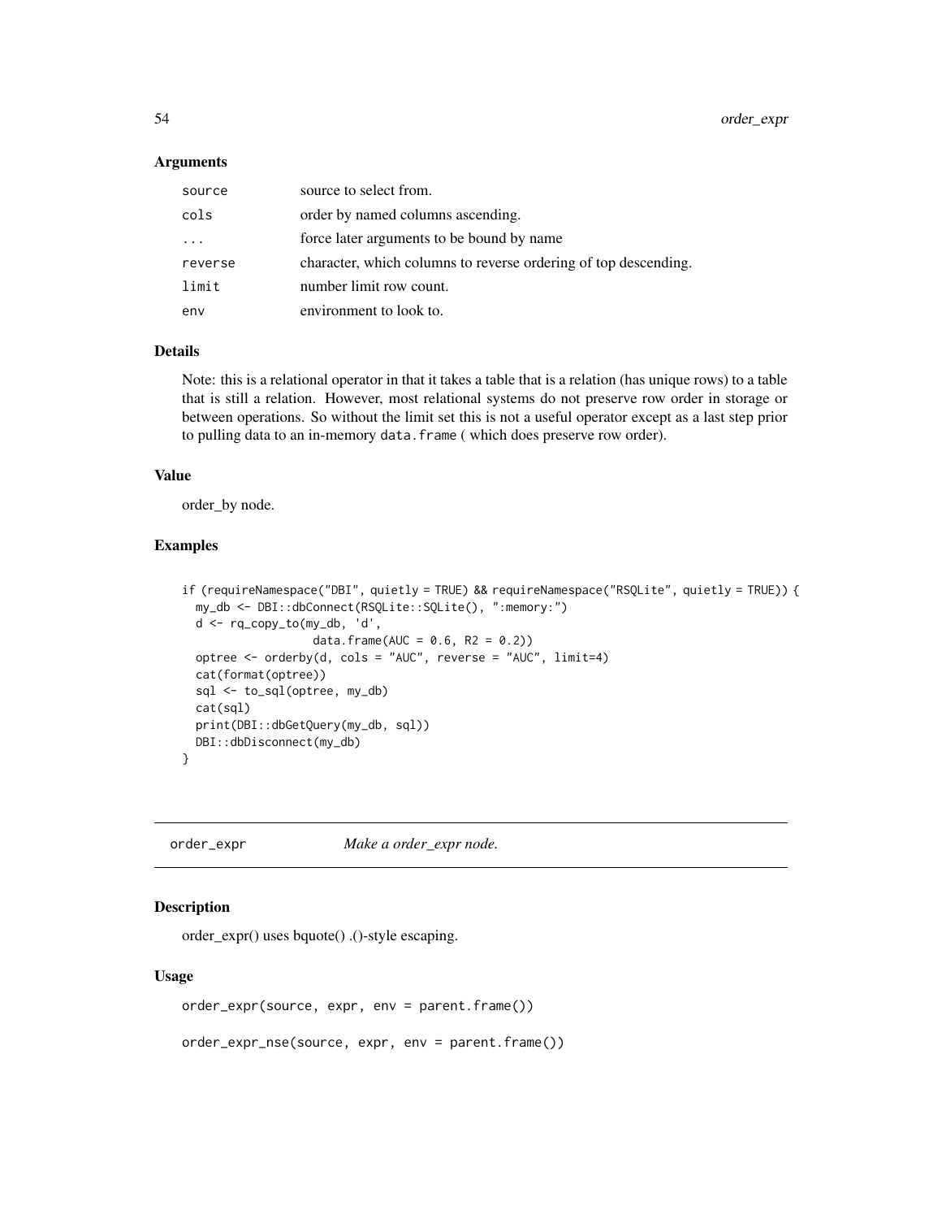### Arguments

| | |
|---|---|
| source | source to select from. |
| cols | order by named columns ascending. |
| ... | force later arguments to be bound by name |
| reverse | character, which columns to reverse ordering of top descending. |
| limit | number limit row count. |
| env | environment to look to. |

### Details

Note: this is a relational operator in that it takes a table that is a relation (has unique rows) to a table that is still a relation. However, most relational systems do not preserve row order in storage or between operations. So without the limit set this is not a useful operator except as a last step prior to pulling data to an in-memory `data.frame` ( which does preserve row order).

### Value

order_by node.

### Examples

```
if (requireNamespace("DBI", quietly = TRUE) && requireNamespace("RSQLite", quietly = TRUE)) {
  my_db <- DBI::dbConnect(RSQLite::SQLite(), ":memory:")
  d <- rq_copy_to(my_db, 'd',
                  data.frame(AUC = 0.6, R2 = 0.2))
  optree <- orderby(d, cols = "AUC", reverse = "AUC", limit=4)
  cat(format(optree))
  sql <- to_sql(optree, my_db)
  cat(sql)
  print(DBI::dbGetQuery(my_db, sql))
  DBI::dbDisconnect(my_db)
}
```

---

## order_expr *Make a order_expr node.*

### Description

order_expr() uses bquote() .()-style escaping.

### Usage

```
order_expr(source, expr, env = parent.frame())

order_expr_nse(source, expr, env = parent.frame())
```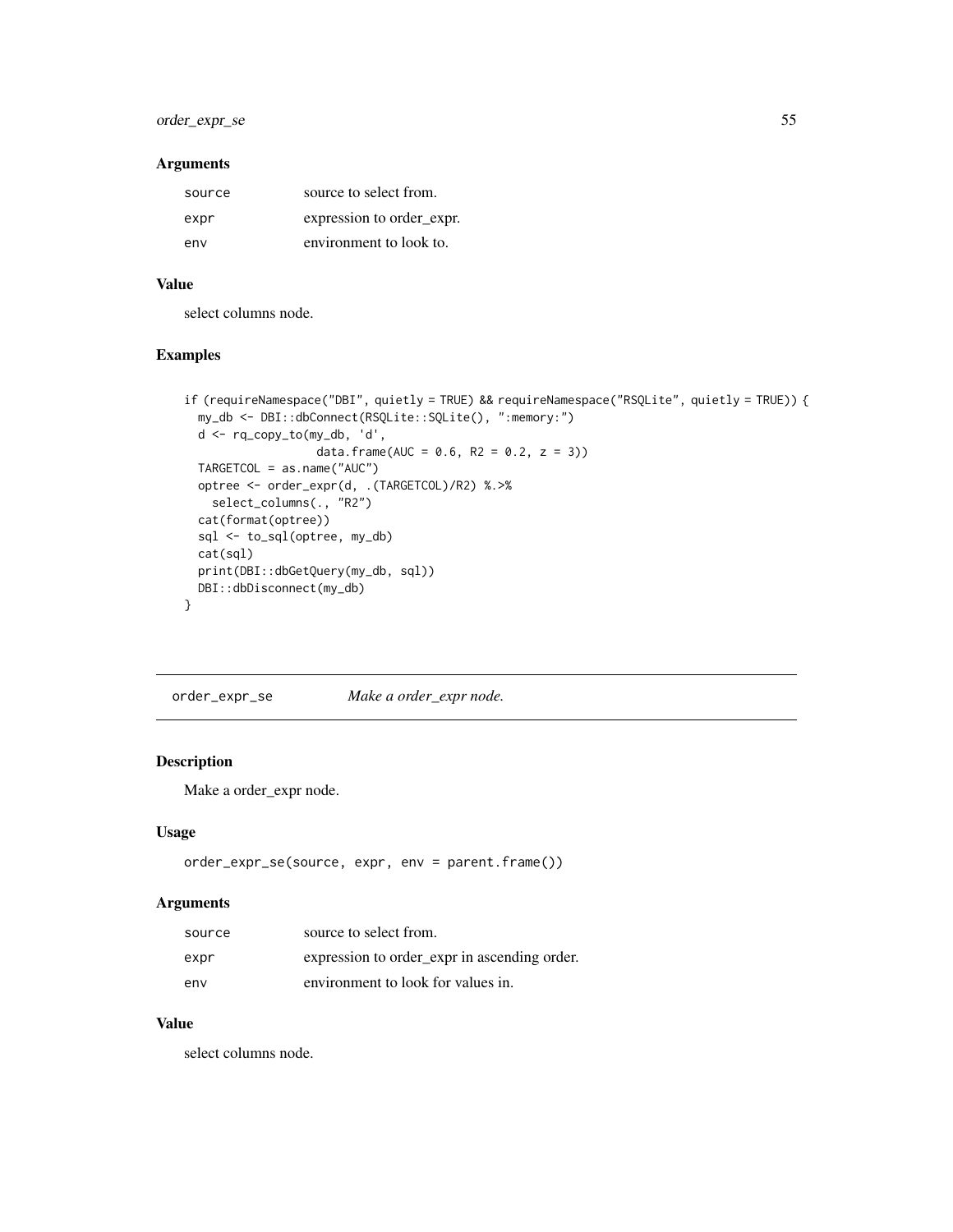### Arguments

| | |
|---|---|
| source | source to select from. |
| expr | expression to order_expr. |
| env | environment to look to. |

### Value

select columns node.

### Examples

```
if (requireNamespace("DBI", quietly = TRUE) && requireNamespace("RSQLite", quietly = TRUE)) {
  my_db <- DBI::dbConnect(RSQLite::SQLite(), ":memory:")
  d <- rq_copy_to(my_db, 'd',
                  data.frame(AUC = 0.6, R2 = 0.2, z = 3))
  TARGETCOL = as.name("AUC")
  optree <- order_expr(d, .(TARGETCOL)/R2) %.>%
    select_columns(., "R2")
  cat(format(optree))
  sql <- to_sql(optree, my_db)
  cat(sql)
  print(DBI::dbGetQuery(my_db, sql))
  DBI::dbDisconnect(my_db)
}
```

---

## order_expr_se    *Make a order_expr node.*

---

### Description

Make a order_expr node.

### Usage

```
order_expr_se(source, expr, env = parent.frame())
```

### Arguments

| | |
|---|---|
| source | source to select from. |
| expr | expression to order_expr in ascending order. |
| env | environment to look for values in. |

### Value

select columns node.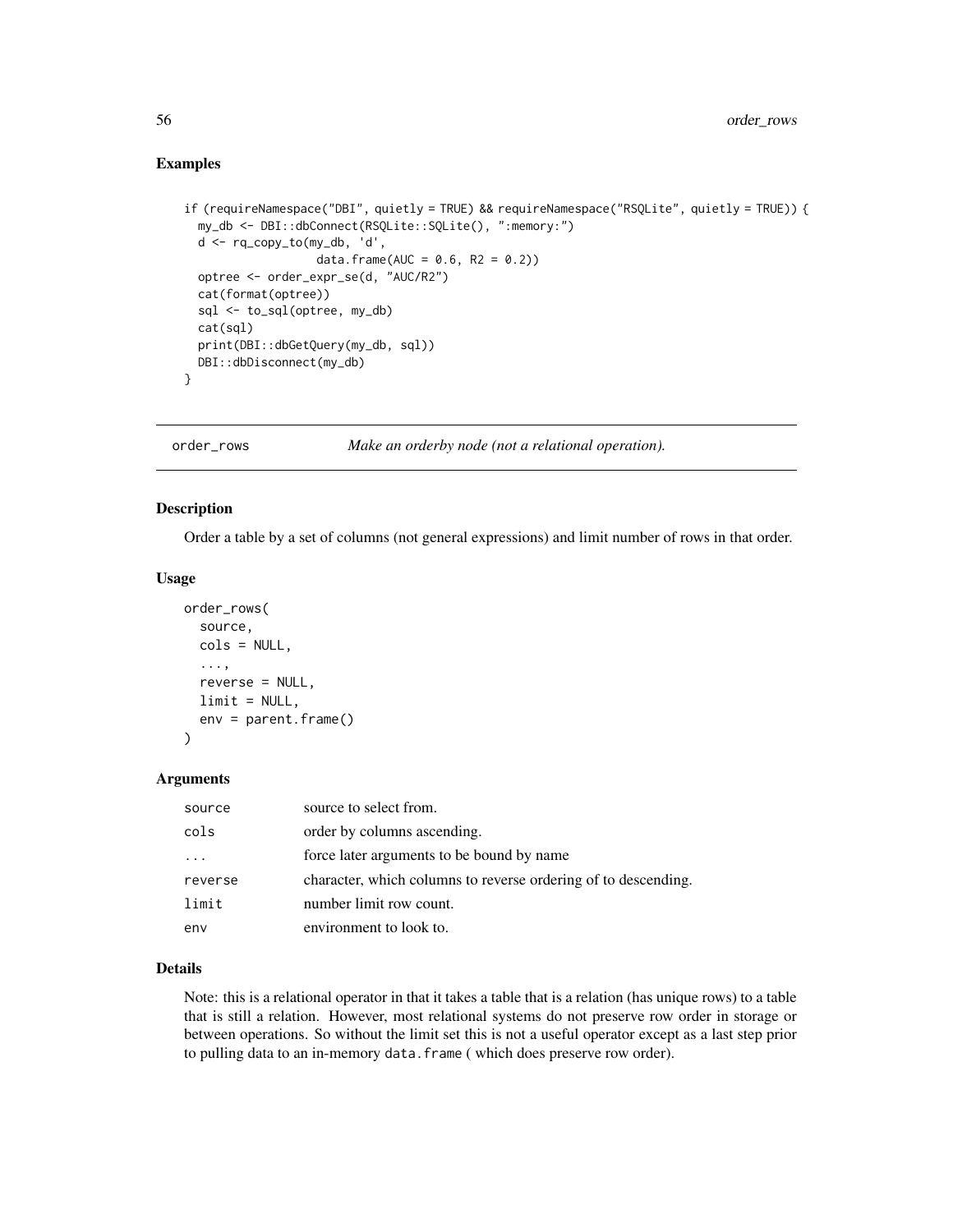## Examples

```
if (requireNamespace("DBI", quietly = TRUE) && requireNamespace("RSQLite", quietly = TRUE)) {
  my_db <- DBI::dbConnect(RSQLite::SQLite(), ":memory:")
  d <- rq_copy_to(my_db, 'd',
                  data.frame(AUC = 0.6, R2 = 0.2))
  optree <- order_expr_se(d, "AUC/R2")
  cat(format(optree))
  sql <- to_sql(optree, my_db)
  cat(sql)
  print(DBI::dbGetQuery(my_db, sql))
  DBI::dbDisconnect(my_db)
}
```

# order_rows — *Make an orderby node (not a relational operation).*

## Description

Order a table by a set of columns (not general expressions) and limit number of rows in that order.

## Usage

```
order_rows(
  source,
  cols = NULL,
  ...,
  reverse = NULL,
  limit = NULL,
  env = parent.frame()
)
```

## Arguments

| | |
|---|---|
| source | source to select from. |
| cols | order by columns ascending. |
| ... | force later arguments to be bound by name |
| reverse | character, which columns to reverse ordering of to descending. |
| limit | number limit row count. |
| env | environment to look to. |

## Details

Note: this is a relational operator in that it takes a table that is a relation (has unique rows) to a table that is still a relation. However, most relational systems do not preserve row order in storage or between operations. So without the limit set this is not a useful operator except as a last step prior to pulling data to an in-memory `data.frame` ( which does preserve row order).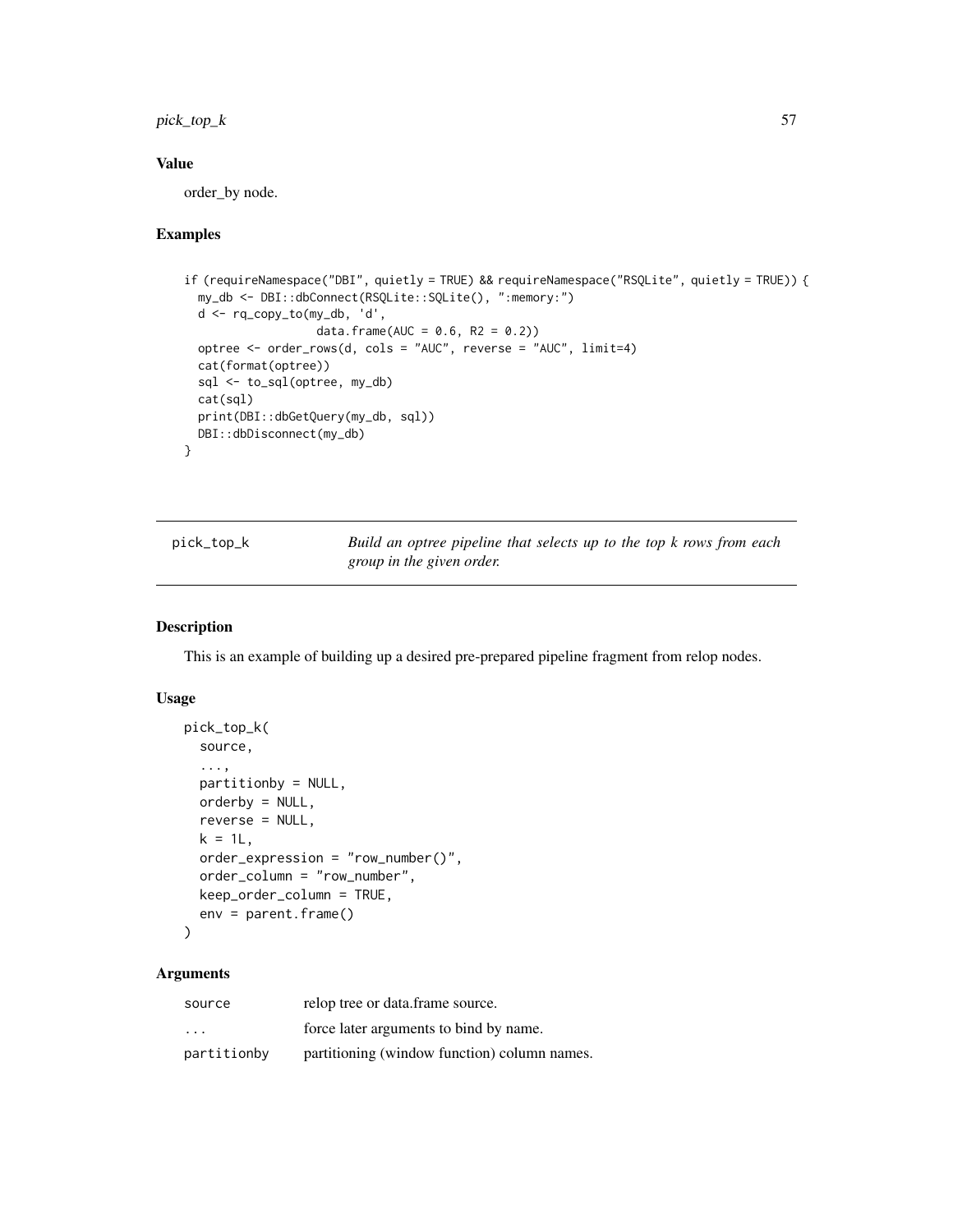### Value

order_by node.

### Examples

```
if (requireNamespace("DBI", quietly = TRUE) && requireNamespace("RSQLite", quietly = TRUE)) {
  my_db <- DBI::dbConnect(RSQLite::SQLite(), ":memory:")
  d <- rq_copy_to(my_db, 'd',
                  data.frame(AUC = 0.6, R2 = 0.2))
  optree <- order_rows(d, cols = "AUC", reverse = "AUC", limit=4)
  cat(format(optree))
  sql <- to_sql(optree, my_db)
  cat(sql)
  print(DBI::dbGetQuery(my_db, sql))
  DBI::dbDisconnect(my_db)
}
```

---

## pick_top_k — *Build an optree pipeline that selects up to the top k rows from each group in the given order.*

### Description

This is an example of building up a desired pre-prepared pipeline fragment from relop nodes.

### Usage

```
pick_top_k(
  source,
  ...,
  partitionby = NULL,
  orderby = NULL,
  reverse = NULL,
  k = 1L,
  order_expression = "row_number()",
  order_column = "row_number",
  keep_order_column = TRUE,
  env = parent.frame()
)
```

### Arguments

| | |
|---|---|
| `source` | relop tree or data.frame source. |
| `...` | force later arguments to bind by name. |
| `partitionby` | partitioning (window function) column names. |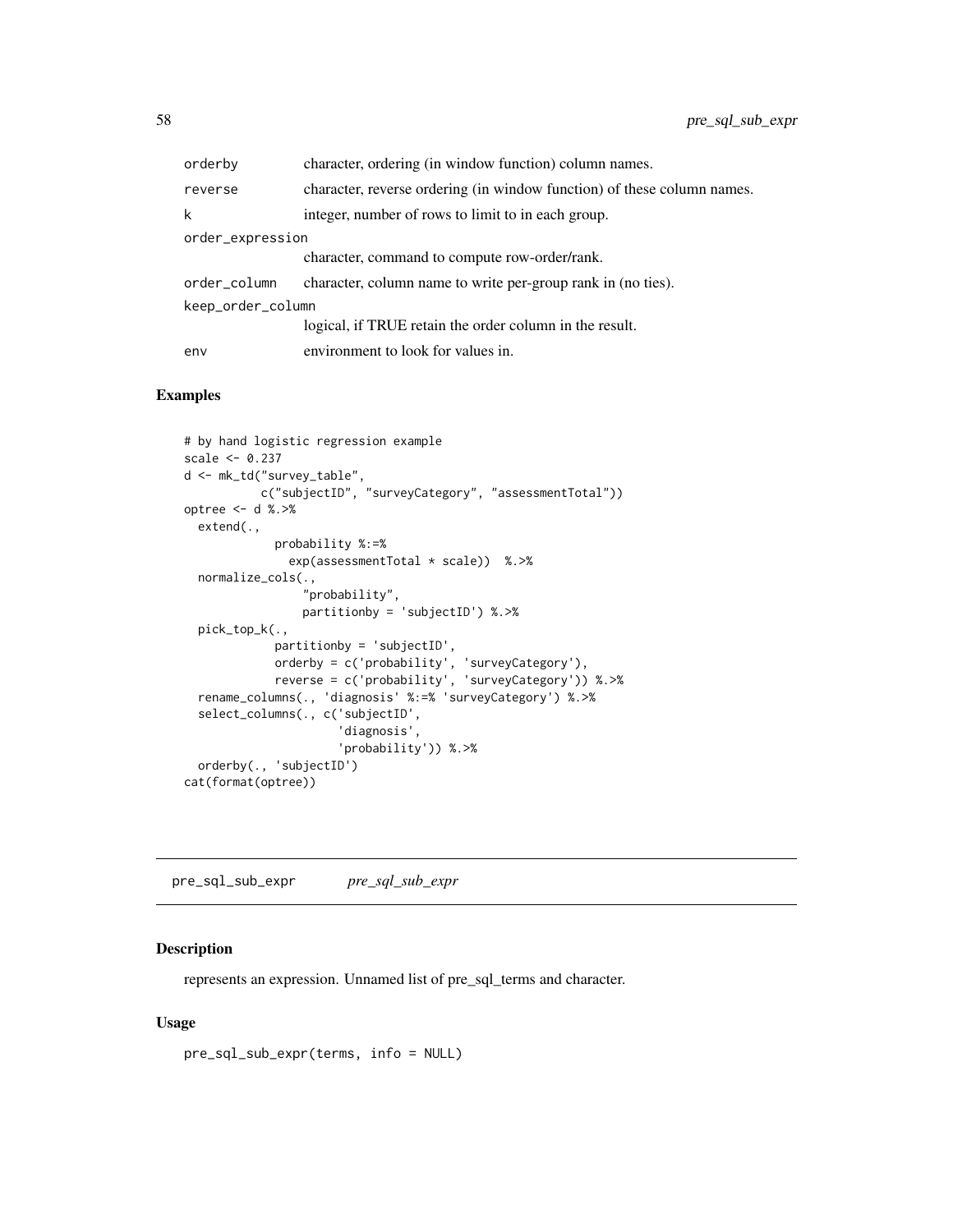| | |
|---|---|
| orderby | character, ordering (in window function) column names. |
| reverse | character, reverse ordering (in window function) of these column names. |
| k | integer, number of rows to limit to in each group. |
| order_expression | character, command to compute row-order/rank. |
| order_column | character, column name to write per-group rank in (no ties). |
| keep_order_column | logical, if TRUE retain the order column in the result. |
| env | environment to look for values in. |

## Examples

```
# by hand logistic regression example
scale <- 0.237
d <- mk_td("survey_table",
           c("subjectID", "surveyCategory", "assessmentTotal"))
optree <- d %.>%
  extend(.,
             probability %:=%
               exp(assessmentTotal * scale))  %.>%
  normalize_cols(.,
                 "probability",
                 partitionby = 'subjectID') %.>%
  pick_top_k(.,
             partitionby = 'subjectID',
             orderby = c('probability', 'surveyCategory'),
             reverse = c('probability', 'surveyCategory')) %.>%
  rename_columns(., 'diagnosis' %:=% 'surveyCategory') %.>%
  select_columns(., c('subjectID',
                      'diagnosis',
                      'probability')) %.>%
  orderby(., 'subjectID')
cat(format(optree))
```

---

# pre_sql_sub_expr    *pre_sql_sub_expr*

## Description

represents an expression. Unnamed list of pre_sql_terms and character.

## Usage

```
pre_sql_sub_expr(terms, info = NULL)
```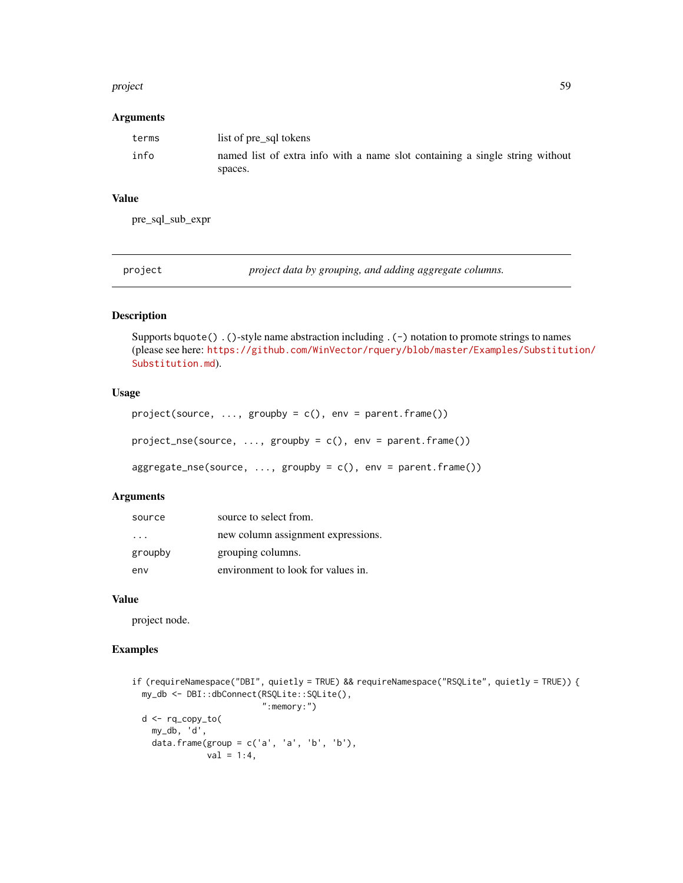## Arguments

| | |
|---|---|
| terms | list of pre_sql tokens |
| info | named list of extra info with a name slot containing a single string without spaces. |

## Value

pre_sql_sub_expr

---

# project — *project data by grouping, and adding aggregate columns.*

---

## Description

Supports bquote() .()-style name abstraction including .(-) notation to promote strings to names (please see here: https://github.com/WinVector/rquery/blob/master/Examples/Substitution/Substitution.md).

## Usage

```
project(source, ..., groupby = c(), env = parent.frame())

project_nse(source, ..., groupby = c(), env = parent.frame())

aggregate_nse(source, ..., groupby = c(), env = parent.frame())
```

## Arguments

| | |
|---|---|
| source | source to select from. |
| ... | new column assignment expressions. |
| groupby | grouping columns. |
| env | environment to look for values in. |

## Value

project node.

## Examples

```
if (requireNamespace("DBI", quietly = TRUE) && requireNamespace("RSQLite", quietly = TRUE)) {
  my_db <- DBI::dbConnect(RSQLite::SQLite(),
                          ":memory:")
  d <- rq_copy_to(
    my_db, 'd',
    data.frame(group = c('a', 'a', 'b', 'b'),
               val = 1:4,
```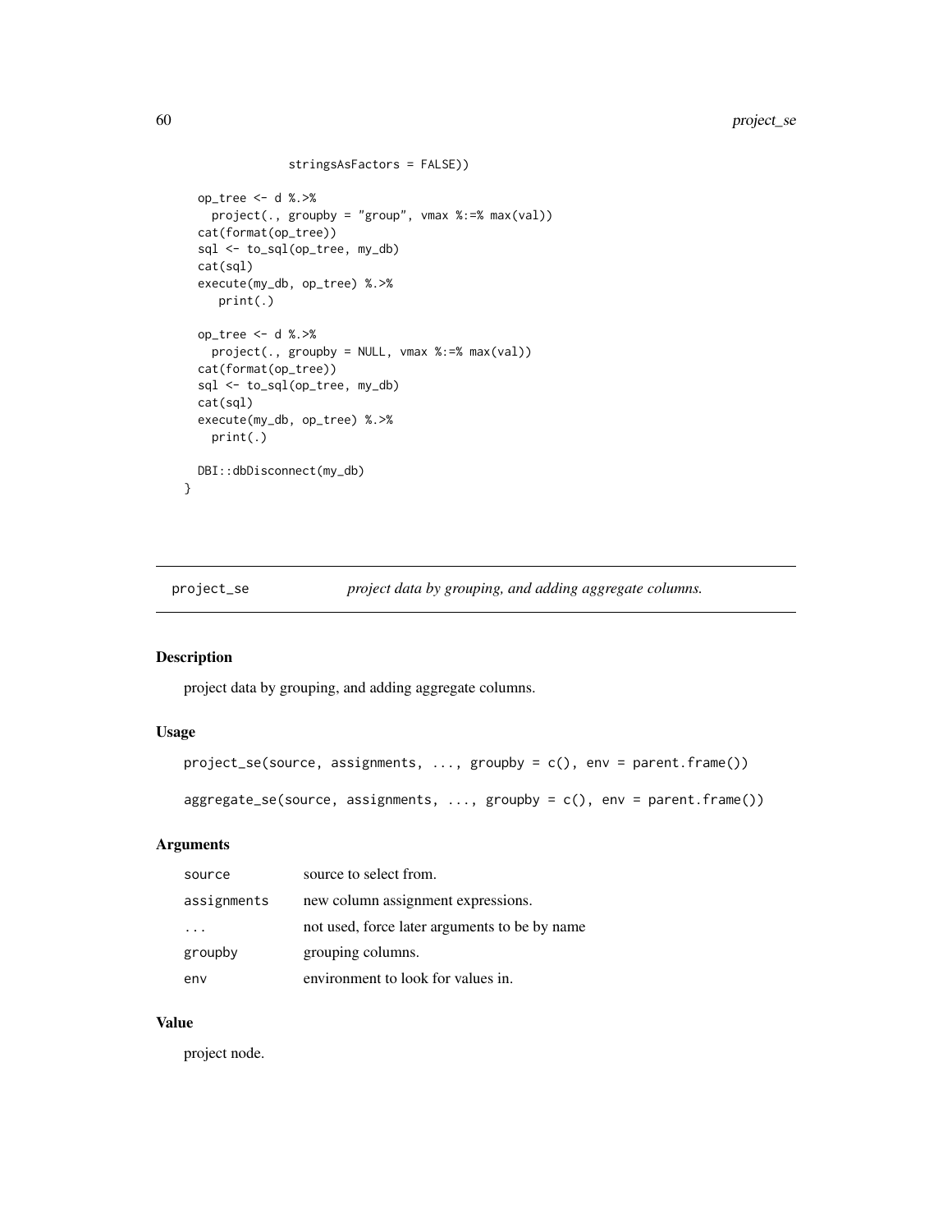```
                stringsAsFactors = FALSE))

  op_tree <- d %.>%
    project(., groupby = "group", vmax %:=% max(val))
  cat(format(op_tree))
  sql <- to_sql(op_tree, my_db)
  cat(sql)
  execute(my_db, op_tree) %.>%
     print(.)

  op_tree <- d %.>%
    project(., groupby = NULL, vmax %:=% max(val))
  cat(format(op_tree))
  sql <- to_sql(op_tree, my_db)
  cat(sql)
  execute(my_db, op_tree) %.>%
    print(.)

  DBI::dbDisconnect(my_db)
}
```

---

`project_se` *project data by grouping, and adding aggregate columns.*

---

### Description

project data by grouping, and adding aggregate columns.

### Usage

```
project_se(source, assignments, ..., groupby = c(), env = parent.frame())

aggregate_se(source, assignments, ..., groupby = c(), env = parent.frame())
```

### Arguments

| | |
|---|---|
| `source` | source to select from. |
| `assignments` | new column assignment expressions. |
| `...` | not used, force later arguments to be by name |
| `groupby` | grouping columns. |
| `env` | environment to look for values in. |

### Value

project node.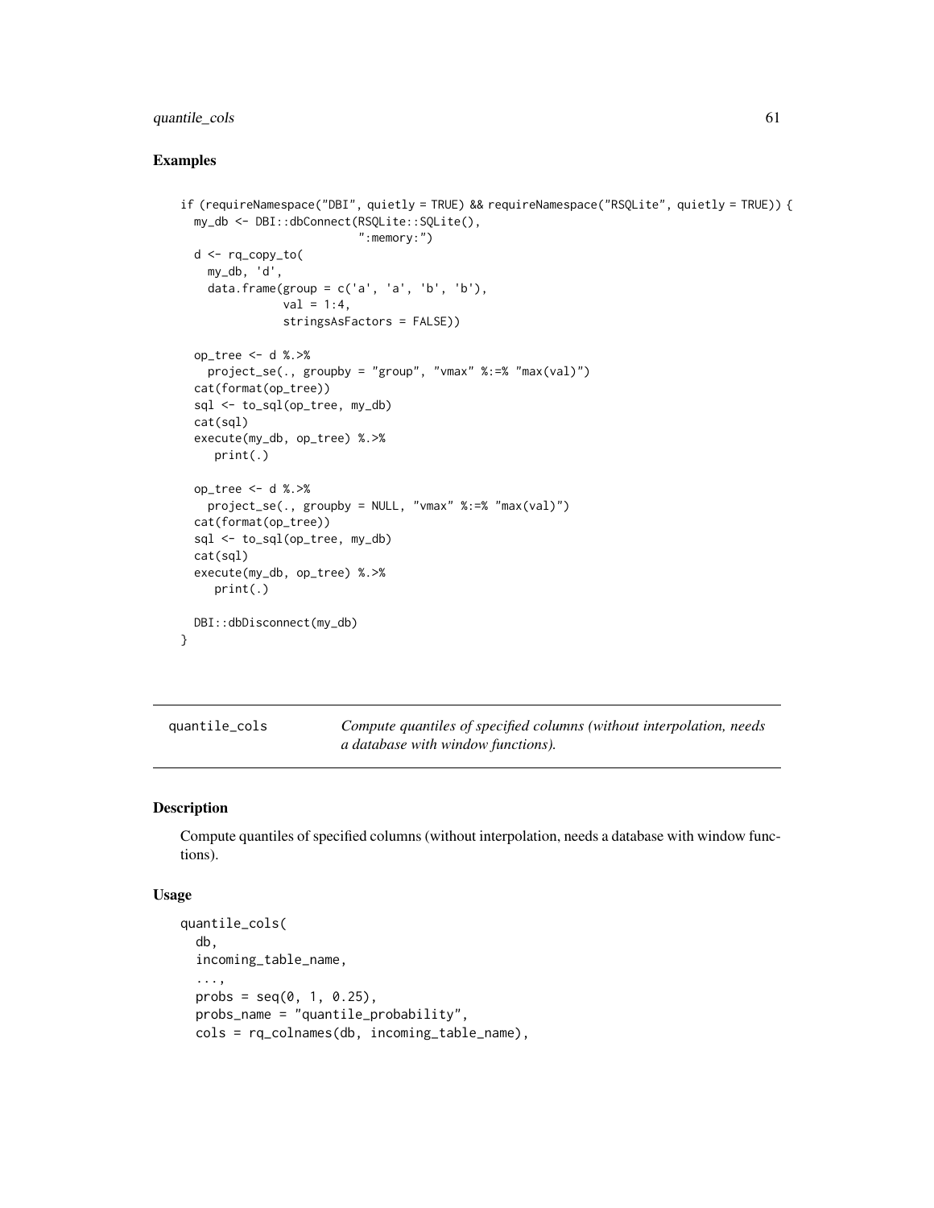## Examples

```
if (requireNamespace("DBI", quietly = TRUE) && requireNamespace("RSQLite", quietly = TRUE)) {
  my_db <- DBI::dbConnect(RSQLite::SQLite(),
                          ":memory:")
  d <- rq_copy_to(
    my_db, 'd',
    data.frame(group = c('a', 'a', 'b', 'b'),
               val = 1:4,
               stringsAsFactors = FALSE))

  op_tree <- d %.>%
    project_se(., groupby = "group", "vmax" %:=% "max(val)")
  cat(format(op_tree))
  sql <- to_sql(op_tree, my_db)
  cat(sql)
  execute(my_db, op_tree) %.>%
     print(.)

  op_tree <- d %.>%
    project_se(., groupby = NULL, "vmax" %:=% "max(val)")
  cat(format(op_tree))
  sql <- to_sql(op_tree, my_db)
  cat(sql)
  execute(my_db, op_tree) %.>%
     print(.)

  DBI::dbDisconnect(my_db)
}
```

---

# quantile_cols

*Compute quantiles of specified columns (without interpolation, needs a database with window functions).*

## Description

Compute quantiles of specified columns (without interpolation, needs a database with window functions).

## Usage

```
quantile_cols(
  db,
  incoming_table_name,
  ...,
  probs = seq(0, 1, 0.25),
  probs_name = "quantile_probability",
  cols = rq_colnames(db, incoming_table_name),
```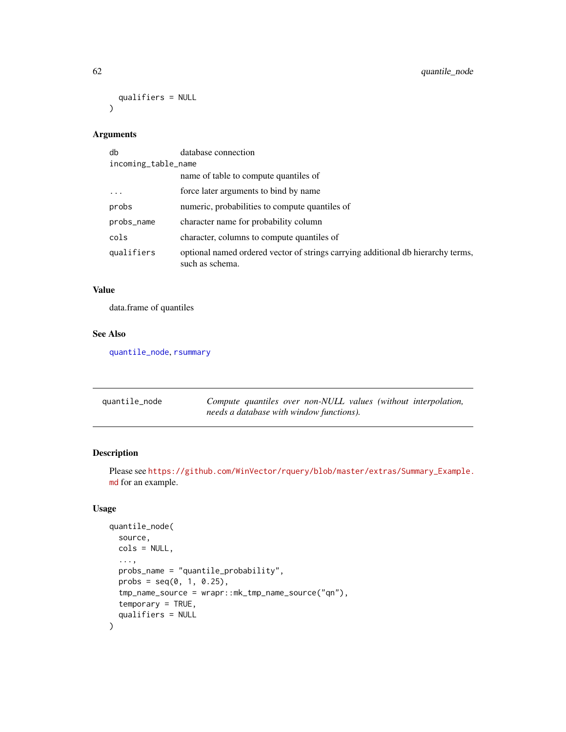```
  qualifiers = NULL
)
```

### Arguments

| | |
|---|---|
| `db` | database connection |
| `incoming_table_name` | name of table to compute quantiles of |
| `...` | force later arguments to bind by name |
| `probs` | numeric, probabilities to compute quantiles of |
| `probs_name` | character name for probability column |
| `cols` | character, columns to compute quantiles of |
| `qualifiers` | optional named ordered vector of strings carrying additional db hierarchy terms, such as schema. |

### Value

data.frame of quantiles

### See Also

`quantile_node`, `rsummary`

---

## quantile_node — *Compute quantiles over non-NULL values (without interpolation, needs a database with window functions).*

---

### Description

Please see https://github.com/WinVector/rquery/blob/master/extras/Summary_Example.md for an example.

### Usage

```
quantile_node(
  source,
  cols = NULL,
  ...,
  probs_name = "quantile_probability",
  probs = seq(0, 1, 0.25),
  tmp_name_source = wrapr::mk_tmp_name_source("qn"),
  temporary = TRUE,
  qualifiers = NULL
)
```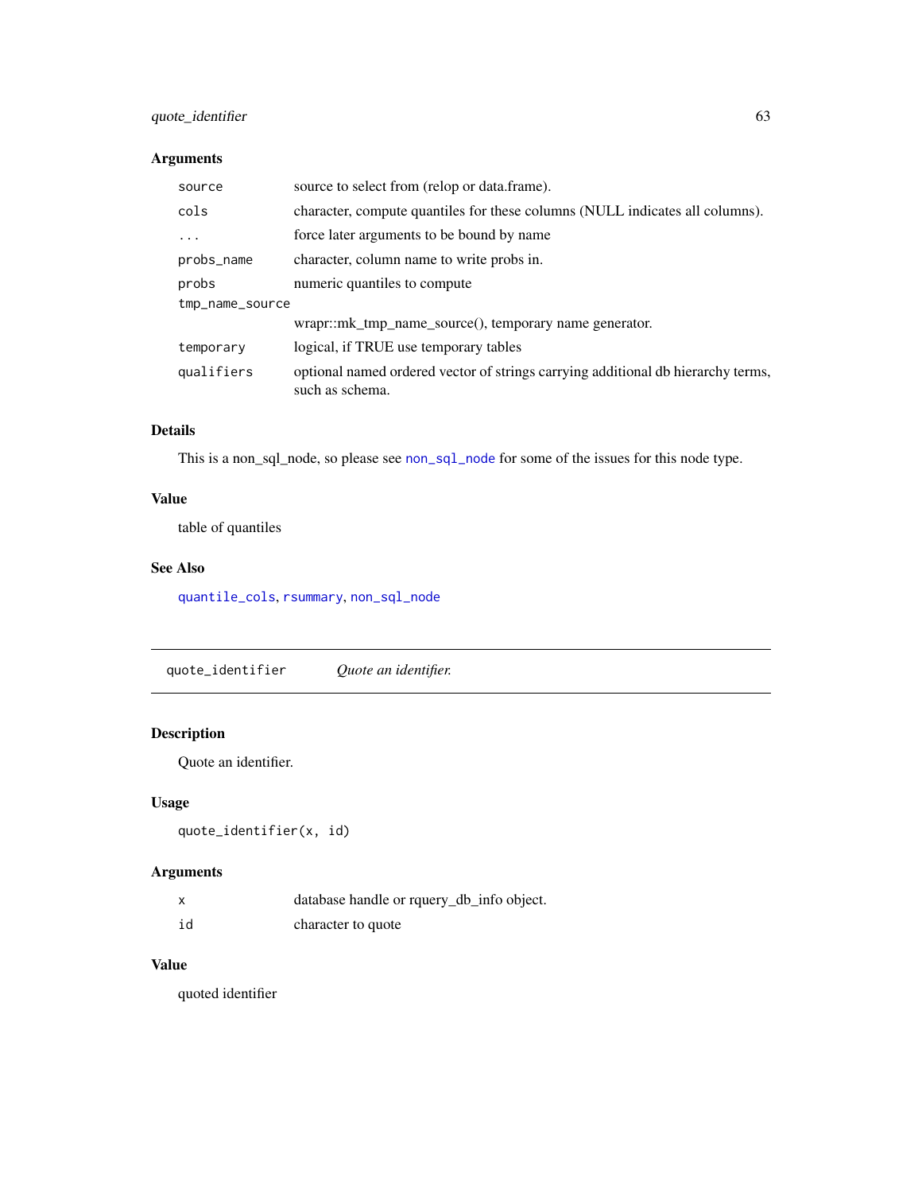### Arguments

| | |
|---|---|
| `source` | source to select from (relop or data.frame). |
| `cols` | character, compute quantiles for these columns (NULL indicates all columns). |
| `...` | force later arguments to be bound by name |
| `probs_name` | character, column name to write probs in. |
| `probs` | numeric quantiles to compute |
| `tmp_name_source` | wrapr::mk_tmp_name_source(), temporary name generator. |
| `temporary` | logical, if TRUE use temporary tables |
| `qualifiers` | optional named ordered vector of strings carrying additional db hierarchy terms, such as schema. |

### Details

This is a non_sql_node, so please see `non_sql_node` for some of the issues for this node type.

### Value

table of quantiles

### See Also

`quantile_cols`, `rsummary`, `non_sql_node`

---

## `quote_identifier` *Quote an identifier.*

---

### Description

Quote an identifier.

### Usage

```
quote_identifier(x, id)
```

### Arguments

| | |
|---|---|
| `x` | database handle or rquery_db_info object. |
| `id` | character to quote |

### Value

quoted identifier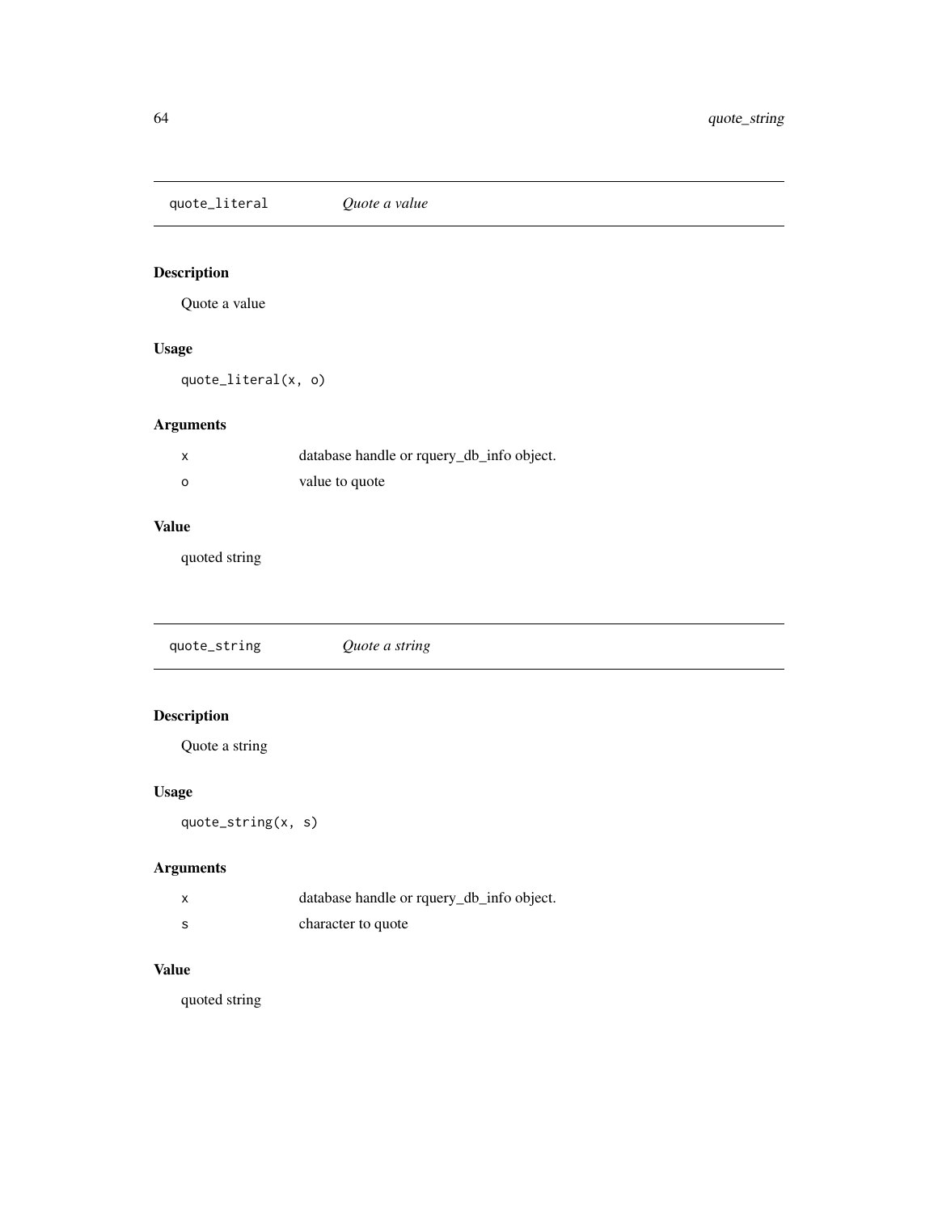## quote_literal *Quote a value*

### Description

Quote a value

### Usage

```
quote_literal(x, o)
```

### Arguments

| | |
|---|---|
| x | database handle or rquery_db_info object. |
| o | value to quote |

### Value

quoted string

## quote_string *Quote a string*

### Description

Quote a string

### Usage

```
quote_string(x, s)
```

### Arguments

| | |
|---|---|
| x | database handle or rquery_db_info object. |
| s | character to quote |

### Value

quoted string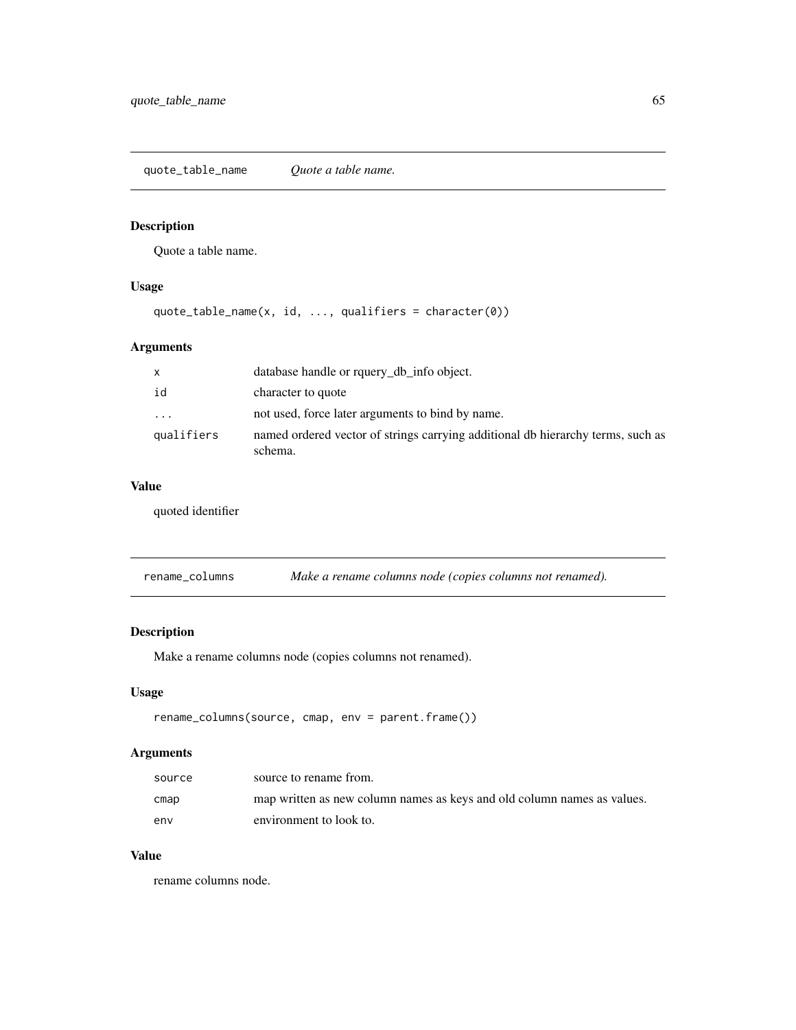## quote_table_name — *Quote a table name.*

### Description

Quote a table name.

### Usage

```
quote_table_name(x, id, ..., qualifiers = character(0))
```

### Arguments

| | |
|---|---|
| x | database handle or rquery_db_info object. |
| id | character to quote |
| ... | not used, force later arguments to bind by name. |
| qualifiers | named ordered vector of strings carrying additional db hierarchy terms, such as schema. |

### Value

quoted identifier

## rename_columns — *Make a rename columns node (copies columns not renamed).*

### Description

Make a rename columns node (copies columns not renamed).

### Usage

```
rename_columns(source, cmap, env = parent.frame())
```

### Arguments

| | |
|---|---|
| source | source to rename from. |
| cmap | map written as new column names as keys and old column names as values. |
| env | environment to look to. |

### Value

rename columns node.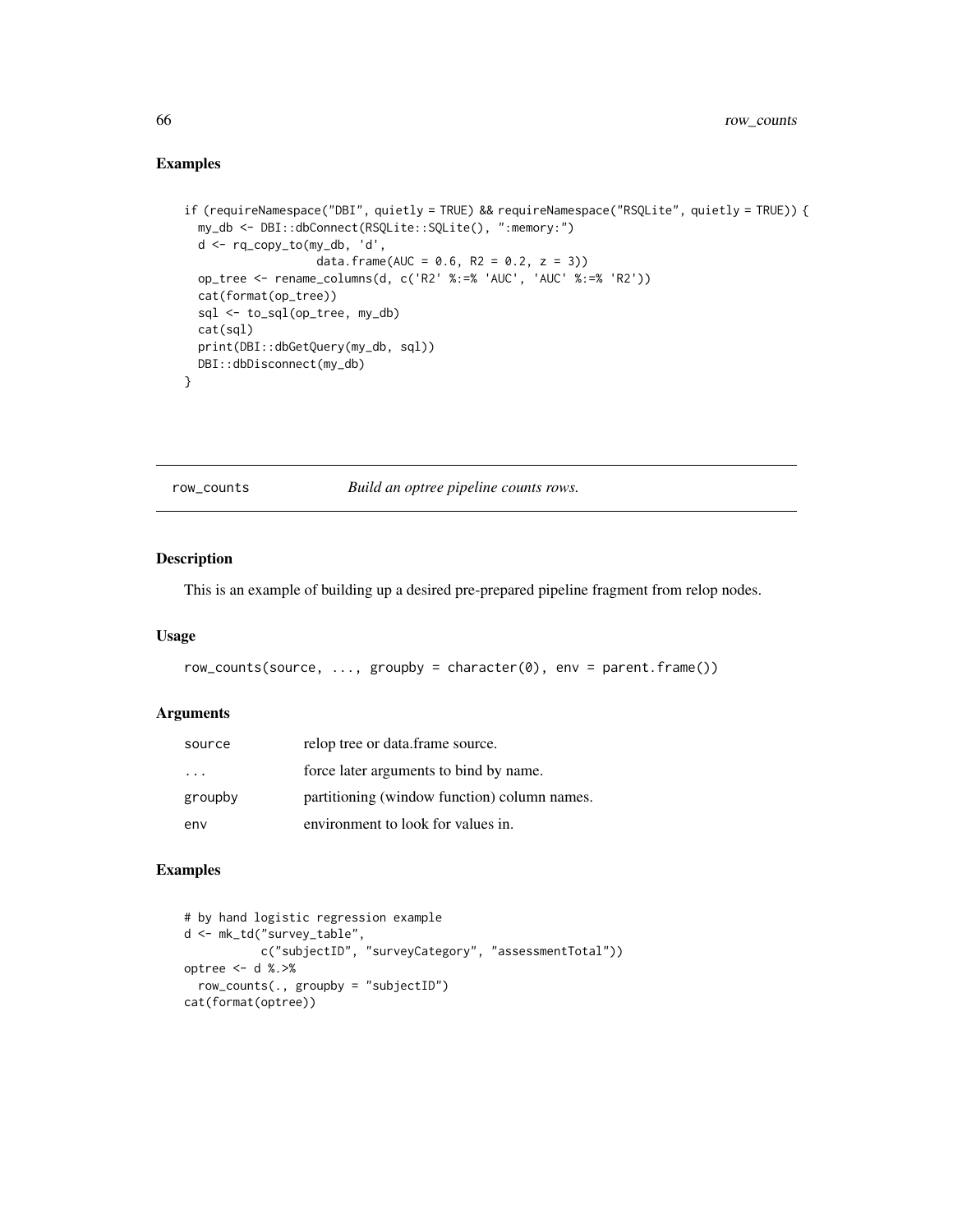## Examples

```
if (requireNamespace("DBI", quietly = TRUE) && requireNamespace("RSQLite", quietly = TRUE)) {
  my_db <- DBI::dbConnect(RSQLite::SQLite(), ":memory:")
  d <- rq_copy_to(my_db, 'd',
                  data.frame(AUC = 0.6, R2 = 0.2, z = 3))
  op_tree <- rename_columns(d, c('R2' %:=% 'AUC', 'AUC' %:=% 'R2'))
  cat(format(op_tree))
  sql <- to_sql(op_tree, my_db)
  cat(sql)
  print(DBI::dbGetQuery(my_db, sql))
  DBI::dbDisconnect(my_db)
}
```

---

# row_counts *Build an optree pipeline counts rows.*

## Description

This is an example of building up a desired pre-prepared pipeline fragment from relop nodes.

## Usage

```
row_counts(source, ..., groupby = character(0), env = parent.frame())
```

## Arguments

| | |
|---|---|
| source | relop tree or data.frame source. |
| ... | force later arguments to bind by name. |
| groupby | partitioning (window function) column names. |
| env | environment to look for values in. |

## Examples

```
# by hand logistic regression example
d <- mk_td("survey_table",
           c("subjectID", "surveyCategory", "assessmentTotal"))
optree <- d %.>%
  row_counts(., groupby = "subjectID")
cat(format(optree))
```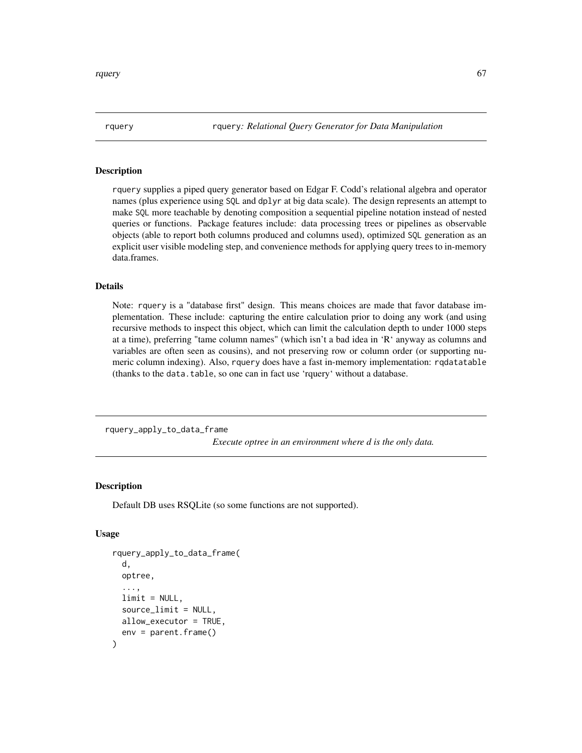## rquery — rquery: *Relational Query Generator for Data Manipulation*

### Description

rquery supplies a piped query generator based on Edgar F. Codd's relational algebra and operator names (plus experience using SQL and dplyr at big data scale). The design represents an attempt to make SQL more teachable by denoting composition a sequential pipeline notation instead of nested queries or functions. Package features include: data processing trees or pipelines as observable objects (able to report both columns produced and columns used), optimized SQL generation as an explicit user visible modeling step, and convenience methods for applying query trees to in-memory data.frames.

### Details

Note: rquery is a "database first" design. This means choices are made that favor database implementation. These include: capturing the entire calculation prior to doing any work (and using recursive methods to inspect this object, which can limit the calculation depth to under 1000 steps at a time), preferring "tame column names" (which isn't a bad idea in 'R' anyway as columns and variables are often seen as cousins), and not preserving row or column order (or supporting numeric column indexing). Also, rquery does have a fast in-memory implementation: rqdatatable (thanks to the data.table, so one can in fact use 'rquery' without a database.

## rquery_apply_to_data_frame — *Execute optree in an environment where d is the only data.*

### Description

Default DB uses RSQLite (so some functions are not supported).

### Usage

```
rquery_apply_to_data_frame(
  d,
  optree,
  ...,
  limit = NULL,
  source_limit = NULL,
  allow_executor = TRUE,
  env = parent.frame()
)
```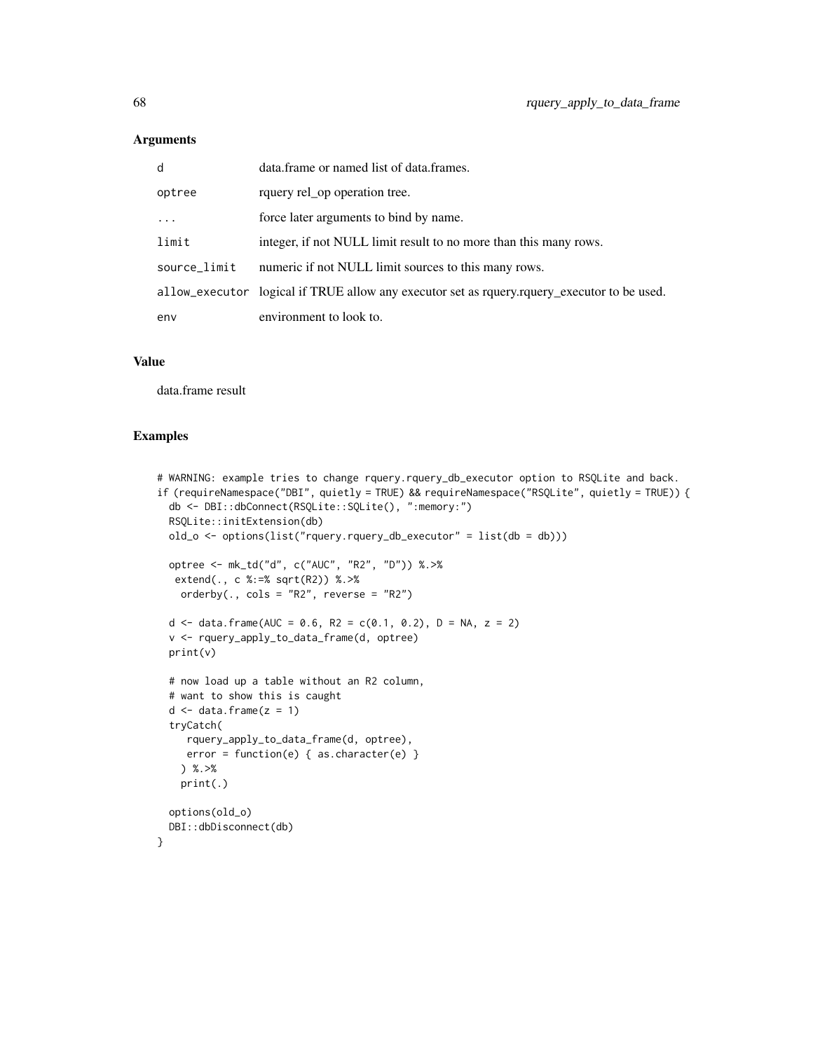## Arguments

| | |
|---|---|
| d | data.frame or named list of data.frames. |
| optree | rquery rel_op operation tree. |
| ... | force later arguments to bind by name. |
| limit | integer, if not NULL limit result to no more than this many rows. |
| source_limit | numeric if not NULL limit sources to this many rows. |
| allow_executor | logical if TRUE allow any executor set as rquery.rquery_executor to be used. |
| env | environment to look to. |

## Value

data.frame result

## Examples

```
# WARNING: example tries to change rquery.rquery_db_executor option to RSQLite and back.
if (requireNamespace("DBI", quietly = TRUE) && requireNamespace("RSQLite", quietly = TRUE)) {
  db <- DBI::dbConnect(RSQLite::SQLite(), ":memory:")
  RSQLite::initExtension(db)
  old_o <- options(list("rquery.rquery_db_executor" = list(db = db)))

  optree <- mk_td("d", c("AUC", "R2", "D")) %.>%
   extend(., c %:=% sqrt(R2)) %.>%
    orderby(., cols = "R2", reverse = "R2")

  d <- data.frame(AUC = 0.6, R2 = c(0.1, 0.2), D = NA, z = 2)
  v <- rquery_apply_to_data_frame(d, optree)
  print(v)

  # now load up a table without an R2 column,
  # want to show this is caught
  d <- data.frame(z = 1)
  tryCatch(
     rquery_apply_to_data_frame(d, optree),
     error = function(e) { as.character(e) }
    ) %.>%
    print(.)

  options(old_o)
  DBI::dbDisconnect(db)
}
```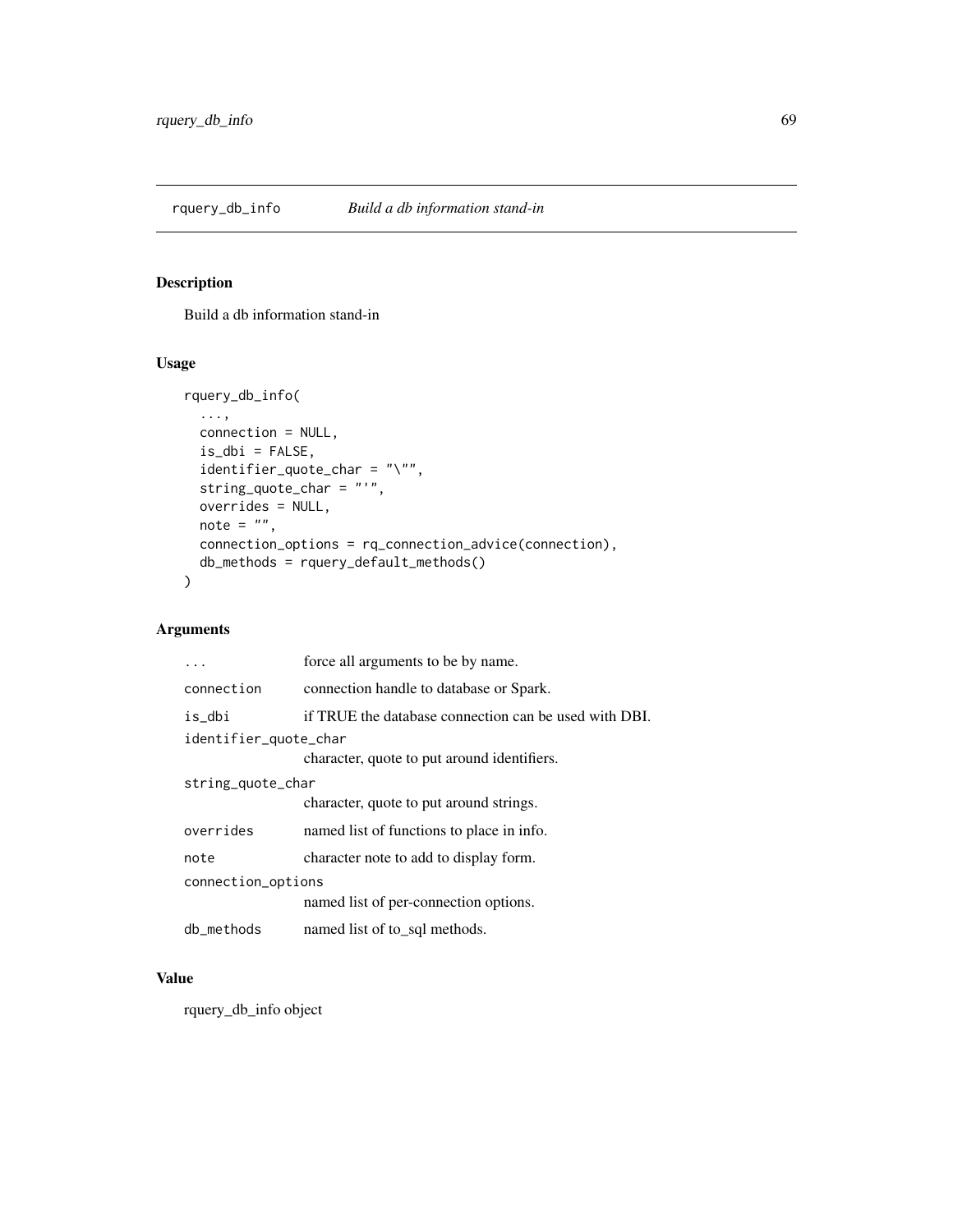## rquery_db_info — *Build a db information stand-in*

### Description

Build a db information stand-in

### Usage

```
rquery_db_info(
  ...,
  connection = NULL,
  is_dbi = FALSE,
  identifier_quote_char = "\"",
  string_quote_char = "'",
  overrides = NULL,
  note = "",
  connection_options = rq_connection_advice(connection),
  db_methods = rquery_default_methods()
)
```

### Arguments

| | |
|---|---|
| `...` | force all arguments to be by name. |
| `connection` | connection handle to database or Spark. |
| `is_dbi` | if TRUE the database connection can be used with DBI. |
| `identifier_quote_char` | character, quote to put around identifiers. |
| `string_quote_char` | character, quote to put around strings. |
| `overrides` | named list of functions to place in info. |
| `note` | character note to add to display form. |
| `connection_options` | named list of per-connection options. |
| `db_methods` | named list of to_sql methods. |

### Value

rquery_db_info object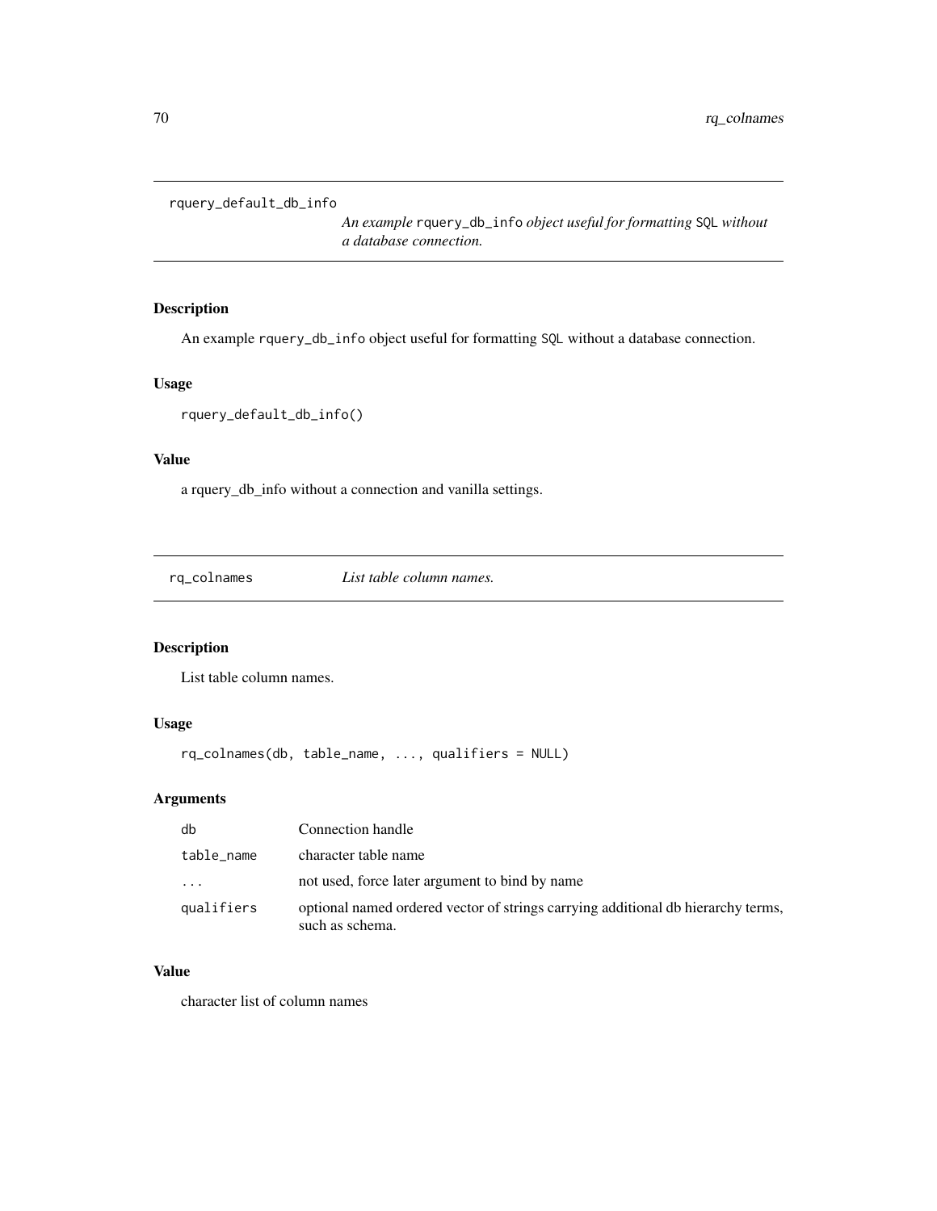## rquery_default_db_info

*An example `rquery_db_info` object useful for formatting SQL without a database connection.*

### Description

An example `rquery_db_info` object useful for formatting SQL without a database connection.

### Usage

```
rquery_default_db_info()
```

### Value

a rquery_db_info without a connection and vanilla settings.

## rq_colnames

*List table column names.*

### Description

List table column names.

### Usage

```
rq_colnames(db, table_name, ..., qualifiers = NULL)
```

### Arguments

| | |
|---|---|
| `db` | Connection handle |
| `table_name` | character table name |
| `...` | not used, force later argument to bind by name |
| `qualifiers` | optional named ordered vector of strings carrying additional db hierarchy terms, such as schema. |

### Value

character list of column names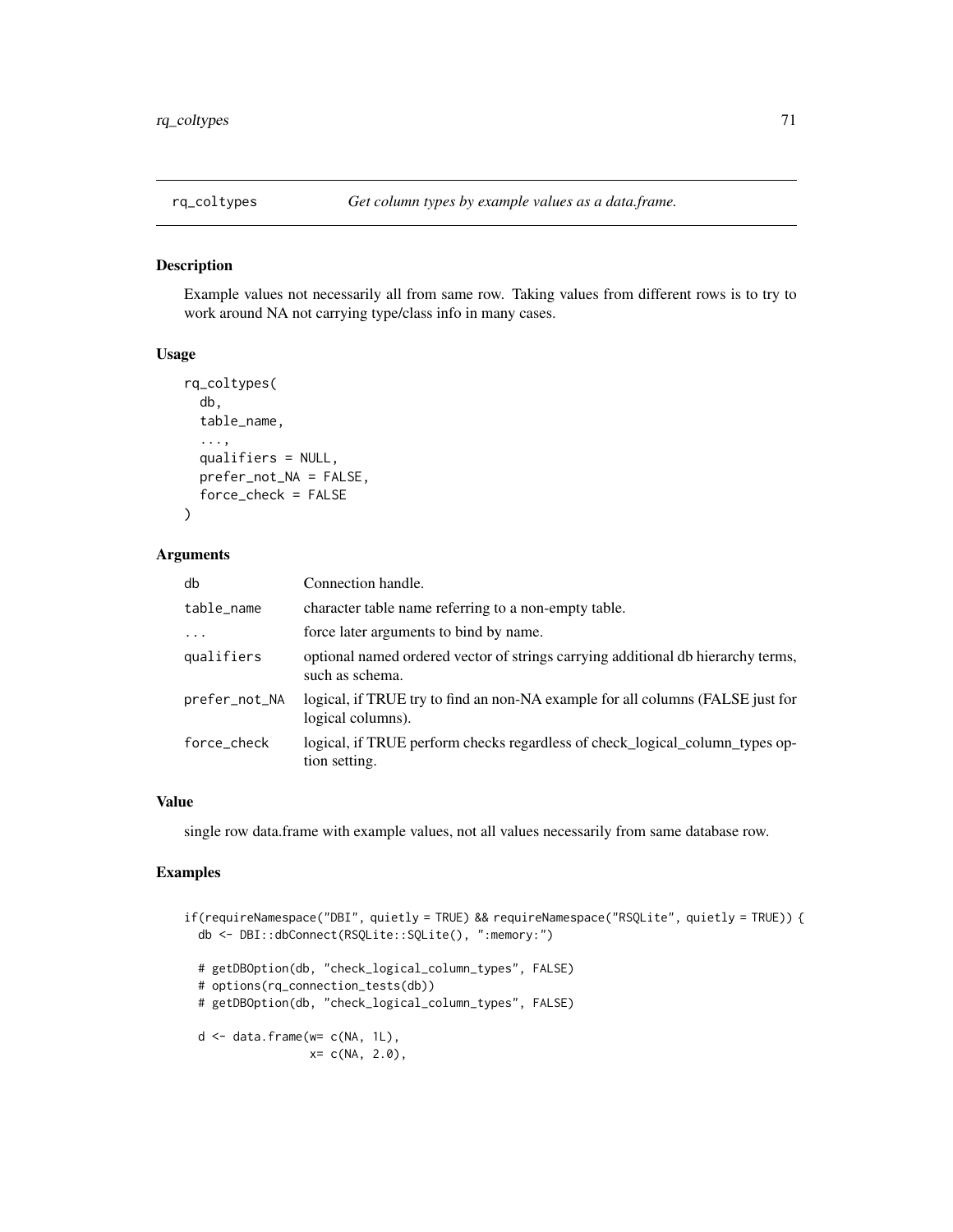## rq_coltypes — *Get column types by example values as a data.frame.*

### Description

Example values not necessarily all from same row. Taking values from different rows is to try to work around NA not carrying type/class info in many cases.

### Usage

```
rq_coltypes(
  db,
  table_name,
  ...,
  qualifiers = NULL,
  prefer_not_NA = FALSE,
  force_check = FALSE
)
```

### Arguments

| | |
|---|---|
| db | Connection handle. |
| table_name | character table name referring to a non-empty table. |
| ... | force later arguments to bind by name. |
| qualifiers | optional named ordered vector of strings carrying additional db hierarchy terms, such as schema. |
| prefer_not_NA | logical, if TRUE try to find an non-NA example for all columns (FALSE just for logical columns). |
| force_check | logical, if TRUE perform checks regardless of check_logical_column_types option setting. |

### Value

single row data.frame with example values, not all values necessarily from same database row.

### Examples

```
if(requireNamespace("DBI", quietly = TRUE) && requireNamespace("RSQLite", quietly = TRUE)) {
  db <- DBI::dbConnect(RSQLite::SQLite(), ":memory:")

  # getDBOption(db, "check_logical_column_types", FALSE)
  # options(rq_connection_tests(db))
  # getDBOption(db, "check_logical_column_types", FALSE)

  d <- data.frame(w= c(NA, 1L),
                  x= c(NA, 2.0),
```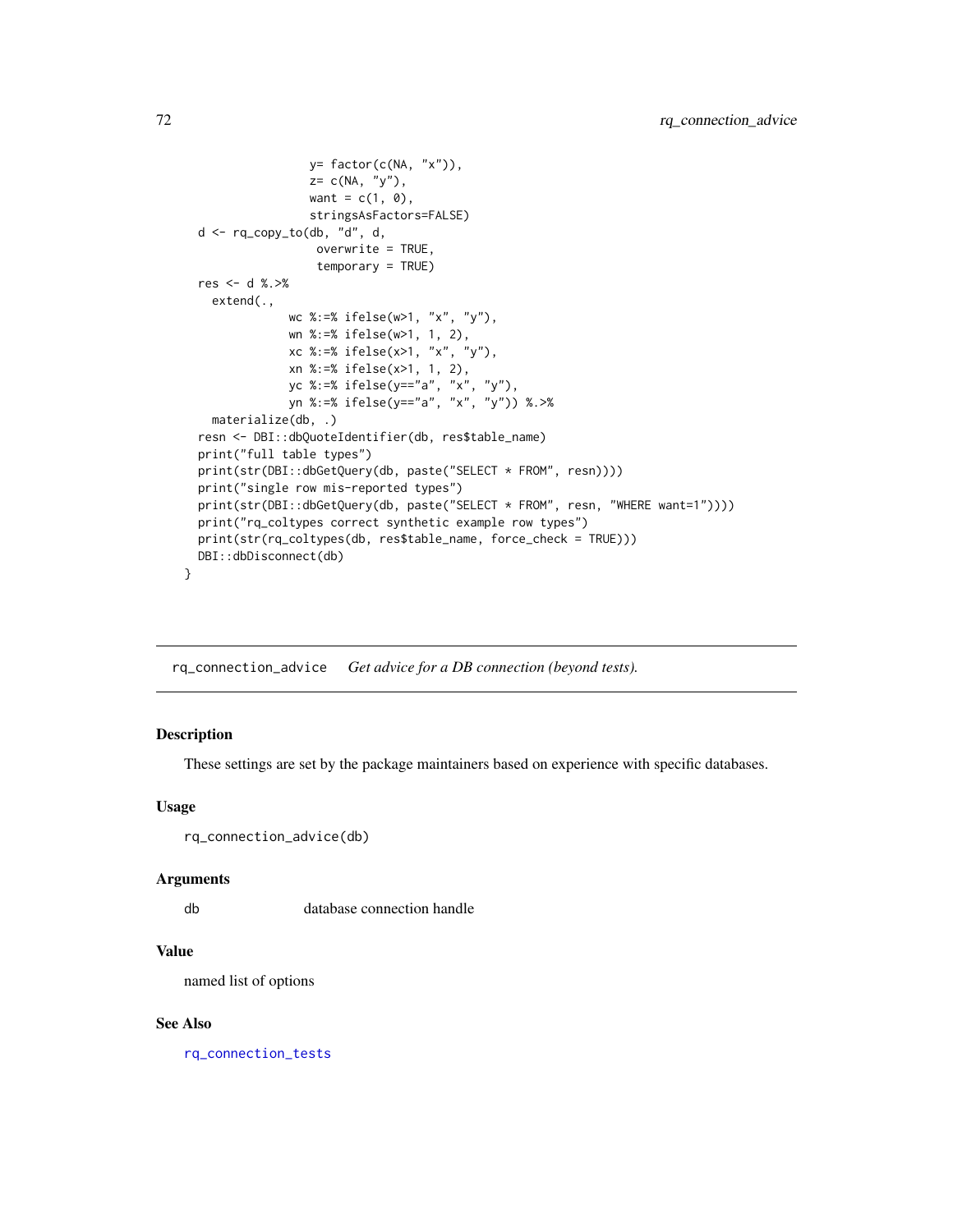```
                  y= factor(c(NA, "x")),
                  z= c(NA, "y"),
                  want = c(1, 0),
                  stringsAsFactors=FALSE)
  d <- rq_copy_to(db, "d", d,
                   overwrite = TRUE,
                   temporary = TRUE)
  res <- d %.>%
    extend(.,
              wc %:=% ifelse(w>1, "x", "y"),
              wn %:=% ifelse(w>1, 1, 2),
              xc %:=% ifelse(x>1, "x", "y"),
              xn %:=% ifelse(x>1, 1, 2),
              yc %:=% ifelse(y=="a", "x", "y"),
              yn %:=% ifelse(y=="a", "x", "y")) %.>%
    materialize(db, .)
  resn <- DBI::dbQuoteIdentifier(db, res$table_name)
  print("full table types")
  print(str(DBI::dbGetQuery(db, paste("SELECT * FROM", resn))))
  print("single row mis-reported types")
  print(str(DBI::dbGetQuery(db, paste("SELECT * FROM", resn, "WHERE want=1"))))
  print("rq_coltypes correct synthetic example row types")
  print(str(rq_coltypes(db, res$table_name, force_check = TRUE)))
  DBI::dbDisconnect(db)
}
```

## rq_connection_advice    *Get advice for a DB connection (beyond tests).*

### Description

These settings are set by the package maintainers based on experience with specific databases.

### Usage

```
rq_connection_advice(db)
```

### Arguments

| | |
|---|---|
| db | database connection handle |

### Value

named list of options

### See Also

rq_connection_tests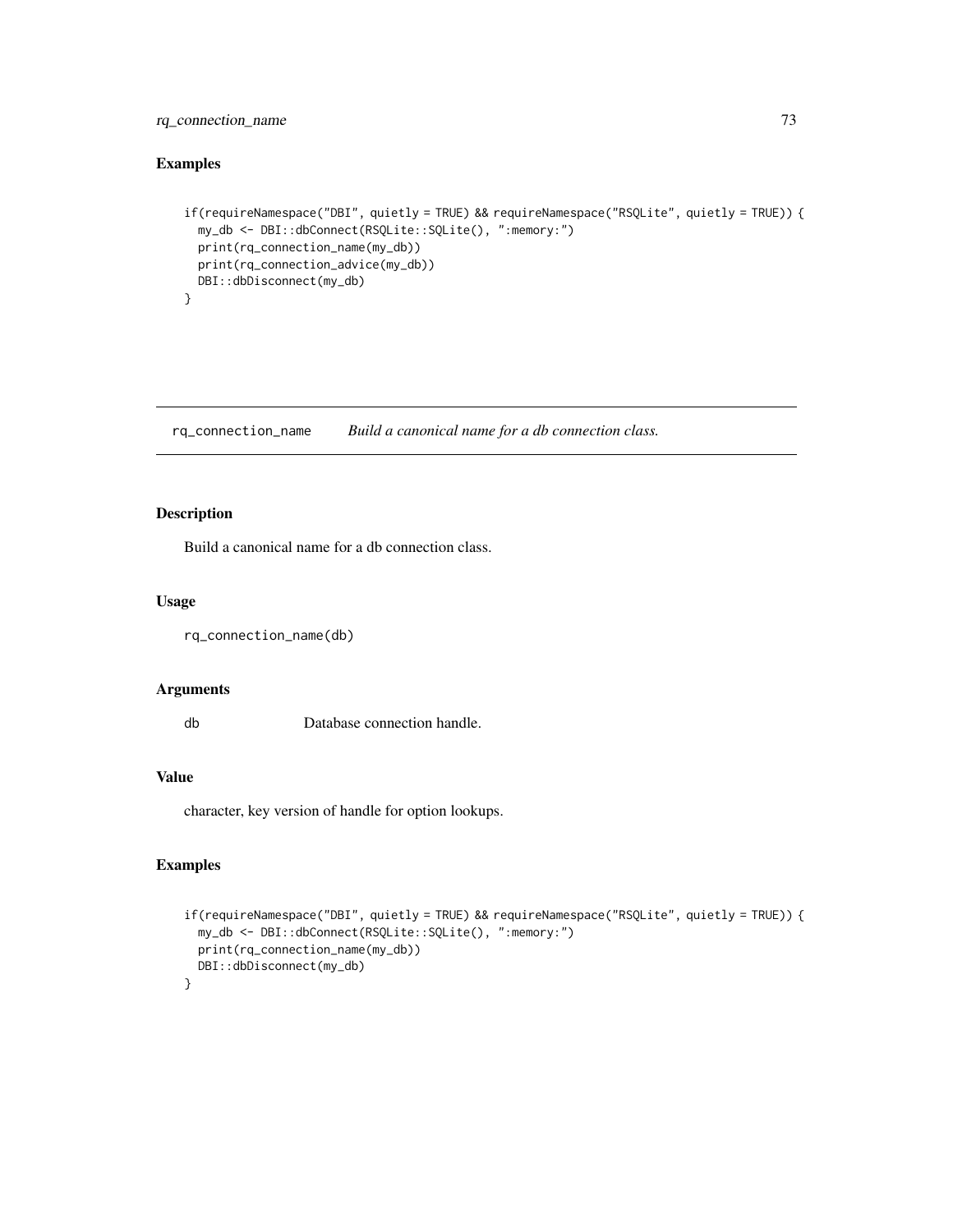## Examples

```
if(requireNamespace("DBI", quietly = TRUE) && requireNamespace("RSQLite", quietly = TRUE)) {
  my_db <- DBI::dbConnect(RSQLite::SQLite(), ":memory:")
  print(rq_connection_name(my_db))
  print(rq_connection_advice(my_db))
  DBI::dbDisconnect(my_db)
}
```

---

# rq_connection_name *Build a canonical name for a db connection class.*

---

## Description

Build a canonical name for a db connection class.

## Usage

```
rq_connection_name(db)
```

## Arguments

| | |
|---|---|
| db | Database connection handle. |

## Value

character, key version of handle for option lookups.

## Examples

```
if(requireNamespace("DBI", quietly = TRUE) && requireNamespace("RSQLite", quietly = TRUE)) {
  my_db <- DBI::dbConnect(RSQLite::SQLite(), ":memory:")
  print(rq_connection_name(my_db))
  DBI::dbDisconnect(my_db)
}
```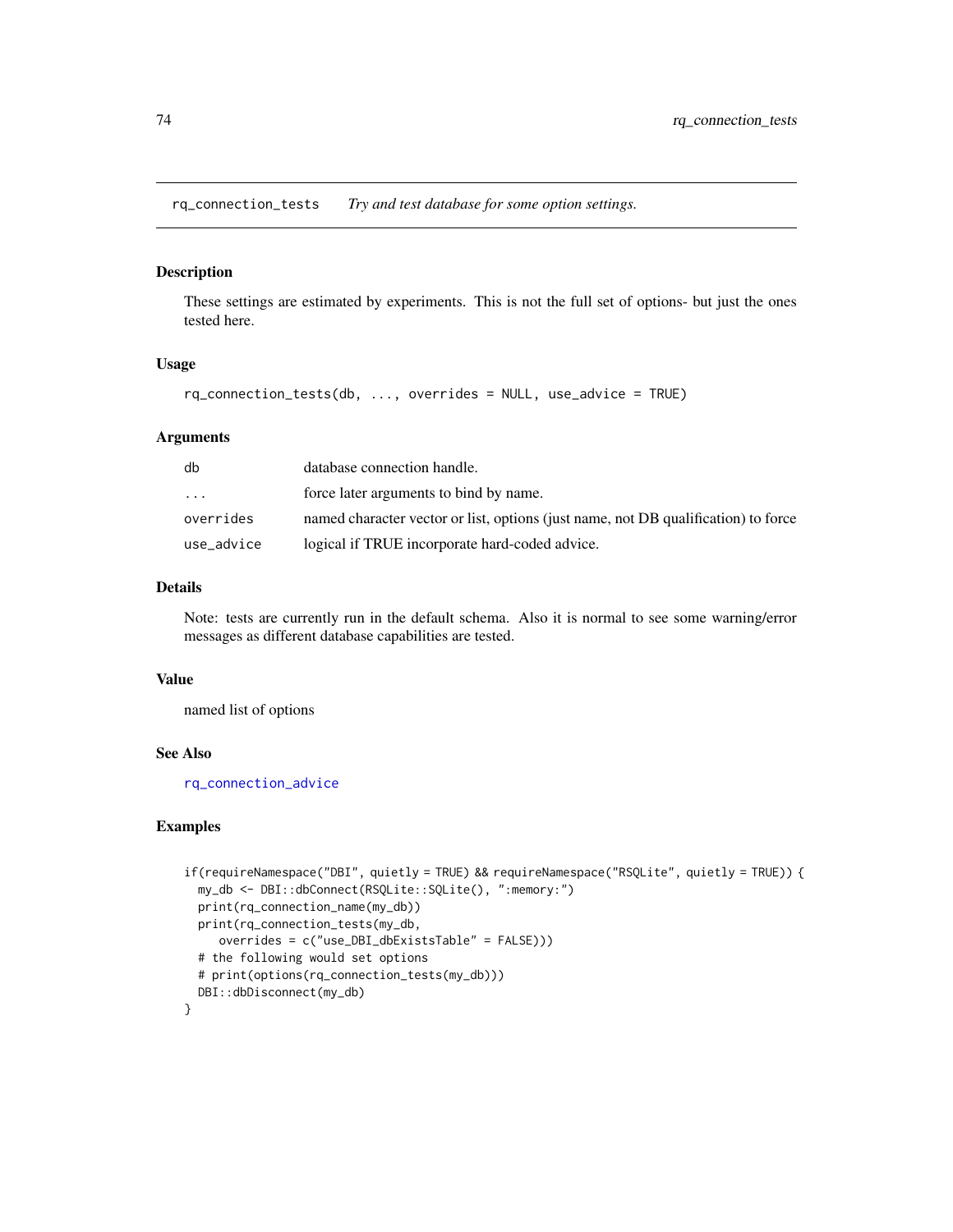## rq_connection_tests *Try and test database for some option settings.*

### Description

These settings are estimated by experiments. This is not the full set of options- but just the ones tested here.

### Usage

```
rq_connection_tests(db, ..., overrides = NULL, use_advice = TRUE)
```

### Arguments

| | |
|---|---|
| db | database connection handle. |
| ... | force later arguments to bind by name. |
| overrides | named character vector or list, options (just name, not DB qualification) to force |
| use_advice | logical if TRUE incorporate hard-coded advice. |

### Details

Note: tests are currently run in the default schema. Also it is normal to see some warning/error messages as different database capabilities are tested.

### Value

named list of options

### See Also

rq_connection_advice

### Examples

```
if(requireNamespace("DBI", quietly = TRUE) && requireNamespace("RSQLite", quietly = TRUE)) {
  my_db <- DBI::dbConnect(RSQLite::SQLite(), ":memory:")
  print(rq_connection_name(my_db))
  print(rq_connection_tests(my_db,
     overrides = c("use_DBI_dbExistsTable" = FALSE)))
  # the following would set options
  # print(options(rq_connection_tests(my_db)))
  DBI::dbDisconnect(my_db)
}
```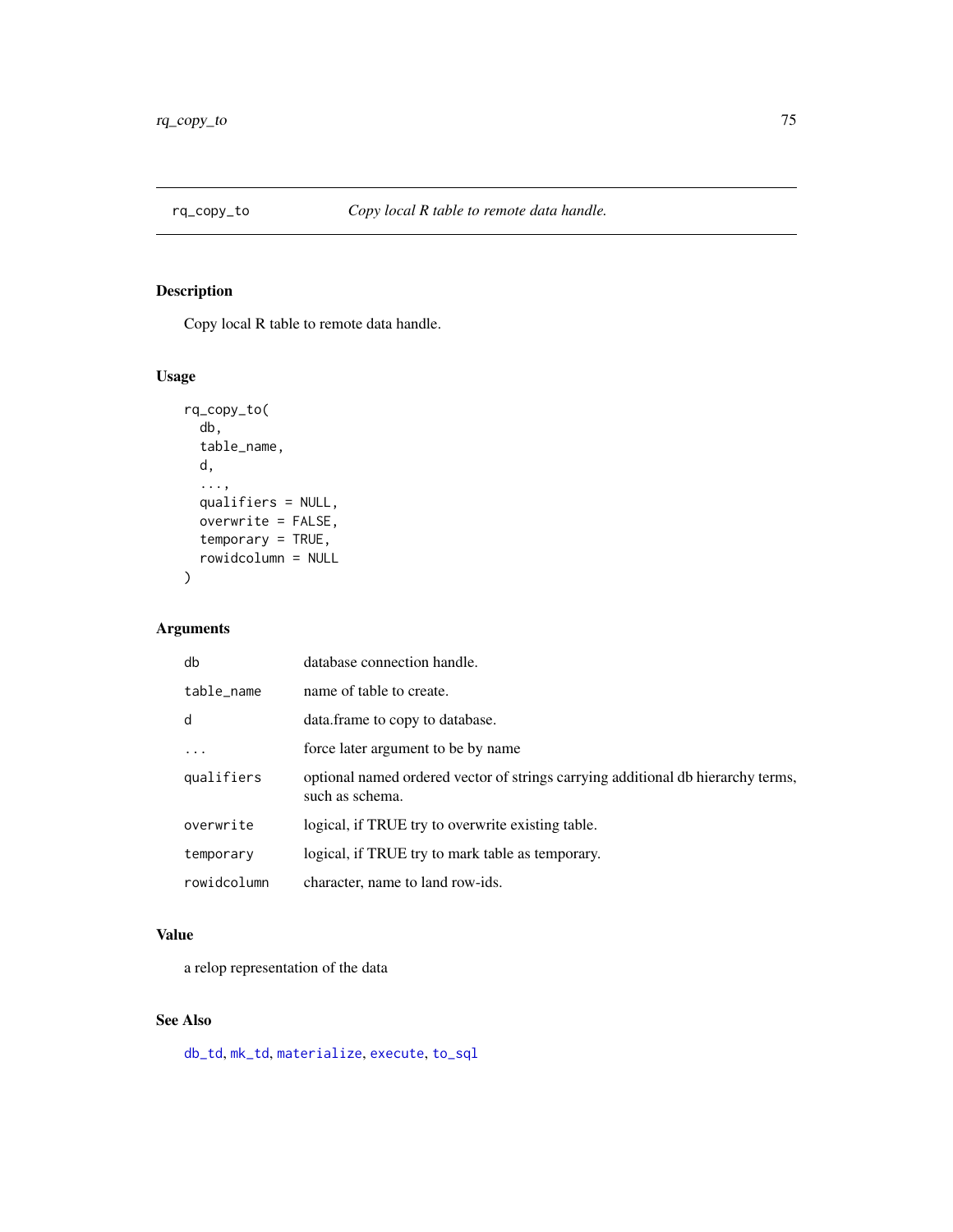## rq_copy_to — *Copy local R table to remote data handle.*

### Description

Copy local R table to remote data handle.

### Usage

```
rq_copy_to(
  db,
  table_name,
  d,
  ...,
  qualifiers = NULL,
  overwrite = FALSE,
  temporary = TRUE,
  rowidcolumn = NULL
)
```

### Arguments

| | |
|---|---|
| `db` | database connection handle. |
| `table_name` | name of table to create. |
| `d` | data.frame to copy to database. |
| `...` | force later argument to be by name |
| `qualifiers` | optional named ordered vector of strings carrying additional db hierarchy terms, such as schema. |
| `overwrite` | logical, if TRUE try to overwrite existing table. |
| `temporary` | logical, if TRUE try to mark table as temporary. |
| `rowidcolumn` | character, name to land row-ids. |

### Value

a relop representation of the data

### See Also

`db_td`, `mk_td`, `materialize`, `execute`, `to_sql`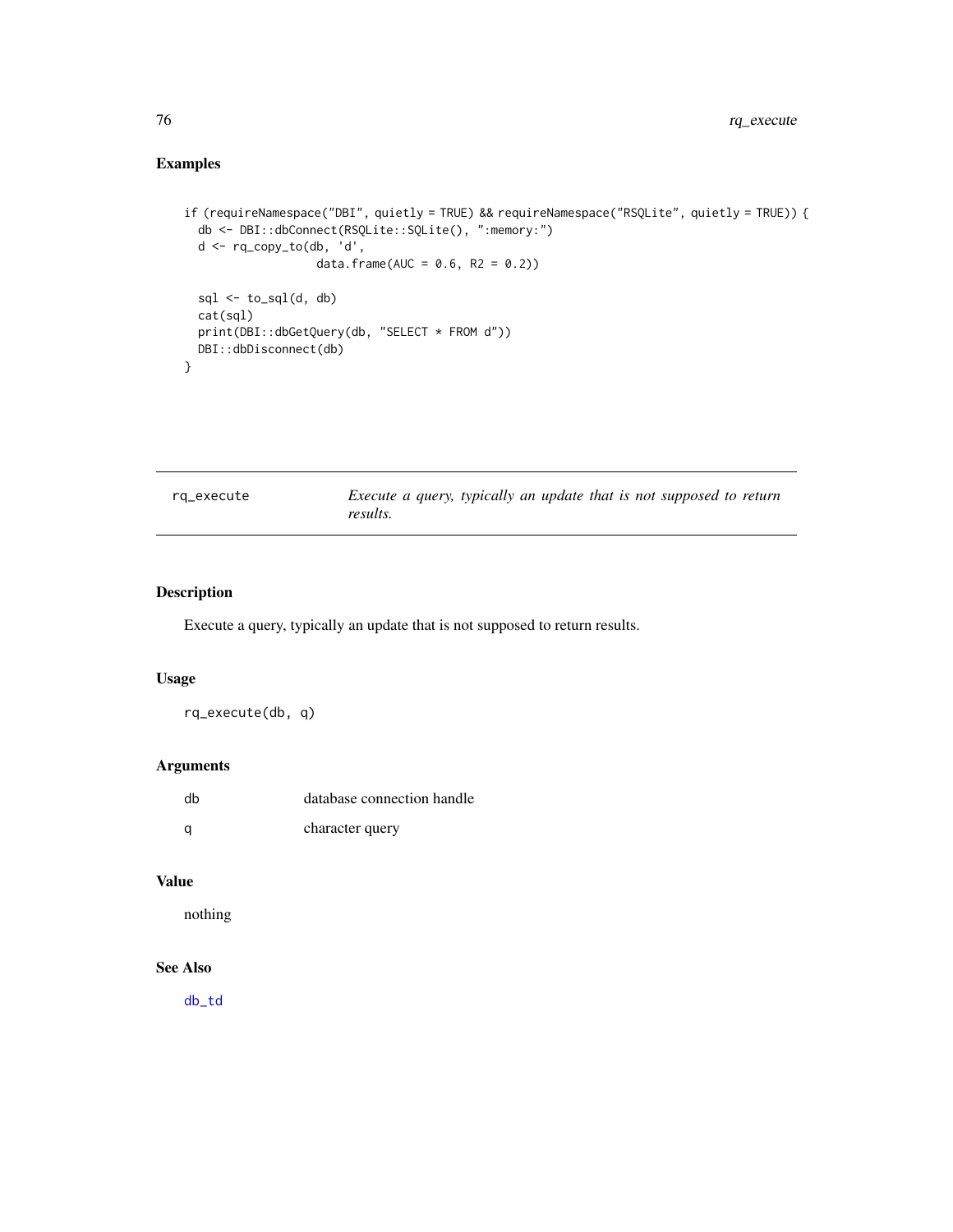## Examples

```
if (requireNamespace("DBI", quietly = TRUE) && requireNamespace("RSQLite", quietly = TRUE)) {
  db <- DBI::dbConnect(RSQLite::SQLite(), ":memory:")
  d <- rq_copy_to(db, 'd',
                  data.frame(AUC = 0.6, R2 = 0.2))

  sql <- to_sql(d, db)
  cat(sql)
  print(DBI::dbGetQuery(db, "SELECT * FROM d"))
  DBI::dbDisconnect(db)
}
```

---

# rq_execute — *Execute a query, typically an update that is not supposed to return results.*

---

## Description

Execute a query, typically an update that is not supposed to return results.

## Usage

```
rq_execute(db, q)
```

## Arguments

| | |
|---|---|
| db | database connection handle |
| q | character query |

## Value

nothing

## See Also

db_td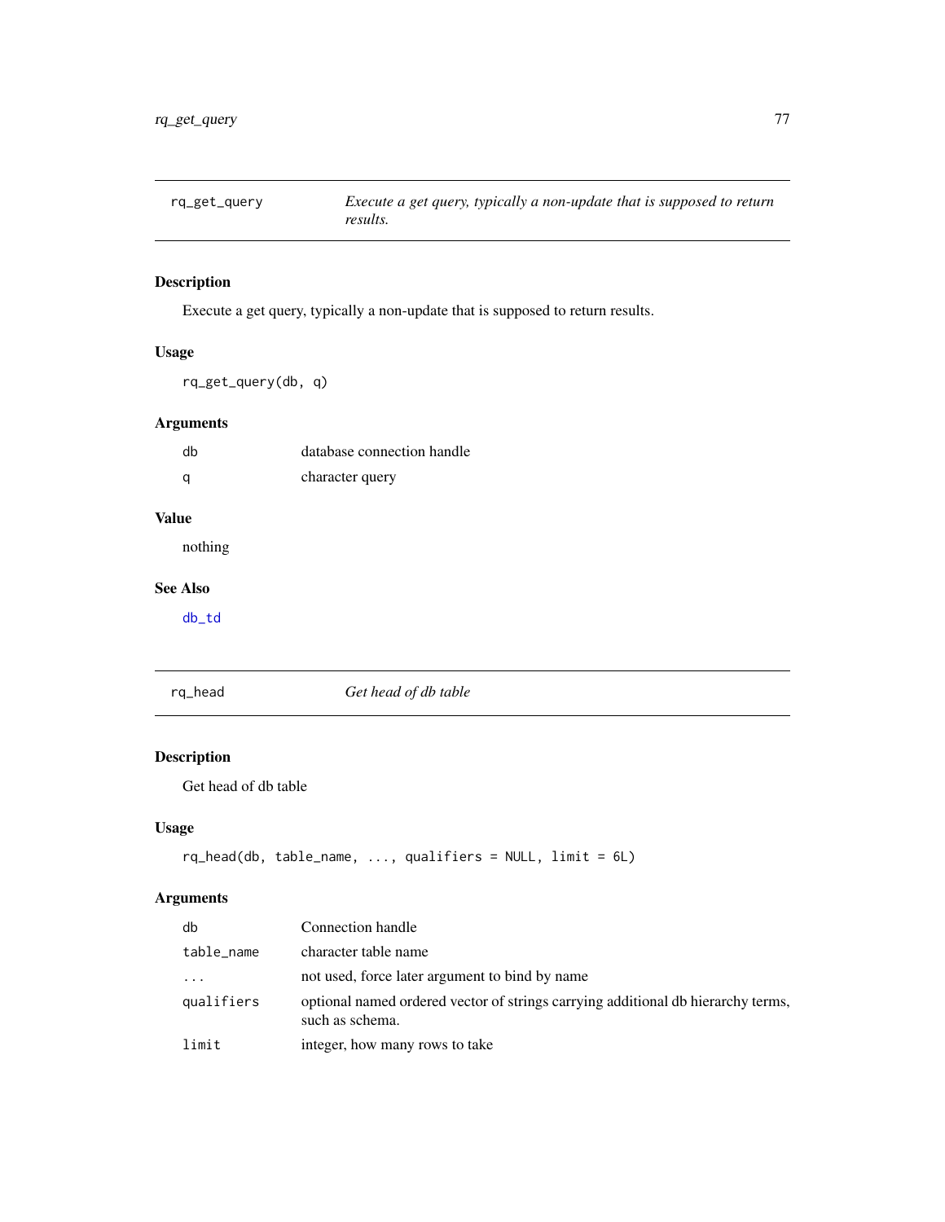## rq_get_query — *Execute a get query, typically a non-update that is supposed to return results.*

### Description

Execute a get query, typically a non-update that is supposed to return results.

### Usage

```
rq_get_query(db, q)
```

### Arguments

| | |
|---|---|
| db | database connection handle |
| q | character query |

### Value

nothing

### See Also

db_td

## rq_head — *Get head of db table*

### Description

Get head of db table

### Usage

```
rq_head(db, table_name, ..., qualifiers = NULL, limit = 6L)
```

### Arguments

| | |
|---|---|
| db | Connection handle |
| table_name | character table name |
| ... | not used, force later argument to bind by name |
| qualifiers | optional named ordered vector of strings carrying additional db hierarchy terms, such as schema. |
| limit | integer, how many rows to take |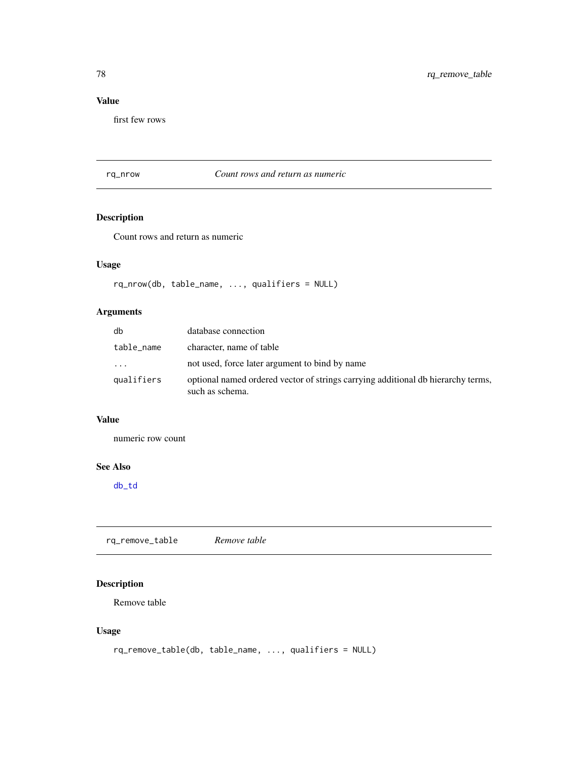### Value

first few rows

---

## rq_nrow *Count rows and return as numeric*

---

### Description

Count rows and return as numeric

### Usage

```
rq_nrow(db, table_name, ..., qualifiers = NULL)
```

### Arguments

| | |
|---|---|
| db | database connection |
| table_name | character, name of table |
| ... | not used, force later argument to bind by name |
| qualifiers | optional named ordered vector of strings carrying additional db hierarchy terms, such as schema. |

### Value

numeric row count

### See Also

db_td

---

## rq_remove_table *Remove table*

---

### Description

Remove table

### Usage

```
rq_remove_table(db, table_name, ..., qualifiers = NULL)
```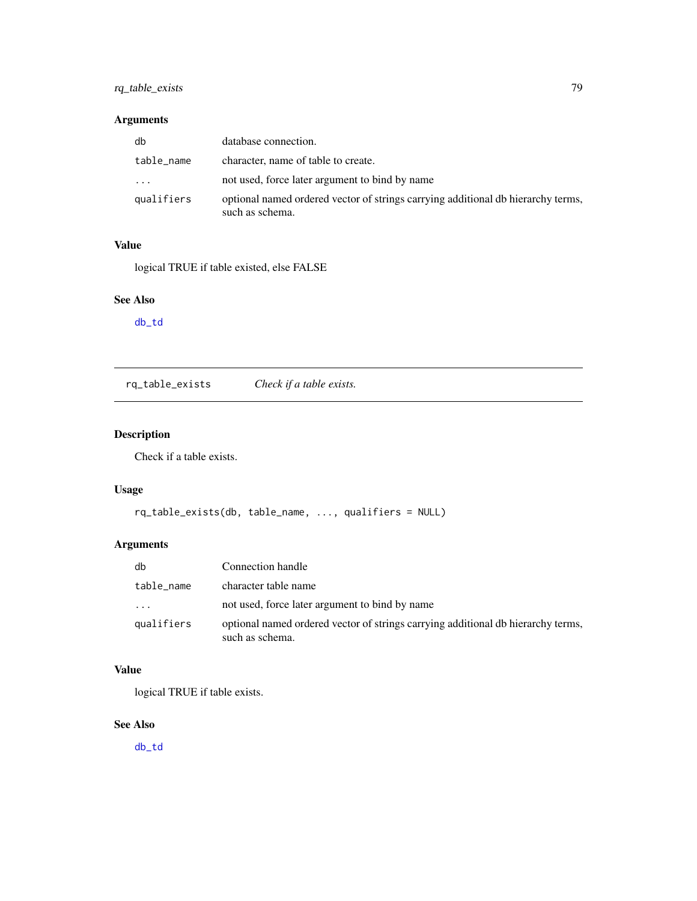## Arguments

| | |
|---|---|
| db | database connection. |
| table_name | character, name of table to create. |
| ... | not used, force later argument to bind by name |
| qualifiers | optional named ordered vector of strings carrying additional db hierarchy terms, such as schema. |

## Value

logical TRUE if table existed, else FALSE

## See Also

db_td

---

# rq_table_exists    *Check if a table exists.*

## Description

Check if a table exists.

## Usage

```
rq_table_exists(db, table_name, ..., qualifiers = NULL)
```

## Arguments

| | |
|---|---|
| db | Connection handle |
| table_name | character table name |
| ... | not used, force later argument to bind by name |
| qualifiers | optional named ordered vector of strings carrying additional db hierarchy terms, such as schema. |

## Value

logical TRUE if table exists.

## See Also

db_td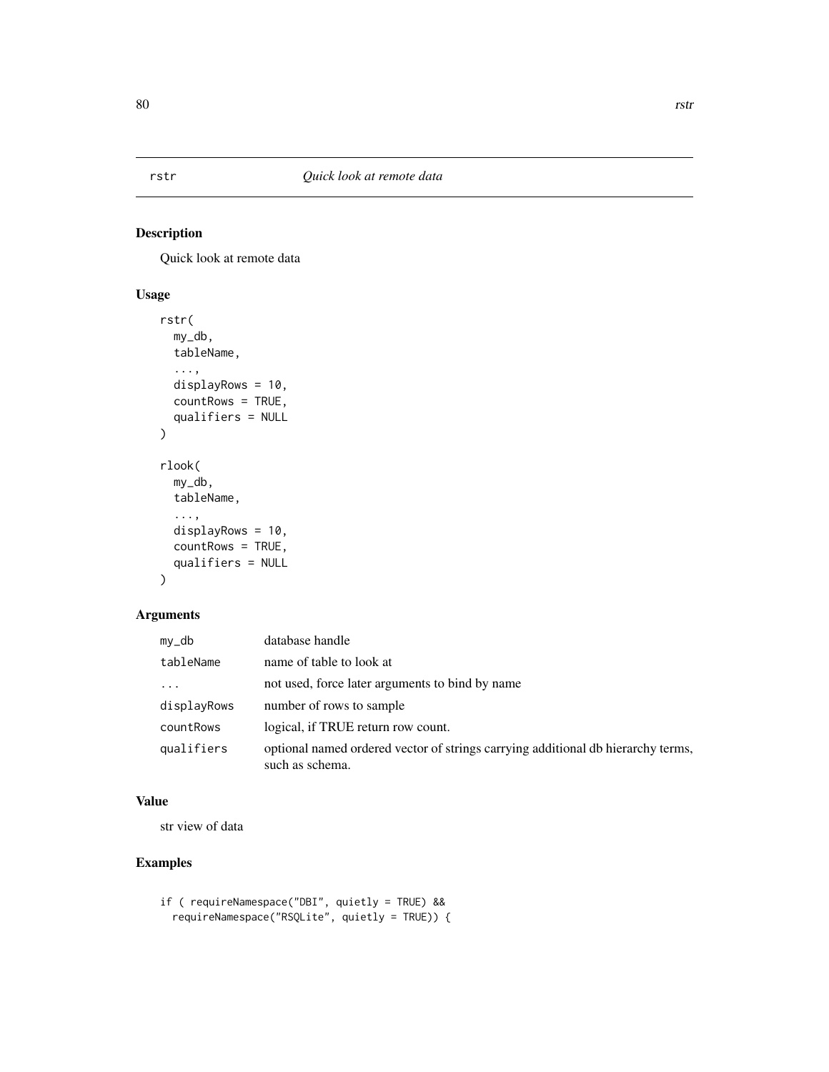## rstr    *Quick look at remote data*

### Description

Quick look at remote data

### Usage

```
rstr(
  my_db,
  tableName,
  ...,
  displayRows = 10,
  countRows = TRUE,
  qualifiers = NULL
)

rlook(
  my_db,
  tableName,
  ...,
  displayRows = 10,
  countRows = TRUE,
  qualifiers = NULL
)
```

### Arguments

| | |
|---|---|
| my_db | database handle |
| tableName | name of table to look at |
| ... | not used, force later arguments to bind by name |
| displayRows | number of rows to sample |
| countRows | logical, if TRUE return row count. |
| qualifiers | optional named ordered vector of strings carrying additional db hierarchy terms, such as schema. |

### Value

str view of data

### Examples

```
if ( requireNamespace("DBI", quietly = TRUE) &&
  requireNamespace("RSQLite", quietly = TRUE)) {
```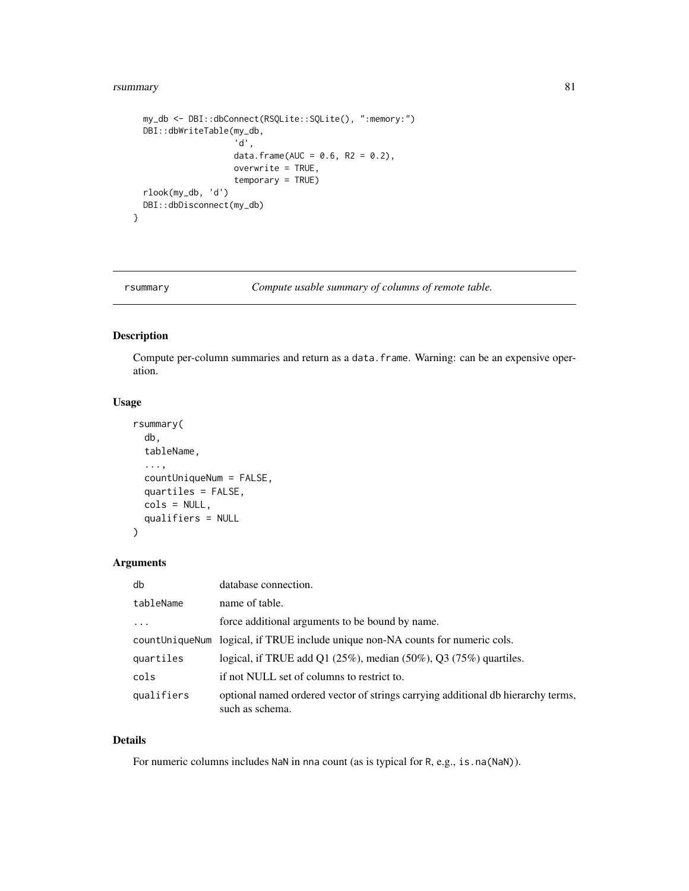```r
  my_db <- DBI::dbConnect(RSQLite::SQLite(), ":memory:")
  DBI::dbWriteTable(my_db,
                    'd',
                    data.frame(AUC = 0.6, R2 = 0.2),
                    overwrite = TRUE,
                    temporary = TRUE)
  rlook(my_db, 'd')
  DBI::dbDisconnect(my_db)
}
```

## rsummary *Compute usable summary of columns of remote table.*

### Description

Compute per-column summaries and return as a data.frame. Warning: can be an expensive operation.

### Usage

```r
rsummary(
  db,
  tableName,
  ...,
  countUniqueNum = FALSE,
  quartiles = FALSE,
  cols = NULL,
  qualifiers = NULL
)
```

### Arguments

| | |
|---|---|
| db | database connection. |
| tableName | name of table. |
| ... | force additional arguments to be bound by name. |
| countUniqueNum | logical, if TRUE include unique non-NA counts for numeric cols. |
| quartiles | logical, if TRUE add Q1 (25%), median (50%), Q3 (75%) quartiles. |
| cols | if not NULL set of columns to restrict to. |
| qualifiers | optional named ordered vector of strings carrying additional db hierarchy terms, such as schema. |

### Details

For numeric columns includes NaN in nna count (as is typical for R, e.g., is.na(NaN)).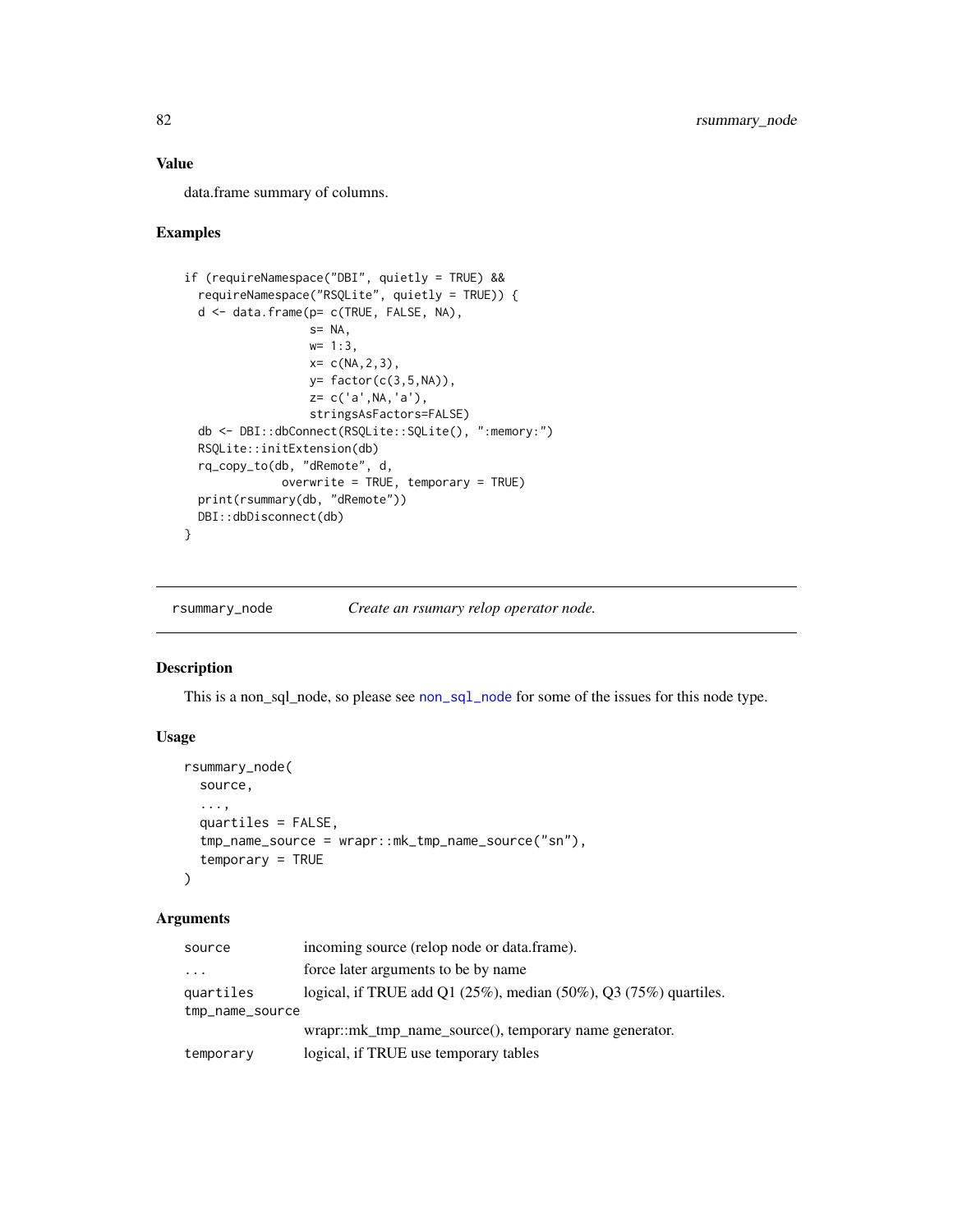### Value

data.frame summary of columns.

### Examples

```
if (requireNamespace("DBI", quietly = TRUE) &&
  requireNamespace("RSQLite", quietly = TRUE)) {
  d <- data.frame(p= c(TRUE, FALSE, NA),
                  s= NA,
                  w= 1:3,
                  x= c(NA,2,3),
                  y= factor(c(3,5,NA)),
                  z= c('a',NA,'a'),
                  stringsAsFactors=FALSE)
  db <- DBI::dbConnect(RSQLite::SQLite(), ":memory:")
  RSQLite::initExtension(db)
  rq_copy_to(db, "dRemote", d,
             overwrite = TRUE, temporary = TRUE)
  print(rsummary(db, "dRemote"))
  DBI::dbDisconnect(db)
}
```

---

## rsummary_node — *Create an rsumary relop operator node.*

---

### Description

This is a non_sql_node, so please see non_sql_node for some of the issues for this node type.

### Usage

```
rsummary_node(
  source,
  ...,
  quartiles = FALSE,
  tmp_name_source = wrapr::mk_tmp_name_source("sn"),
  temporary = TRUE
)
```

### Arguments

| | |
|---|---|
| source | incoming source (relop node or data.frame). |
| ... | force later arguments to be by name |
| quartiles | logical, if TRUE add Q1 (25%), median (50%), Q3 (75%) quartiles. |
| tmp_name_source | wrapr::mk_tmp_name_source(), temporary name generator. |
| temporary | logical, if TRUE use temporary tables |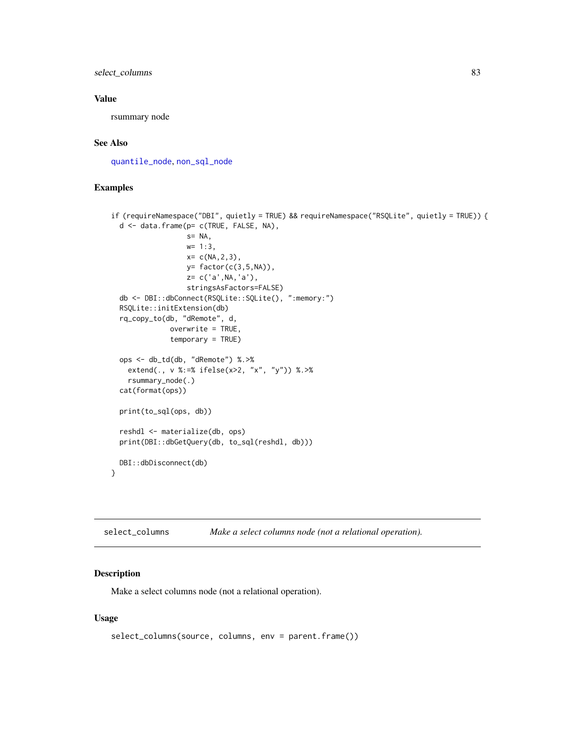## Value

rsummary node

## See Also

quantile_node, non_sql_node

## Examples

```
if (requireNamespace("DBI", quietly = TRUE) && requireNamespace("RSQLite", quietly = TRUE)) {
  d <- data.frame(p= c(TRUE, FALSE, NA),
                  s= NA,
                  w= 1:3,
                  x= c(NA,2,3),
                  y= factor(c(3,5,NA)),
                  z= c('a',NA,'a'),
                  stringsAsFactors=FALSE)
  db <- DBI::dbConnect(RSQLite::SQLite(), ":memory:")
  RSQLite::initExtension(db)
  rq_copy_to(db, "dRemote", d,
             overwrite = TRUE,
             temporary = TRUE)

  ops <- db_td(db, "dRemote") %.>%
    extend(., v %:=% ifelse(x>2, "x", "y")) %.>%
    rsummary_node(.)
  cat(format(ops))

  print(to_sql(ops, db))

  reshdl <- materialize(db, ops)
  print(DBI::dbGetQuery(db, to_sql(reshdl, db)))

  DBI::dbDisconnect(db)
}
```

---

# select_columns — *Make a select columns node (not a relational operation).*

## Description

Make a select columns node (not a relational operation).

## Usage

```
select_columns(source, columns, env = parent.frame())
```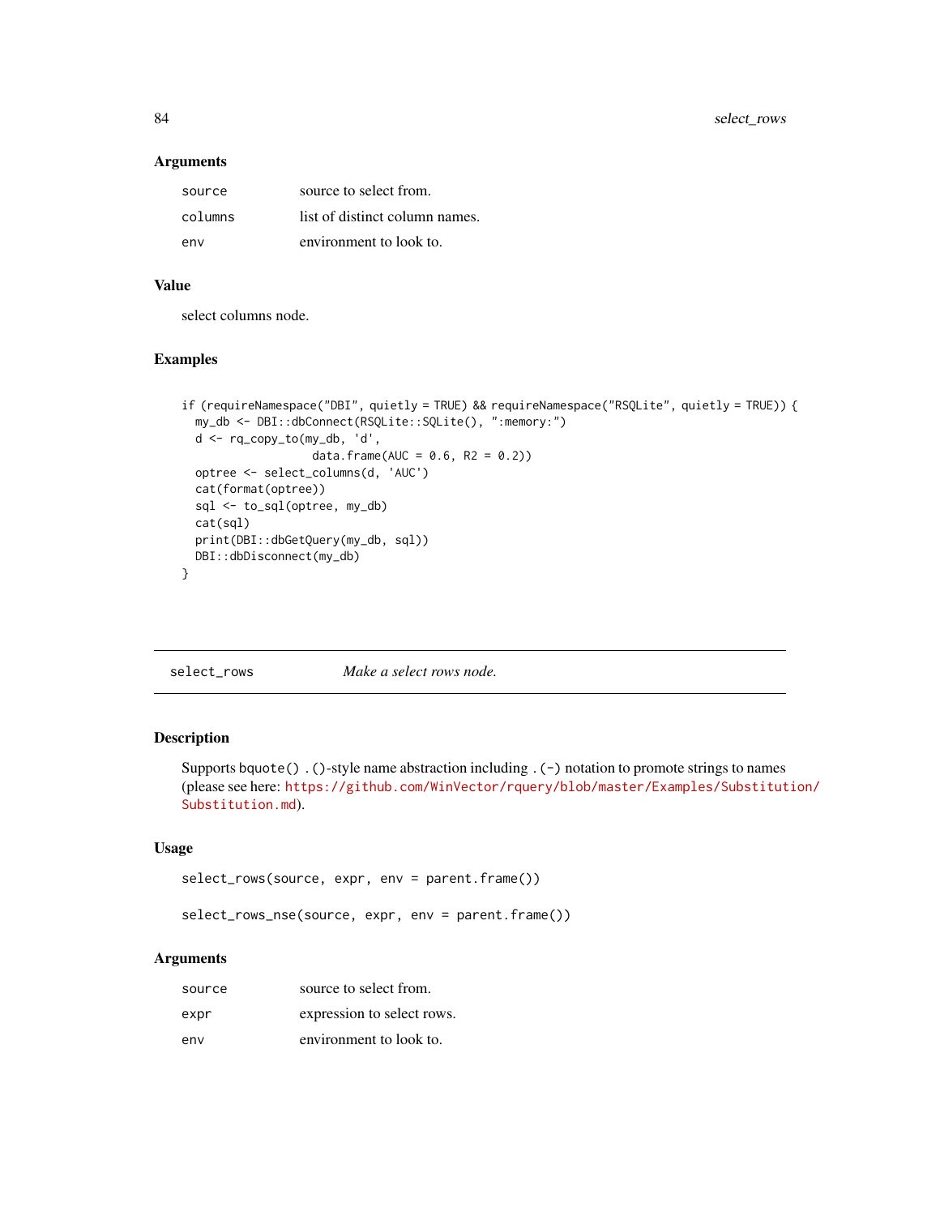### Arguments

| | |
|---|---|
| source | source to select from. |
| columns | list of distinct column names. |
| env | environment to look to. |

### Value

select columns node.

### Examples

```
if (requireNamespace("DBI", quietly = TRUE) && requireNamespace("RSQLite", quietly = TRUE)) {
  my_db <- DBI::dbConnect(RSQLite::SQLite(), ":memory:")
  d <- rq_copy_to(my_db, 'd',
                  data.frame(AUC = 0.6, R2 = 0.2))
  optree <- select_columns(d, 'AUC')
  cat(format(optree))
  sql <- to_sql(optree, my_db)
  cat(sql)
  print(DBI::dbGetQuery(my_db, sql))
  DBI::dbDisconnect(my_db)
}
```

---

## select_rows    *Make a select rows node.*

---

### Description

Supports `bquote()` `.()`-style name abstraction including `.(-)` notation to promote strings to names (please see here: https://github.com/WinVector/rquery/blob/master/Examples/Substitution/Substitution.md).

### Usage

```
select_rows(source, expr, env = parent.frame())

select_rows_nse(source, expr, env = parent.frame())
```

### Arguments

| | |
|---|---|
| source | source to select from. |
| expr | expression to select rows. |
| env | environment to look to. |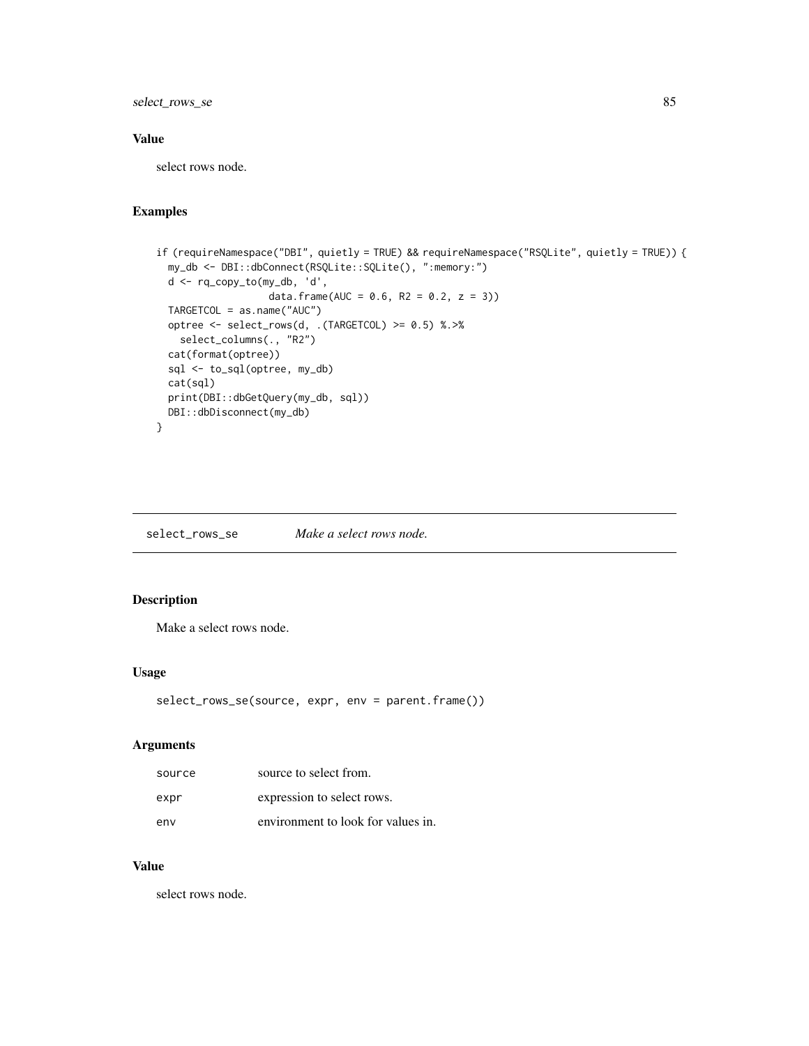### Value

select rows node.

### Examples

```
if (requireNamespace("DBI", quietly = TRUE) && requireNamespace("RSQLite", quietly = TRUE)) {
  my_db <- DBI::dbConnect(RSQLite::SQLite(), ":memory:")
  d <- rq_copy_to(my_db, 'd',
                  data.frame(AUC = 0.6, R2 = 0.2, z = 3))
  TARGETCOL = as.name("AUC")
  optree <- select_rows(d, .(TARGETCOL) >= 0.5) %.>%
    select_columns(., "R2")
  cat(format(optree))
  sql <- to_sql(optree, my_db)
  cat(sql)
  print(DBI::dbGetQuery(my_db, sql))
  DBI::dbDisconnect(my_db)
}
```

---

## select_rows_se &emsp; *Make a select rows node.*

---

### Description

Make a select rows node.

### Usage

```
select_rows_se(source, expr, env = parent.frame())
```

### Arguments

| | |
|---|---|
| source | source to select from. |
| expr | expression to select rows. |
| env | environment to look for values in. |

### Value

select rows node.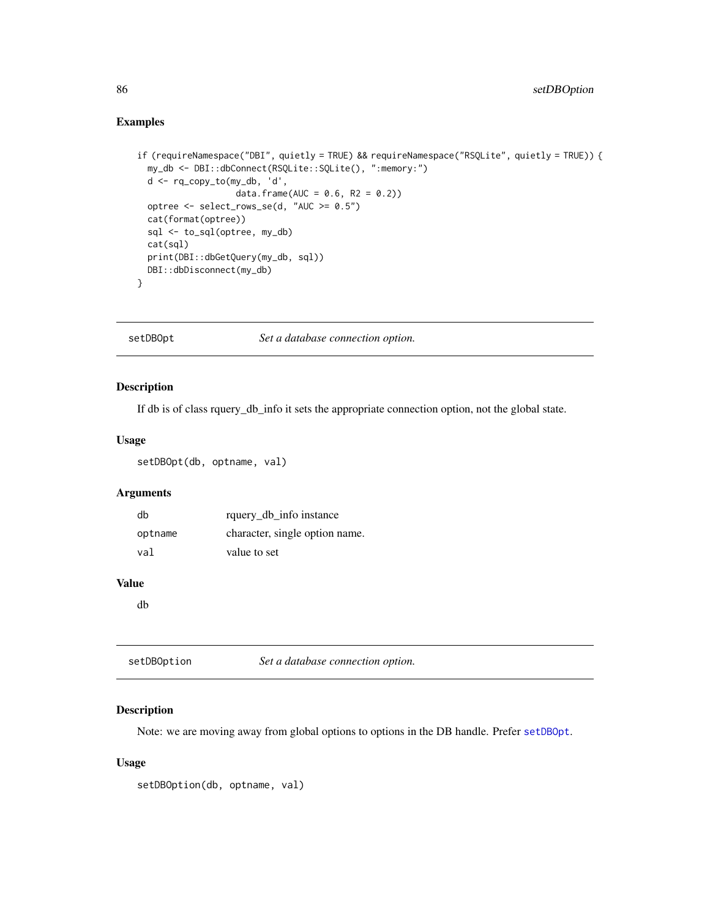### Examples

```
if (requireNamespace("DBI", quietly = TRUE) && requireNamespace("RSQLite", quietly = TRUE)) {
  my_db <- DBI::dbConnect(RSQLite::SQLite(), ":memory:")
  d <- rq_copy_to(my_db, 'd',
                  data.frame(AUC = 0.6, R2 = 0.2))
  optree <- select_rows_se(d, "AUC >= 0.5")
  cat(format(optree))
  sql <- to_sql(optree, my_db)
  cat(sql)
  print(DBI::dbGetQuery(my_db, sql))
  DBI::dbDisconnect(my_db)
}
```

---

## setDBOpt *Set a database connection option.*

### Description

If db is of class rquery_db_info it sets the appropriate connection option, not the global state.

### Usage

```
setDBOpt(db, optname, val)
```

### Arguments

| | |
|---|---|
| `db` | rquery_db_info instance |
| `optname` | character, single option name. |
| `val` | value to set |

### Value

db

---

## setDBOption *Set a database connection option.*

### Description

Note: we are moving away from global options to options in the DB handle. Prefer `setDBOpt`.

### Usage

```
setDBOption(db, optname, val)
```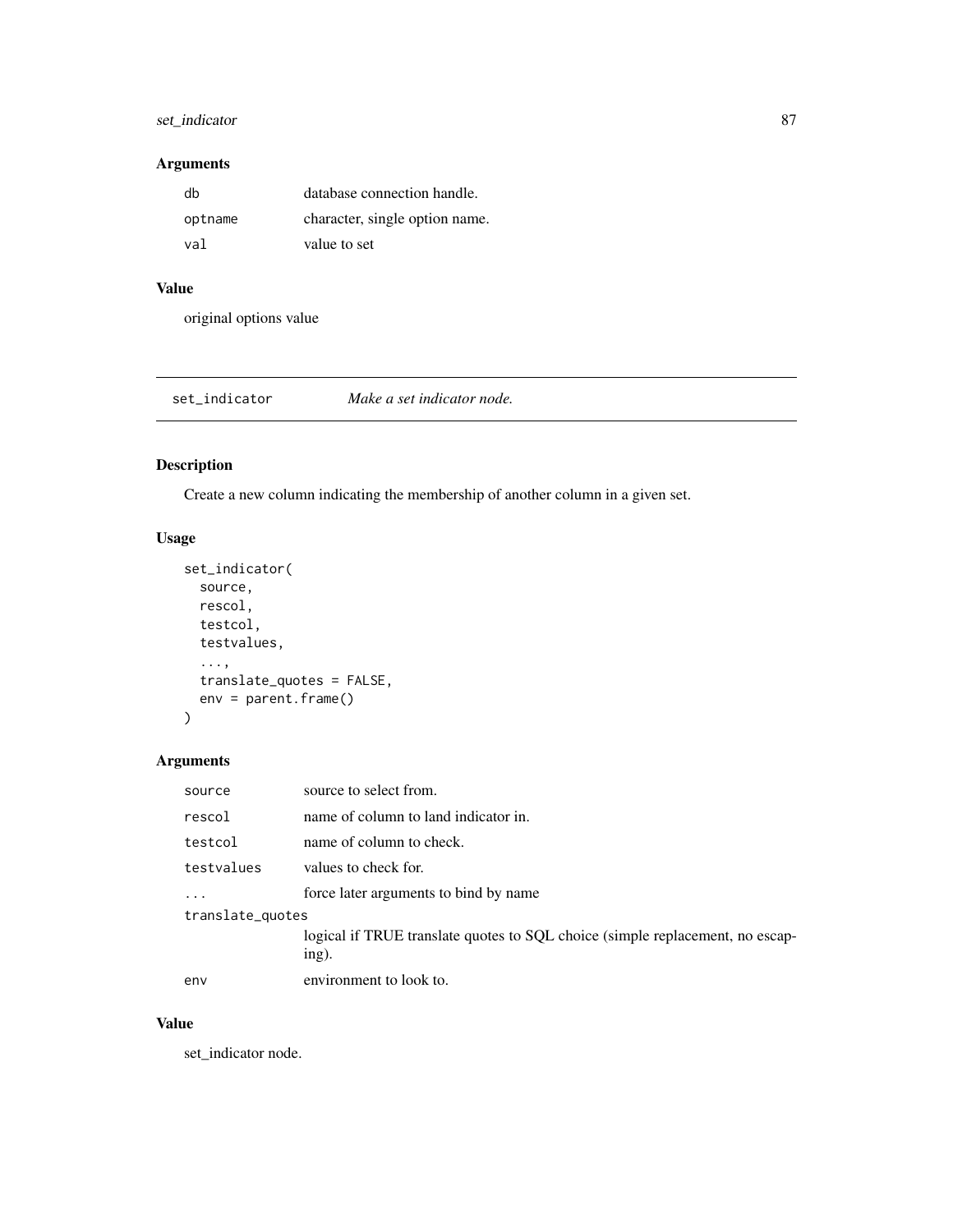## Arguments

| | |
|---|---|
| `db` | database connection handle. |
| `optname` | character, single option name. |
| `val` | value to set |

## Value

original options value

---

# set_indicator *Make a set indicator node.*

---

## Description

Create a new column indicating the membership of another column in a given set.

## Usage

```
set_indicator(
  source,
  rescol,
  testcol,
  testvalues,
  ...,
  translate_quotes = FALSE,
  env = parent.frame()
)
```

## Arguments

| | |
|---|---|
| `source` | source to select from. |
| `rescol` | name of column to land indicator in. |
| `testcol` | name of column to check. |
| `testvalues` | values to check for. |
| `...` | force later arguments to bind by name |
| `translate_quotes` | logical if TRUE translate quotes to SQL choice (simple replacement, no escaping). |
| `env` | environment to look to. |

## Value

set_indicator node.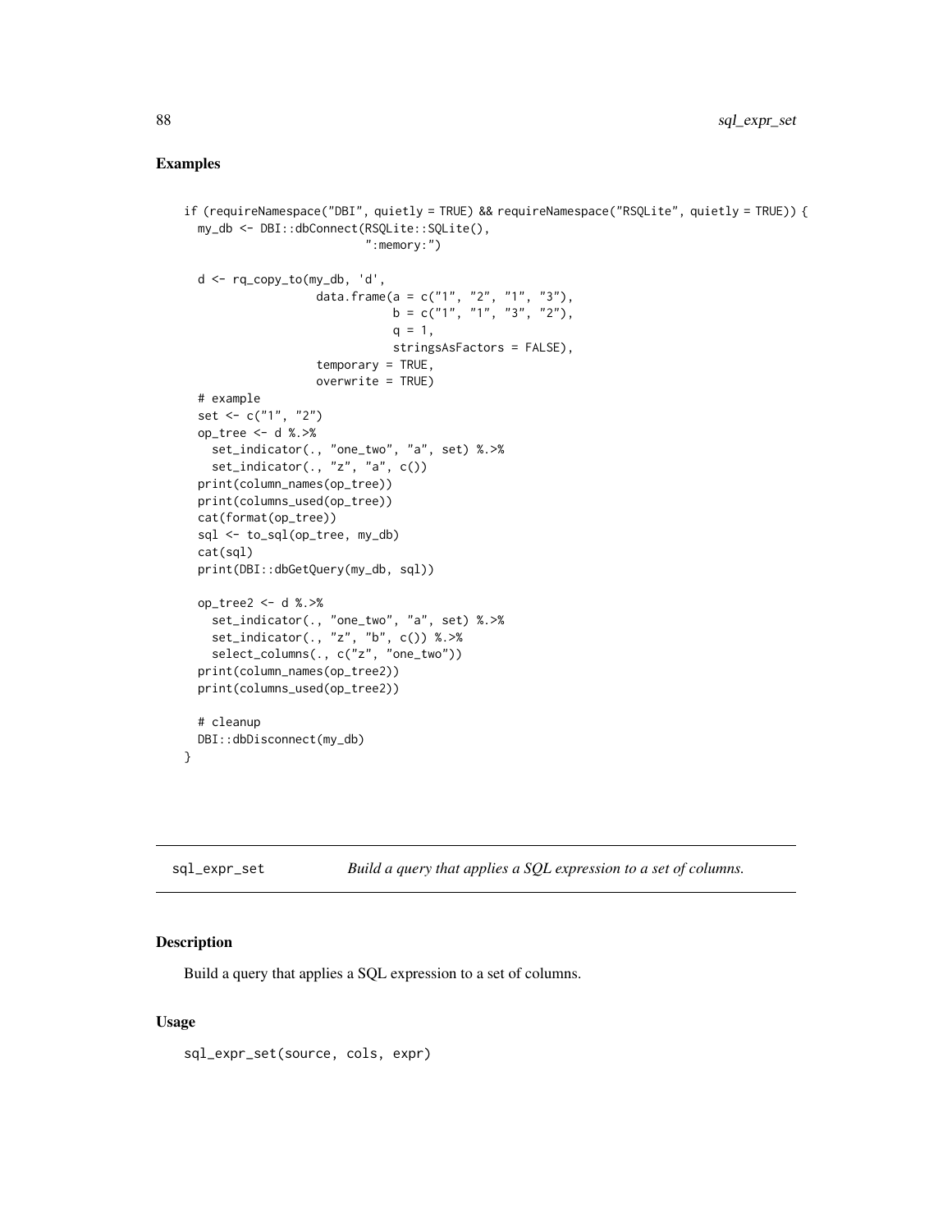## Examples

```
if (requireNamespace("DBI", quietly = TRUE) && requireNamespace("RSQLite", quietly = TRUE)) {
  my_db <- DBI::dbConnect(RSQLite::SQLite(),
                          ":memory:")

  d <- rq_copy_to(my_db, 'd',
                  data.frame(a = c("1", "2", "1", "3"),
                             b = c("1", "1", "3", "2"),
                             q = 1,
                             stringsAsFactors = FALSE),
                  temporary = TRUE,
                  overwrite = TRUE)
  # example
  set <- c("1", "2")
  op_tree <- d %.>%
    set_indicator(., "one_two", "a", set) %.>%
    set_indicator(., "z", "a", c())
  print(column_names(op_tree))
  print(columns_used(op_tree))
  cat(format(op_tree))
  sql <- to_sql(op_tree, my_db)
  cat(sql)
  print(DBI::dbGetQuery(my_db, sql))

  op_tree2 <- d %.>%
    set_indicator(., "one_two", "a", set) %.>%
    set_indicator(., "z", "b", c()) %.>%
    select_columns(., c("z", "one_two"))
  print(column_names(op_tree2))
  print(columns_used(op_tree2))

  # cleanup
  DBI::dbDisconnect(my_db)
}
```

---

## sql_expr_set — *Build a query that applies a SQL expression to a set of columns.*

### Description

Build a query that applies a SQL expression to a set of columns.

### Usage

```
sql_expr_set(source, cols, expr)
```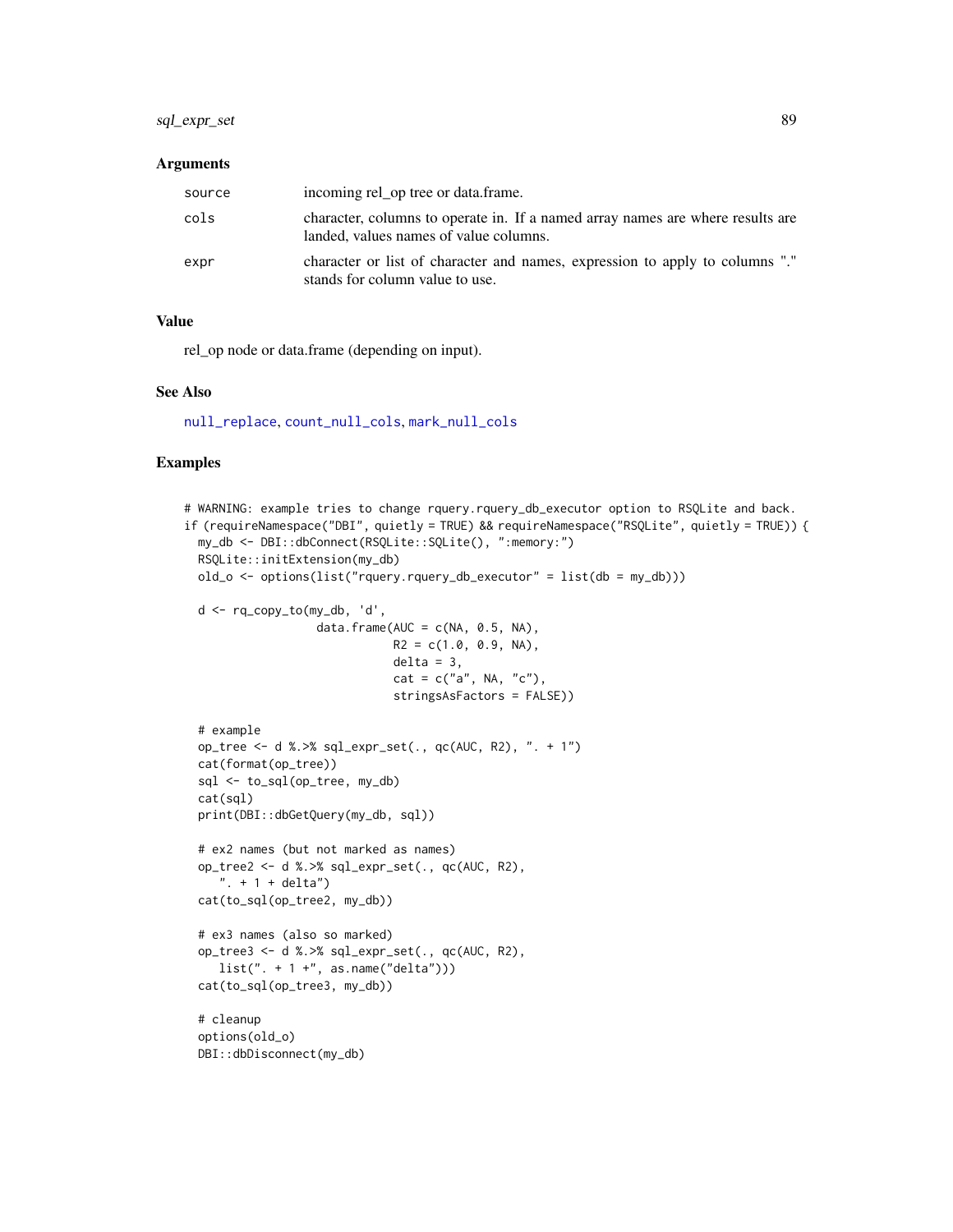### Arguments

| | |
|---|---|
| `source` | incoming rel_op tree or data.frame. |
| `cols` | character, columns to operate in. If a named array names are where results are landed, values names of value columns. |
| `expr` | character or list of character and names, expression to apply to columns "." stands for column value to use. |

### Value

rel_op node or data.frame (depending on input).

### See Also

`null_replace`, `count_null_cols`, `mark_null_cols`

### Examples

```
# WARNING: example tries to change rquery.rquery_db_executor option to RSQLite and back.
if (requireNamespace("DBI", quietly = TRUE) && requireNamespace("RSQLite", quietly = TRUE)) {
  my_db <- DBI::dbConnect(RSQLite::SQLite(), ":memory:")
  RSQLite::initExtension(my_db)
  old_o <- options(list("rquery.rquery_db_executor" = list(db = my_db)))

  d <- rq_copy_to(my_db, 'd',
                  data.frame(AUC = c(NA, 0.5, NA),
                             R2 = c(1.0, 0.9, NA),
                             delta = 3,
                             cat = c("a", NA, "c"),
                             stringsAsFactors = FALSE))

  # example
  op_tree <- d %.>% sql_expr_set(., qc(AUC, R2), ". + 1")
  cat(format(op_tree))
  sql <- to_sql(op_tree, my_db)
  cat(sql)
  print(DBI::dbGetQuery(my_db, sql))

  # ex2 names (but not marked as names)
  op_tree2 <- d %.>% sql_expr_set(., qc(AUC, R2),
     ". + 1 + delta")
  cat(to_sql(op_tree2, my_db))

  # ex3 names (also so marked)
  op_tree3 <- d %.>% sql_expr_set(., qc(AUC, R2),
     list(". + 1 +", as.name("delta")))
  cat(to_sql(op_tree3, my_db))

  # cleanup
  options(old_o)
  DBI::dbDisconnect(my_db)
```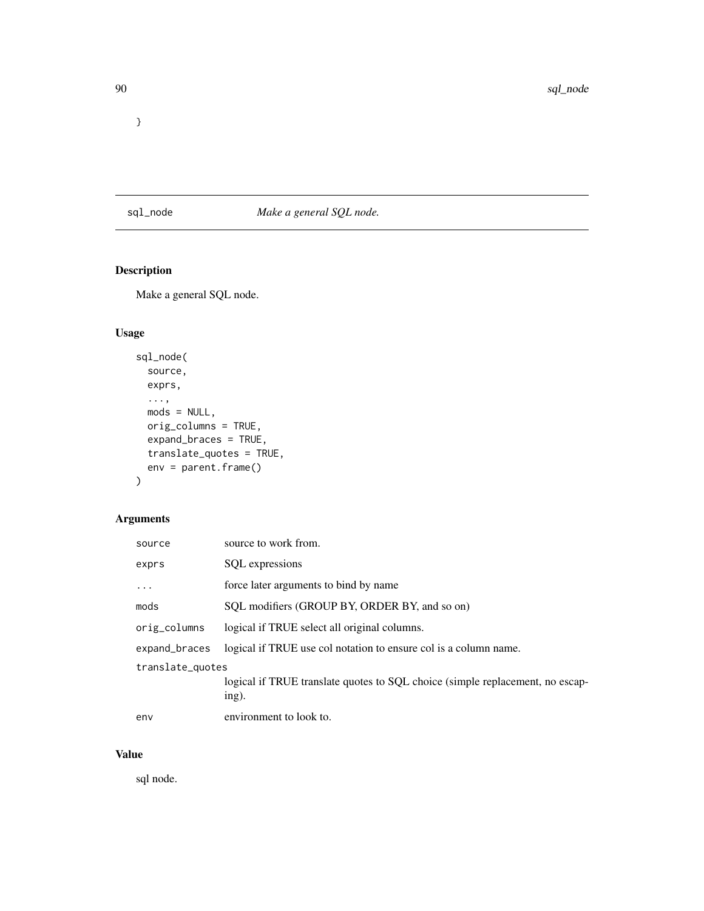```
}
```

## sql_node — *Make a general SQL node.*

### Description

Make a general SQL node.

### Usage

```
sql_node(
  source,
  exprs,
  ...,
  mods = NULL,
  orig_columns = TRUE,
  expand_braces = TRUE,
  translate_quotes = TRUE,
  env = parent.frame()
)
```

### Arguments

| | |
|---|---|
| `source` | source to work from. |
| `exprs` | SQL expressions |
| `...` | force later arguments to bind by name |
| `mods` | SQL modifiers (GROUP BY, ORDER BY, and so on) |
| `orig_columns` | logical if TRUE select all original columns. |
| `expand_braces` | logical if TRUE use col notation to ensure col is a column name. |
| `translate_quotes` | logical if TRUE translate quotes to SQL choice (simple replacement, no escaping). |
| `env` | environment to look to. |

### Value

sql node.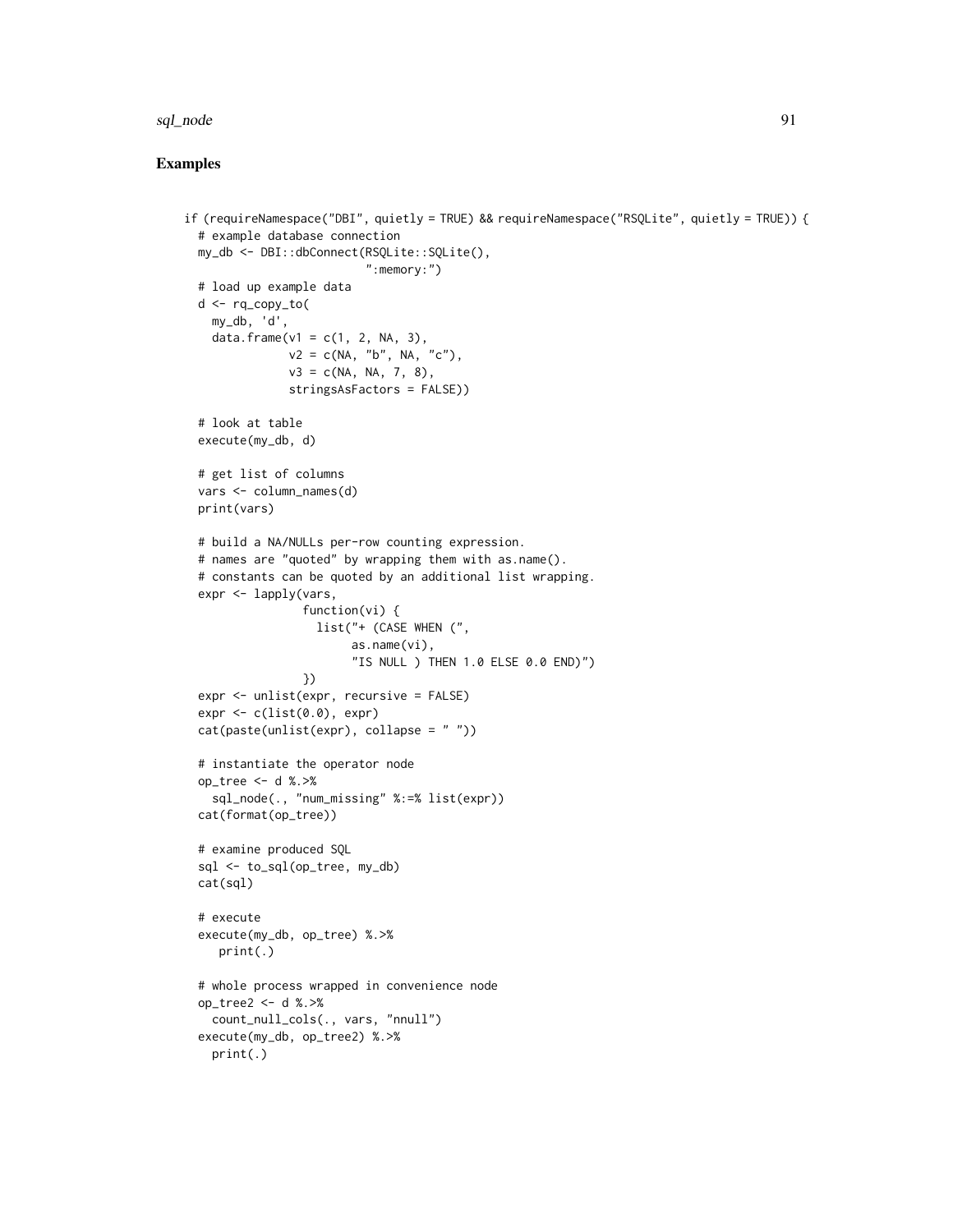## Examples

```
if (requireNamespace("DBI", quietly = TRUE) && requireNamespace("RSQLite", quietly = TRUE)) {
  # example database connection
  my_db <- DBI::dbConnect(RSQLite::SQLite(),
                          ":memory:")
  # load up example data
  d <- rq_copy_to(
    my_db, 'd',
    data.frame(v1 = c(1, 2, NA, 3),
               v2 = c(NA, "b", NA, "c"),
               v3 = c(NA, NA, 7, 8),
               stringsAsFactors = FALSE))

  # look at table
  execute(my_db, d)

  # get list of columns
  vars <- column_names(d)
  print(vars)

  # build a NA/NULLs per-row counting expression.
  # names are "quoted" by wrapping them with as.name().
  # constants can be quoted by an additional list wrapping.
  expr <- lapply(vars,
                 function(vi) {
                   list("+ (CASE WHEN (",
                        as.name(vi),
                        "IS NULL ) THEN 1.0 ELSE 0.0 END)")
                 })
  expr <- unlist(expr, recursive = FALSE)
  expr <- c(list(0.0), expr)
  cat(paste(unlist(expr), collapse = " "))

  # instantiate the operator node
  op_tree <- d %.>%
    sql_node(., "num_missing" %:=% list(expr))
  cat(format(op_tree))

  # examine produced SQL
  sql <- to_sql(op_tree, my_db)
  cat(sql)

  # execute
  execute(my_db, op_tree) %.>%
     print(.)

  # whole process wrapped in convenience node
  op_tree2 <- d %.>%
    count_null_cols(., vars, "nnull")
  execute(my_db, op_tree2) %.>%
    print(.)
```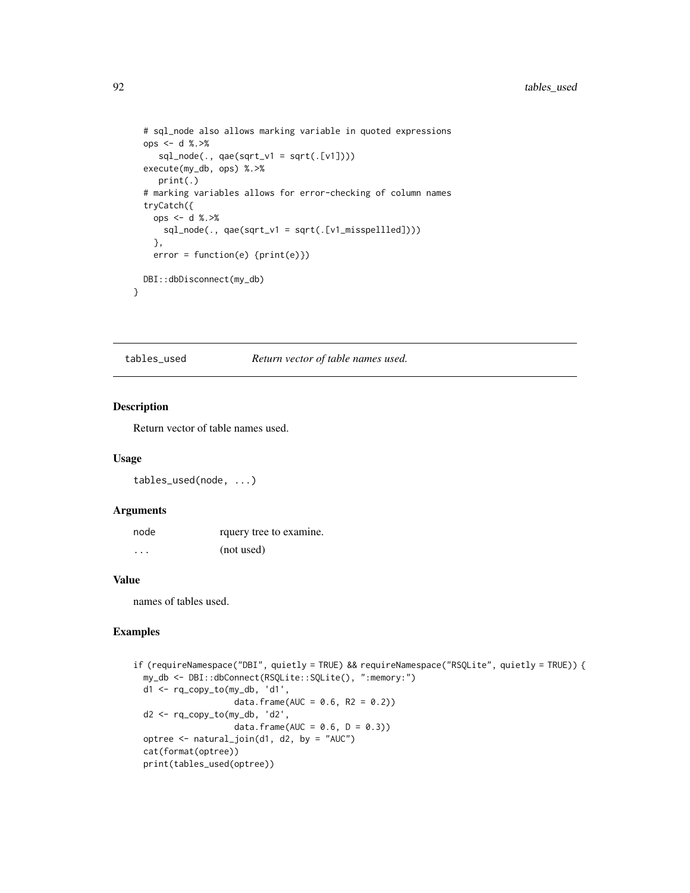```
  # sql_node also allows marking variable in quoted expressions
  ops <- d %.>%
     sql_node(., qae(sqrt_v1 = sqrt(.[v1])))
  execute(my_db, ops) %.>%
     print(.)
  # marking variables allows for error-checking of column names
  tryCatch({
    ops <- d %.>%
      sql_node(., qae(sqrt_v1 = sqrt(.[v1_misspellled])))
    },
    error = function(e) {print(e)})

  DBI::dbDisconnect(my_db)
}
```

## tables_used *Return vector of table names used.*

### Description

Return vector of table names used.

### Usage

```
tables_used(node, ...)
```

### Arguments

| | |
|---|---|
| node | rquery tree to examine. |
| ... | (not used) |

### Value

names of tables used.

### Examples

```
if (requireNamespace("DBI", quietly = TRUE) && requireNamespace("RSQLite", quietly = TRUE)) {
  my_db <- DBI::dbConnect(RSQLite::SQLite(), ":memory:")
  d1 <- rq_copy_to(my_db, 'd1',
                   data.frame(AUC = 0.6, R2 = 0.2))
  d2 <- rq_copy_to(my_db, 'd2',
                   data.frame(AUC = 0.6, D = 0.3))
  optree <- natural_join(d1, d2, by = "AUC")
  cat(format(optree))
  print(tables_used(optree))
```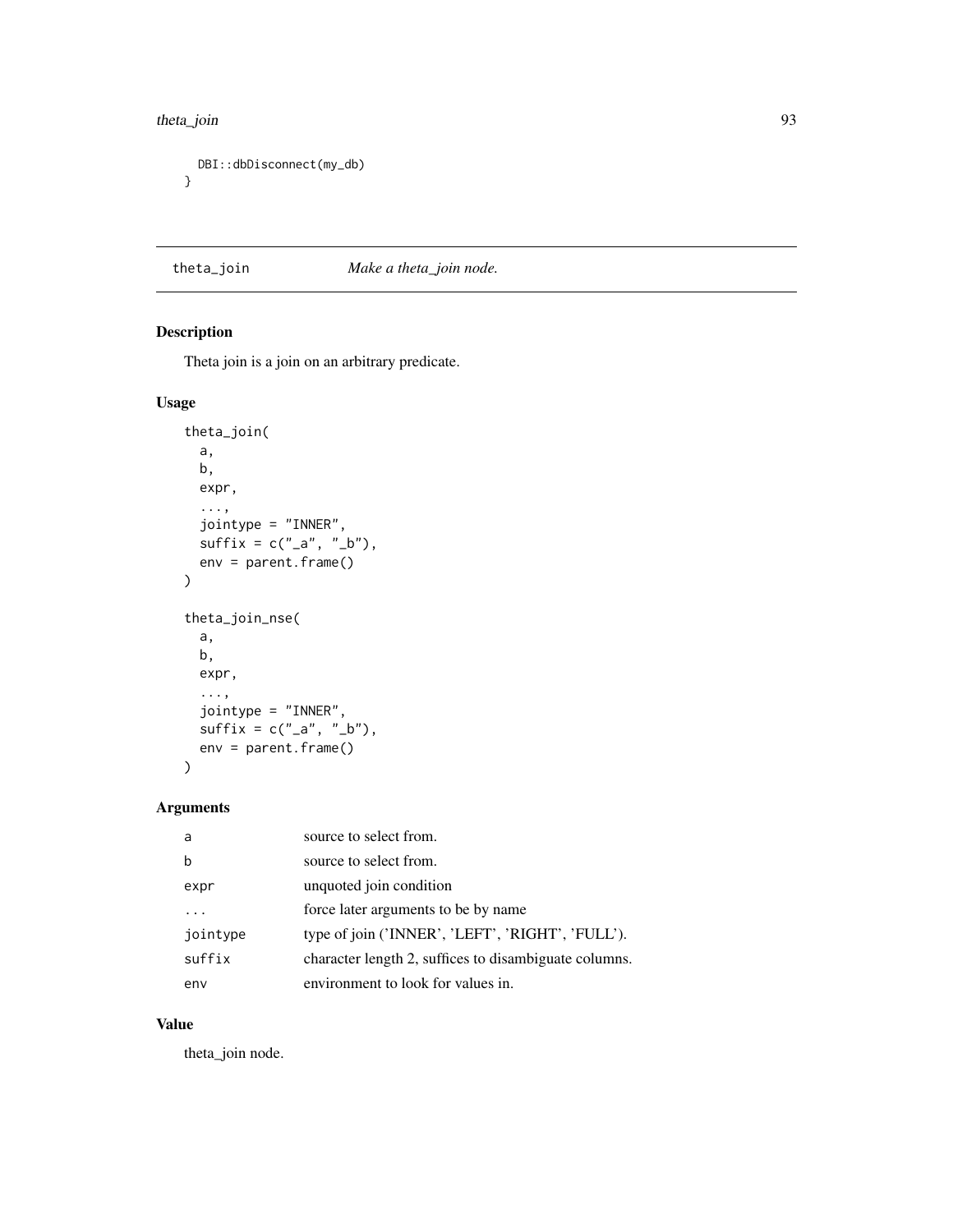```
  DBI::dbDisconnect(my_db)
}
```

## theta_join — *Make a theta_join node.*

### Description

Theta join is a join on an arbitrary predicate.

### Usage

```
theta_join(
  a,
  b,
  expr,
  ...,
  jointype = "INNER",
  suffix = c("_a", "_b"),
  env = parent.frame()
)

theta_join_nse(
  a,
  b,
  expr,
  ...,
  jointype = "INNER",
  suffix = c("_a", "_b"),
  env = parent.frame()
)
```

### Arguments

| | |
|---|---|
| `a` | source to select from. |
| `b` | source to select from. |
| `expr` | unquoted join condition |
| `...` | force later arguments to be by name |
| `jointype` | type of join ('INNER', 'LEFT', 'RIGHT', 'FULL'). |
| `suffix` | character length 2, suffices to disambiguate columns. |
| `env` | environment to look for values in. |

### Value

theta_join node.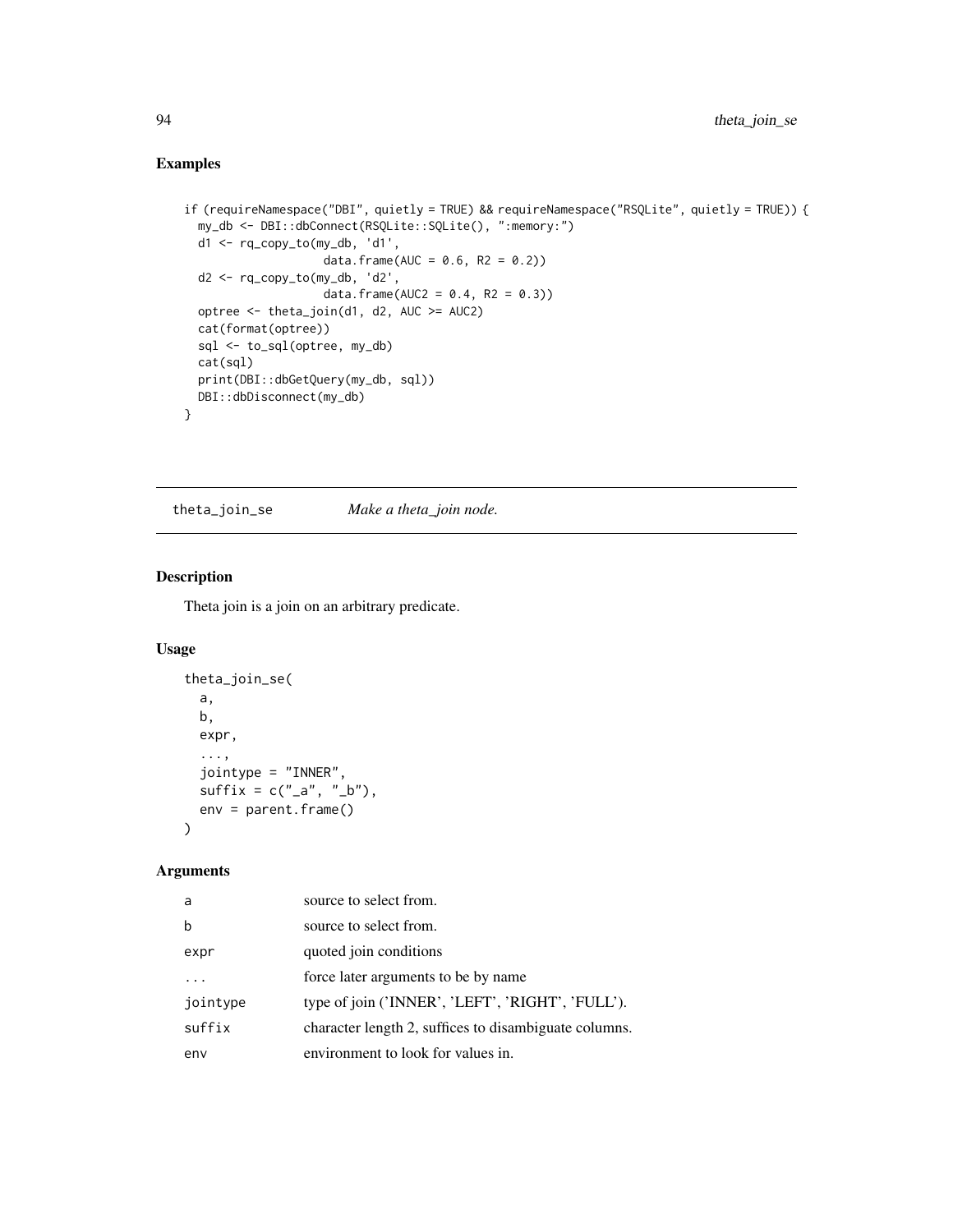## Examples

```
if (requireNamespace("DBI", quietly = TRUE) && requireNamespace("RSQLite", quietly = TRUE)) {
  my_db <- DBI::dbConnect(RSQLite::SQLite(), ":memory:")
  d1 <- rq_copy_to(my_db, 'd1',
                   data.frame(AUC = 0.6, R2 = 0.2))
  d2 <- rq_copy_to(my_db, 'd2',
                   data.frame(AUC2 = 0.4, R2 = 0.3))
  optree <- theta_join(d1, d2, AUC >= AUC2)
  cat(format(optree))
  sql <- to_sql(optree, my_db)
  cat(sql)
  print(DBI::dbGetQuery(my_db, sql))
  DBI::dbDisconnect(my_db)
}
```

---

`theta_join_se` *Make a theta_join node.*

---

## Description

Theta join is a join on an arbitrary predicate.

## Usage

```
theta_join_se(
  a,
  b,
  expr,
  ...,
  jointype = "INNER",
  suffix = c("_a", "_b"),
  env = parent.frame()
)
```

## Arguments

| | |
|---|---|
| a | source to select from. |
| b | source to select from. |
| expr | quoted join conditions |
| ... | force later arguments to be by name |
| jointype | type of join ('INNER', 'LEFT', 'RIGHT', 'FULL'). |
| suffix | character length 2, suffices to disambiguate columns. |
| env | environment to look for values in. |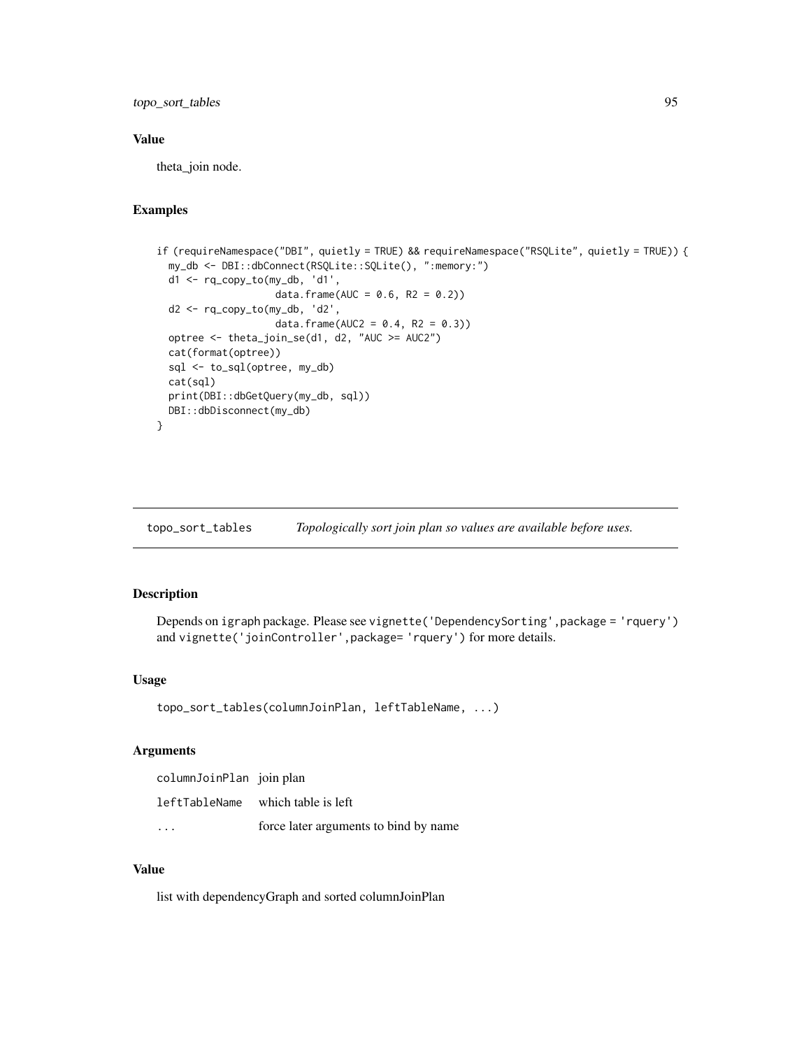## Value

theta_join node.

## Examples

```
if (requireNamespace("DBI", quietly = TRUE) && requireNamespace("RSQLite", quietly = TRUE)) {
  my_db <- DBI::dbConnect(RSQLite::SQLite(), ":memory:")
  d1 <- rq_copy_to(my_db, 'd1',
                   data.frame(AUC = 0.6, R2 = 0.2))
  d2 <- rq_copy_to(my_db, 'd2',
                   data.frame(AUC2 = 0.4, R2 = 0.3))
  optree <- theta_join_se(d1, d2, "AUC >= AUC2")
  cat(format(optree))
  sql <- to_sql(optree, my_db)
  cat(sql)
  print(DBI::dbGetQuery(my_db, sql))
  DBI::dbDisconnect(my_db)
}
```

---

# topo_sort_tables    *Topologically sort join plan so values are available before uses.*

---

## Description

Depends on `igraph` package. Please see `vignette('DependencySorting',package = 'rquery')` and `vignette('joinController',package= 'rquery')` for more details.

## Usage

```
topo_sort_tables(columnJoinPlan, leftTableName, ...)
```

## Arguments

| | |
|---|---|
| `columnJoinPlan` | join plan |
| `leftTableName` | which table is left |
| `...` | force later arguments to bind by name |

## Value

list with dependencyGraph and sorted columnJoinPlan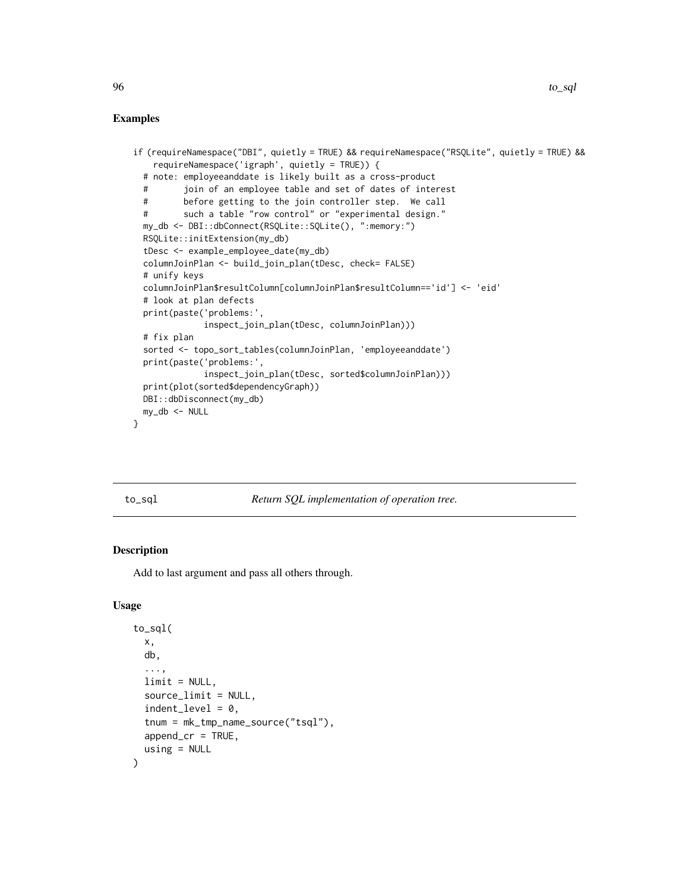## Examples

```
if (requireNamespace("DBI", quietly = TRUE) && requireNamespace("RSQLite", quietly = TRUE) &&
    requireNamespace('igraph', quietly = TRUE)) {
  # note: employeeanddate is likely built as a cross-product
  #       join of an employee table and set of dates of interest
  #       before getting to the join controller step.  We call
  #       such a table "row control" or "experimental design."
  my_db <- DBI::dbConnect(RSQLite::SQLite(), ":memory:")
  RSQLite::initExtension(my_db)
  tDesc <- example_employee_date(my_db)
  columnJoinPlan <- build_join_plan(tDesc, check= FALSE)
  # unify keys
  columnJoinPlan$resultColumn[columnJoinPlan$resultColumn=='id'] <- 'eid'
  # look at plan defects
  print(paste('problems:',
              inspect_join_plan(tDesc, columnJoinPlan)))
  # fix plan
  sorted <- topo_sort_tables(columnJoinPlan, 'employeeanddate')
  print(paste('problems:',
              inspect_join_plan(tDesc, sorted$columnJoinPlan)))
  print(plot(sorted$dependencyGraph))
  DBI::dbDisconnect(my_db)
  my_db <- NULL
}
```

---

# to_sql — *Return SQL implementation of operation tree.*

## Description

Add to last argument and pass all others through.

## Usage

```
to_sql(
  x,
  db,
  ...,
  limit = NULL,
  source_limit = NULL,
  indent_level = 0,
  tnum = mk_tmp_name_source("tsql"),
  append_cr = TRUE,
  using = NULL
)
```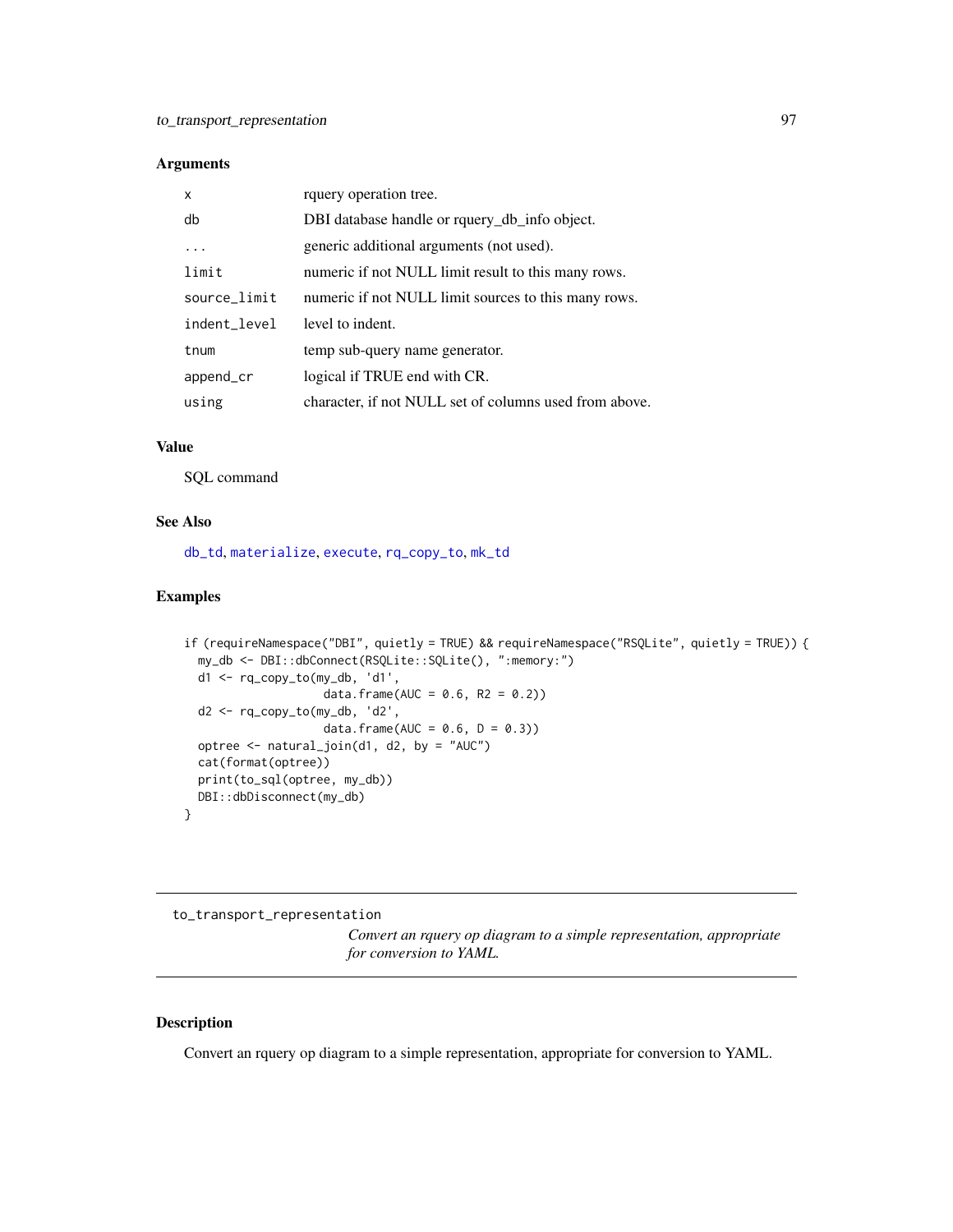### Arguments

| | |
|---|---|
| x | rquery operation tree. |
| db | DBI database handle or rquery_db_info object. |
| ... | generic additional arguments (not used). |
| limit | numeric if not NULL limit result to this many rows. |
| source_limit | numeric if not NULL limit sources to this many rows. |
| indent_level | level to indent. |
| tnum | temp sub-query name generator. |
| append_cr | logical if TRUE end with CR. |
| using | character, if not NULL set of columns used from above. |

### Value

SQL command

### See Also

db_td, materialize, execute, rq_copy_to, mk_td

### Examples

```
if (requireNamespace("DBI", quietly = TRUE) && requireNamespace("RSQLite", quietly = TRUE)) {
  my_db <- DBI::dbConnect(RSQLite::SQLite(), ":memory:")
  d1 <- rq_copy_to(my_db, 'd1',
                   data.frame(AUC = 0.6, R2 = 0.2))
  d2 <- rq_copy_to(my_db, 'd2',
                   data.frame(AUC = 0.6, D = 0.3))
  optree <- natural_join(d1, d2, by = "AUC")
  cat(format(optree))
  print(to_sql(optree, my_db))
  DBI::dbDisconnect(my_db)
}
```

---

## to_transport_representation

*Convert an rquery op diagram to a simple representation, appropriate for conversion to YAML.*

---

### Description

Convert an rquery op diagram to a simple representation, appropriate for conversion to YAML.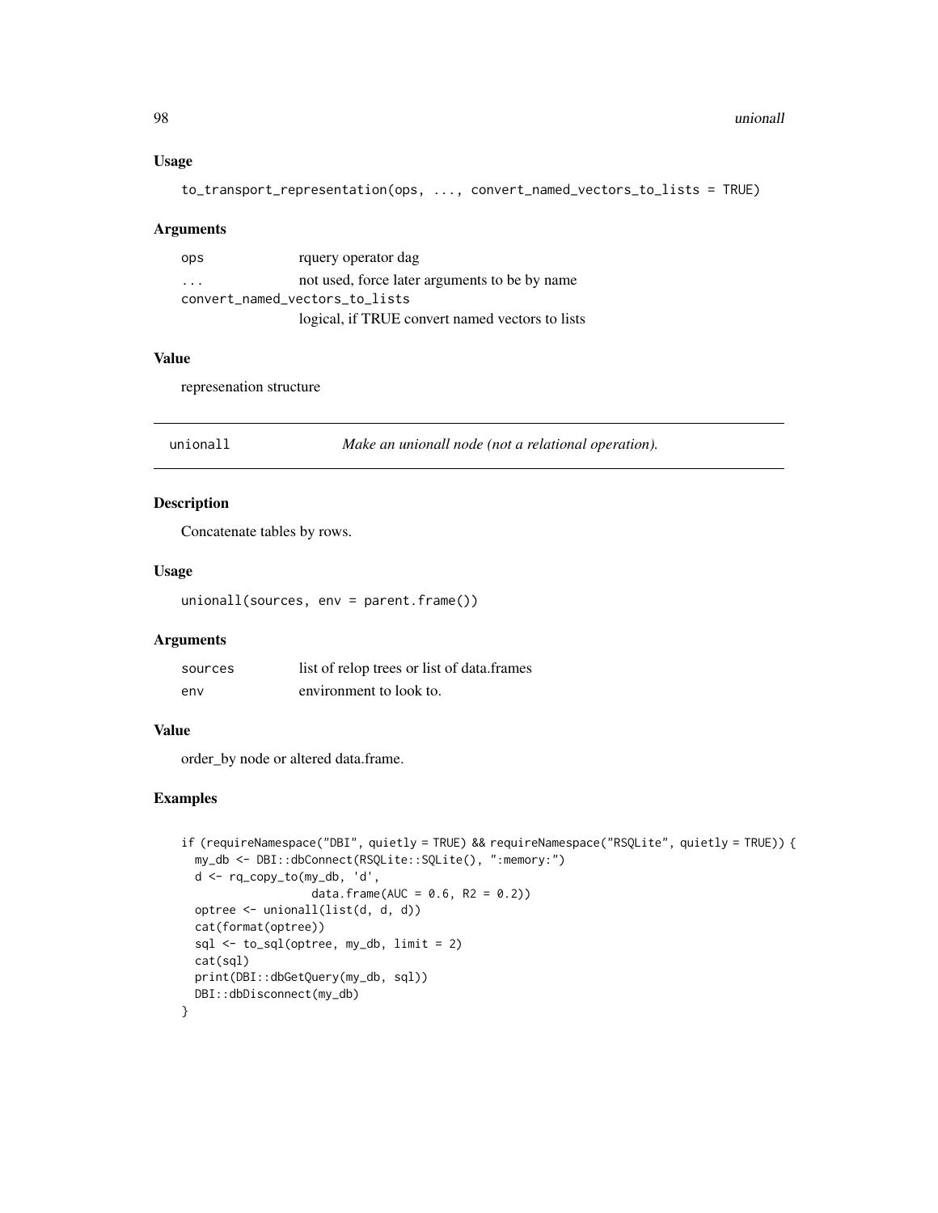### Usage

```
to_transport_representation(ops, ..., convert_named_vectors_to_lists = TRUE)
```

### Arguments

| | |
|---|---|
| `ops` | rquery operator dag |
| `...` | not used, force later arguments to be by name |
| `convert_named_vectors_to_lists` | logical, if TRUE convert named vectors to lists |

### Value

represenation structure

---

## unionall — *Make an unionall node (not a relational operation).*

---

### Description

Concatenate tables by rows.

### Usage

```
unionall(sources, env = parent.frame())
```

### Arguments

| | |
|---|---|
| `sources` | list of relop trees or list of data.frames |
| `env` | environment to look to. |

### Value

order_by node or altered data.frame.

### Examples

```
if (requireNamespace("DBI", quietly = TRUE) && requireNamespace("RSQLite", quietly = TRUE)) {
  my_db <- DBI::dbConnect(RSQLite::SQLite(), ":memory:")
  d <- rq_copy_to(my_db, 'd',
                  data.frame(AUC = 0.6, R2 = 0.2))
  optree <- unionall(list(d, d, d))
  cat(format(optree))
  sql <- to_sql(optree, my_db, limit = 2)
  cat(sql)
  print(DBI::dbGetQuery(my_db, sql))
  DBI::dbDisconnect(my_db)
}
```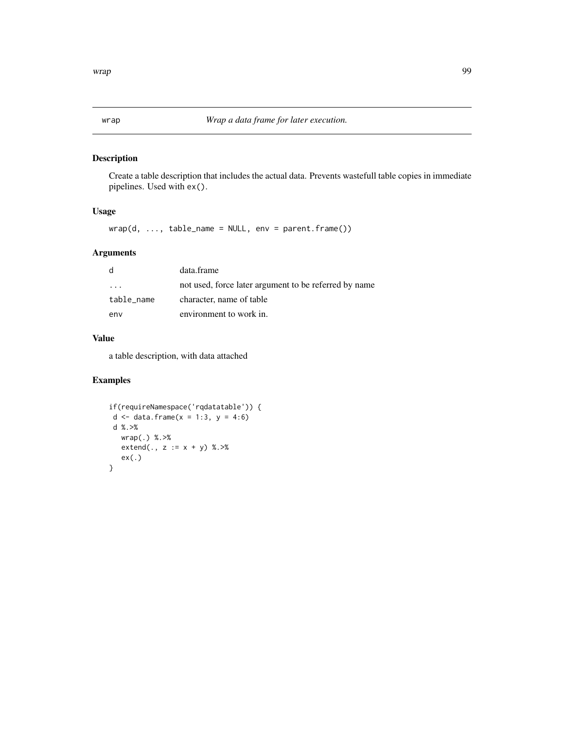## wrap — *Wrap a data frame for later execution.*

### Description

Create a table description that includes the actual data. Prevents wastefull table copies in immediate pipelines. Used with `ex()`.

### Usage

```
wrap(d, ..., table_name = NULL, env = parent.frame())
```

### Arguments

| | |
|---|---|
| `d` | data.frame |
| `...` | not used, force later argument to be referred by name |
| `table_name` | character, name of table |
| `env` | environment to work in. |

### Value

a table description, with data attached

### Examples

```
if(requireNamespace('rqdatatable')) {
 d <- data.frame(x = 1:3, y = 4:6)
 d %.>%
   wrap(.) %.>%
   extend(., z := x + y) %.>%
   ex(.)
}
```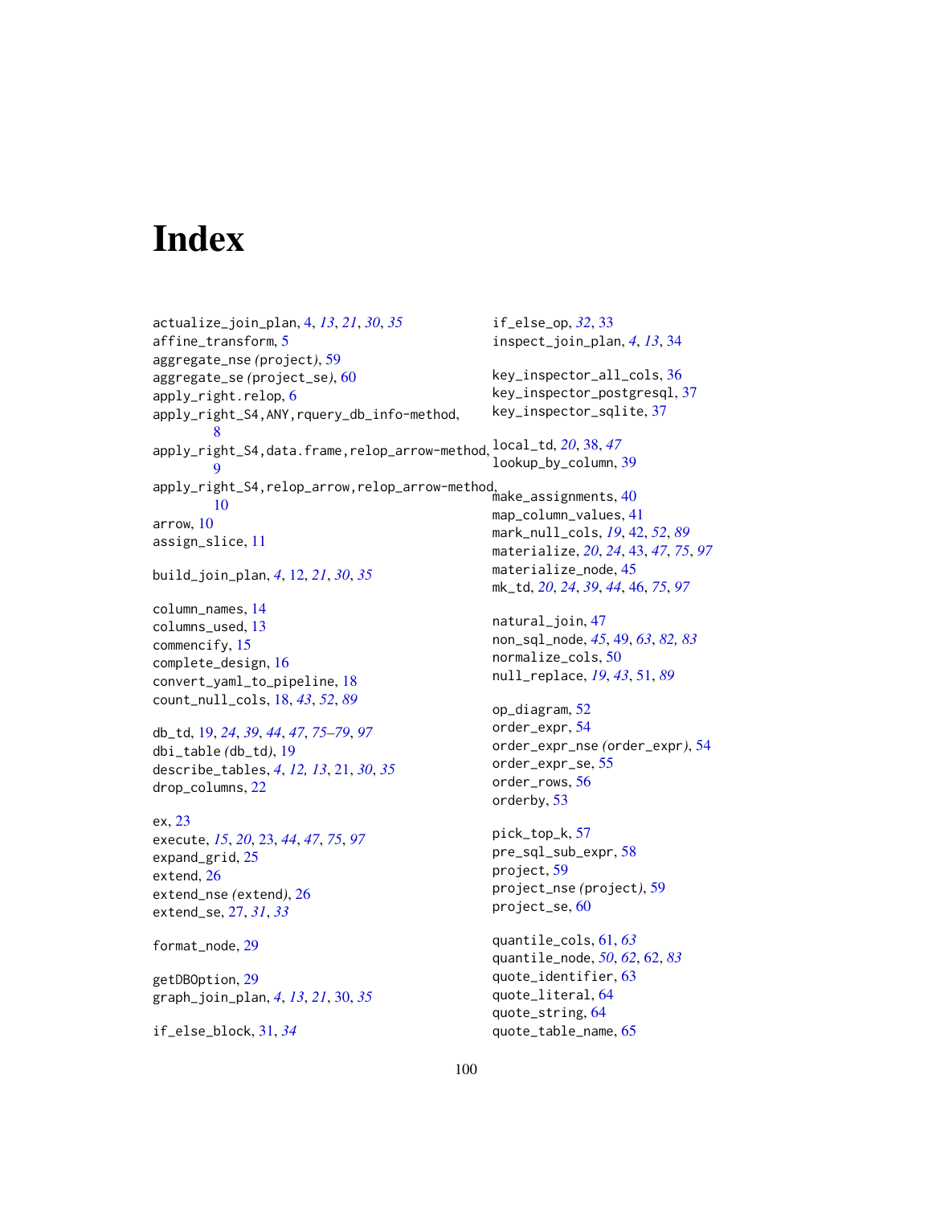# Index

actualize_join_plan, 4, *13*, *21*, *30*, *35*
affine_transform, 5
aggregate_nse *(project)*, 59
aggregate_se *(project_se)*, 60
apply_right.relop, 6
apply_right_S4,ANY,rquery_db_info-method, 8
apply_right_S4,data.frame,relop_arrow-method, 9
apply_right_S4,relop_arrow,relop_arrow-method, 10
arrow, 10
assign_slice, 11

build_join_plan, *4*, 12, *21*, *30*, *35*

column_names, 14
columns_used, 13
commencify, 15
complete_design, 16
convert_yaml_to_pipeline, 18
count_null_cols, 18, *43*, *52*, *89*

db_td, 19, *24*, *39*, *44*, *47*, *75–79*, *97*
dbi_table *(db_td)*, 19
describe_tables, *4*, *12*, *13*, 21, *30*, *35*
drop_columns, 22

ex, 23
execute, *15*, *20*, 23, *44*, *47*, *75*, *97*
expand_grid, 25
extend, 26
extend_nse *(extend)*, 26
extend_se, 27, *31*, *33*

format_node, 29

getDBOption, 29
graph_join_plan, *4*, *13*, *21*, 30, *35*

if_else_block, 31, *34*
if_else_op, *32*, 33
inspect_join_plan, *4*, *13*, 34

key_inspector_all_cols, 36
key_inspector_postgresql, 37
key_inspector_sqlite, 37

local_td, *20*, 38, *47*
lookup_by_column, 39

make_assignments, 40
map_column_values, 41
mark_null_cols, *19*, 42, *52*, *89*
materialize, *20*, *24*, 43, *47*, *75*, *97*
materialize_node, 45
mk_td, *20*, *24*, *39*, *44*, 46, *75*, *97*

natural_join, 47
non_sql_node, *45*, 49, *63*, *82, 83*
normalize_cols, 50
null_replace, *19*, *43*, 51, *89*

op_diagram, 52
order_expr, 54
order_expr_nse *(order_expr)*, 54
order_expr_se, 55
order_rows, 56
orderby, 53

pick_top_k, 57
pre_sql_sub_expr, 58
project, 59
project_nse *(project)*, 59
project_se, 60

quantile_cols, 61, *63*
quantile_node, *50*, *62*, 62, *83*
quote_identifier, 63
quote_literal, 64
quote_string, 64
quote_table_name, 65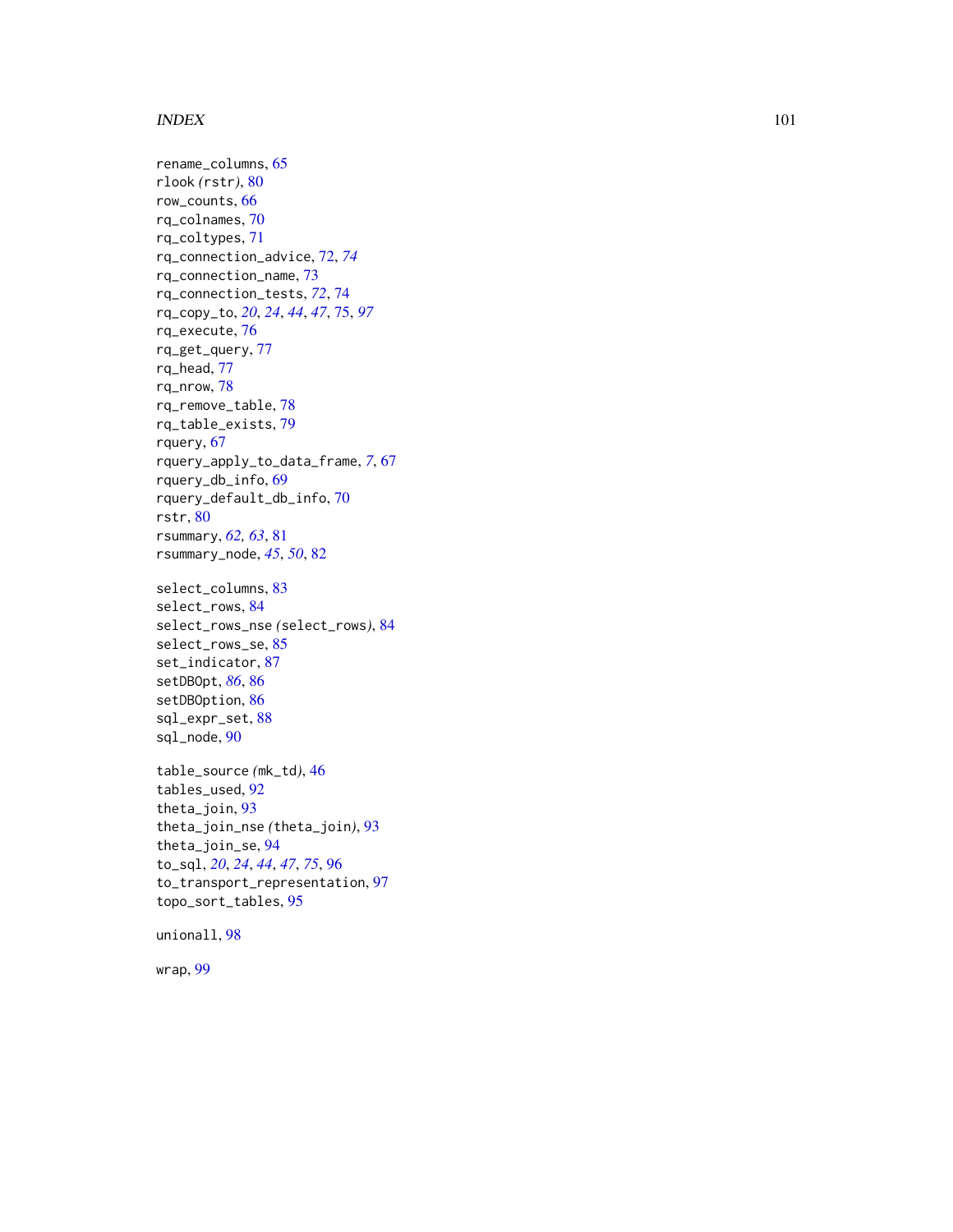rename_columns, 65  
rlook *(*rstr*)*, 80  
row_counts, 66  
rq_colnames, 70  
rq_coltypes, 71  
rq_connection_advice, 72, *74*  
rq_connection_name, 73  
rq_connection_tests, *72*, 74  
rq_copy_to, *20*, *24*, *44*, *47*, 75, *97*  
rq_execute, 76  
rq_get_query, 77  
rq_head, 77  
rq_nrow, 78  
rq_remove_table, 78  
rq_table_exists, 79  
rquery, 67  
rquery_apply_to_data_frame, *7*, 67  
rquery_db_info, 69  
rquery_default_db_info, 70  
rstr, 80  
rsummary, *62*, *63*, 81  
rsummary_node, *45*, *50*, 82

select_columns, 83  
select_rows, 84  
select_rows_nse *(*select_rows*)*, 84  
select_rows_se, 85  
set_indicator, 87  
setDBOpt, *86*, 86  
setDBOption, 86  
sql_expr_set, 88  
sql_node, 90

table_source *(*mk_td*)*, 46  
tables_used, 92  
theta_join, 93  
theta_join_nse *(*theta_join*)*, 93  
theta_join_se, 94  
to_sql, *20*, *24*, *44*, *47*, *75*, 96  
to_transport_representation, 97  
topo_sort_tables, 95

unionall, 98

wrap, 99